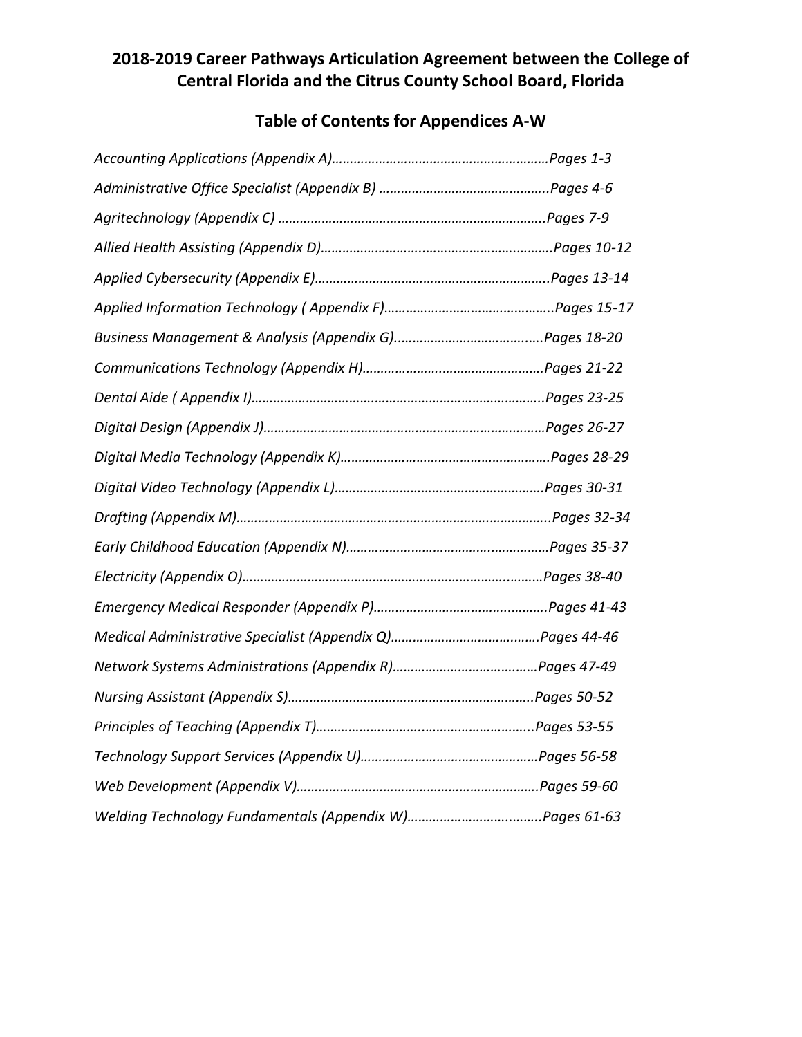# 2018-2019 Career Pathways Articulation Agreement between the College of Central Florida and the Citrus County School Board, Florida

## Table of Contents for Appendices A-W

*Accounting Applications (Appendix A)……………………………………………………Pages 1-3*

*Administrative Office Specialist (Appendix B) ………………………………………..Pages 4-6*

*Agritechnology (Appendix C) ………………………………………………………………..Pages 7-9*

*Allied Health Assisting (Appendix D)……………………………………………………….Pages 10-12*

*Applied Cybersecurity (Appendix E)………………………………………………………..Pages 13-14*

*Applied Information Technology ( Appendix F)……………………………………..Pages 15-17*

*Business Management & Analysis (Appendix G)………………………………….Pages 18-20*

*Communications Technology (Appendix H)……………………………………………Pages 21-22*

*Dental Aide ( Appendix I)………………………………………………………………………..Pages 23-25*

*Digital Design (Appendix J)……………………………………………………………………Pages 26-27*

*Digital Media Technology (Appendix K)…………………………………………………Pages 28-29*

*Digital Video Technology (Appendix L)…………………………………………………Pages 30-31*

*Drafting (Appendix M)……………………………………………………………………………..Pages 32-34*

*Early Childhood Education (Appendix N)………………………………………………Pages 35-37*

*Electricity (Appendix O)…………………………………………………………………………Pages 38-40*

*Emergency Medical Responder (Appendix P)……………………………………….Pages 41-43*

*Medical Administrative Specialist (Appendix Q)…………………………………..Pages 44-46*

*Network Systems Administrations (Appendix R)…………………………………Pages 47-49*

*Nursing Assistant (Appendix S)…………………………………………………………..Pages 50-52*

*Principles of Teaching (Appendix T)……………………………………………………..Pages 53-55*

*Technology Support Services (Appendix U)…………………………………………Pages 56-58*

*Web Development (Appendix V)…………………………………………………………Pages 59-60*

*Welding Technology Fundamentals (Appendix W)………………………………Pages 61-63*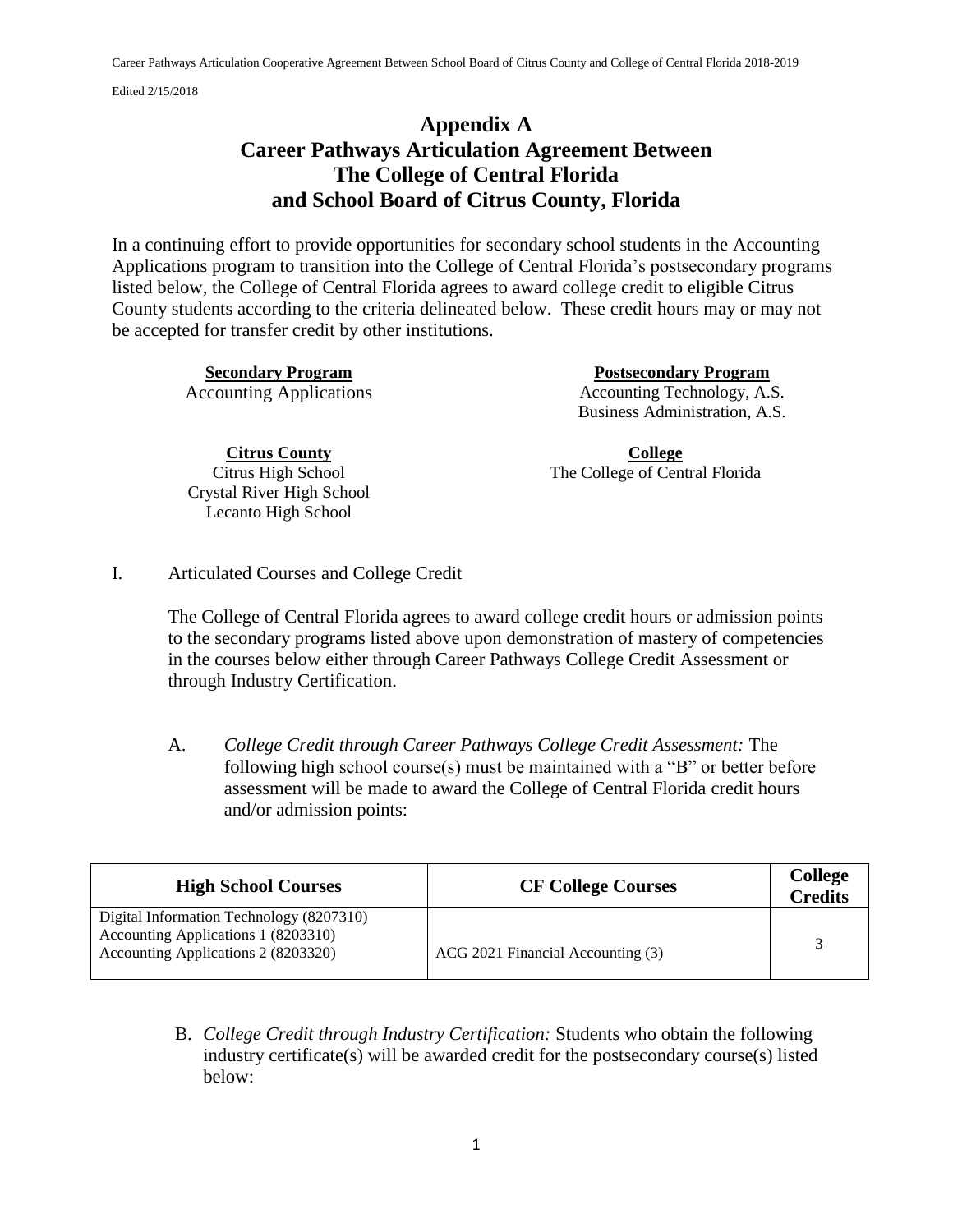# Appendix A
# Career Pathways Articulation Agreement Between The College of Central Florida and School Board of Citrus County, Florida

In a continuing effort to provide opportunities for secondary school students in the Accounting Applications program to transition into the College of Central Florida's postsecondary programs listed below, the College of Central Florida agrees to award college credit to eligible Citrus County students according to the criteria delineated below. These credit hours may or may not be accepted for transfer credit by other institutions.

**Secondary Program**
Accounting Applications

**Postsecondary Program**
Accounting Technology, A.S.
Business Administration, A.S.

**Citrus County**
Citrus High School
Crystal River High School
Lecanto High School

**College**
The College of Central Florida

I. Articulated Courses and College Credit

The College of Central Florida agrees to award college credit hours or admission points to the secondary programs listed above upon demonstration of mastery of competencies in the courses below either through Career Pathways College Credit Assessment or through Industry Certification.

A. *College Credit through Career Pathways College Credit Assessment:* The following high school course(s) must be maintained with a "B" or better before assessment will be made to award the College of Central Florida credit hours and/or admission points:

| High School Courses | CF College Courses | College Credits |
|---|---|---|
| Digital Information Technology (8207310)<br>Accounting Applications 1 (8203310)<br>Accounting Applications 2 (8203320) | ACG 2021 Financial Accounting (3) | 3 |

B. *College Credit through Industry Certification:* Students who obtain the following industry certificate(s) will be awarded credit for the postsecondary course(s) listed below: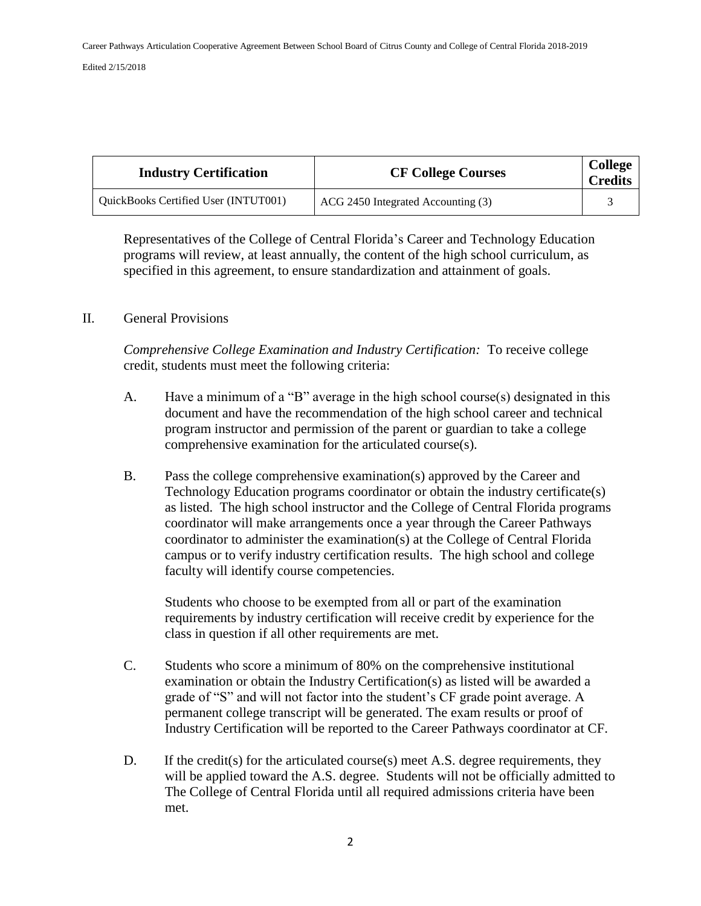| Industry Certification | CF College Courses | College Credits |
|---|---|---|
| QuickBooks Certified User (INTUT001) | ACG 2450 Integrated Accounting (3) | 3 |

Representatives of the College of Central Florida's Career and Technology Education programs will review, at least annually, the content of the high school curriculum, as specified in this agreement, to ensure standardization and attainment of goals.

## II. General Provisions

*Comprehensive College Examination and Industry Certification:* To receive college credit, students must meet the following criteria:

A. Have a minimum of a "B" average in the high school course(s) designated in this document and have the recommendation of the high school career and technical program instructor and permission of the parent or guardian to take a college comprehensive examination for the articulated course(s).

B. Pass the college comprehensive examination(s) approved by the Career and Technology Education programs coordinator or obtain the industry certificate(s) as listed. The high school instructor and the College of Central Florida programs coordinator will make arrangements once a year through the Career Pathways coordinator to administer the examination(s) at the College of Central Florida campus or to verify industry certification results. The high school and college faculty will identify course competencies.

Students who choose to be exempted from all or part of the examination requirements by industry certification will receive credit by experience for the class in question if all other requirements are met.

C. Students who score a minimum of 80% on the comprehensive institutional examination or obtain the Industry Certification(s) as listed will be awarded a grade of "S" and will not factor into the student's CF grade point average. A permanent college transcript will be generated. The exam results or proof of Industry Certification will be reported to the Career Pathways coordinator at CF.

D. If the credit(s) for the articulated course(s) meet A.S. degree requirements, they will be applied toward the A.S. degree. Students will not be officially admitted to The College of Central Florida until all required admissions criteria have been met.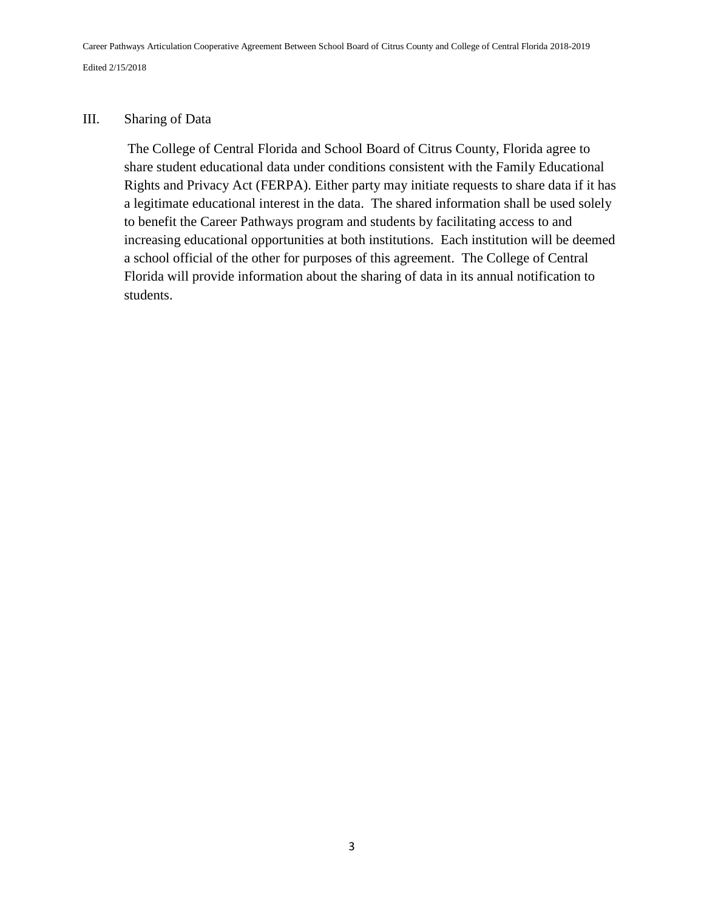## III. Sharing of Data

The College of Central Florida and School Board of Citrus County, Florida agree to share student educational data under conditions consistent with the Family Educational Rights and Privacy Act (FERPA). Either party may initiate requests to share data if it has a legitimate educational interest in the data. The shared information shall be used solely to benefit the Career Pathways program and students by facilitating access to and increasing educational opportunities at both institutions. Each institution will be deemed a school official of the other for purposes of this agreement. The College of Central Florida will provide information about the sharing of data in its annual notification to students.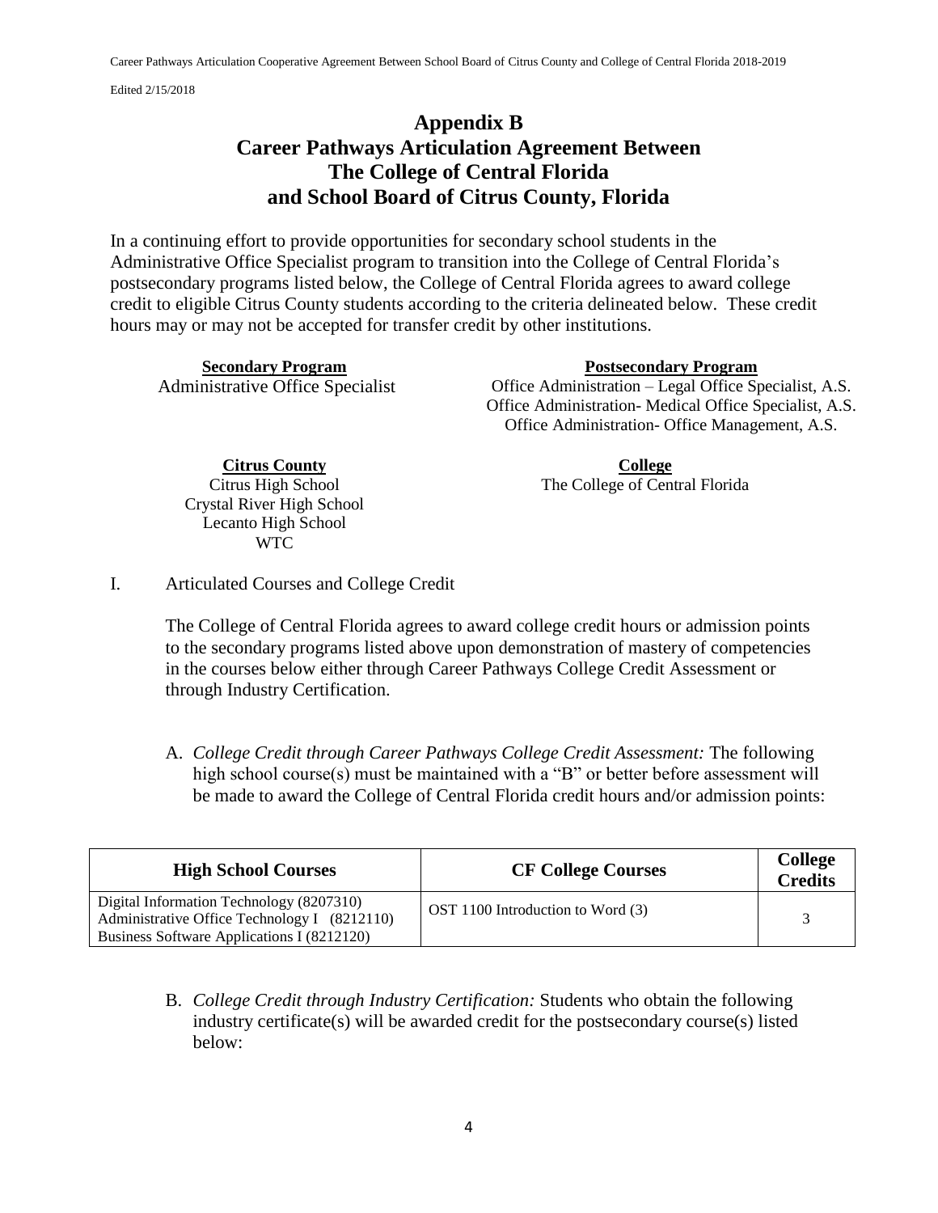# Appendix B
# Career Pathways Articulation Agreement Between The College of Central Florida and School Board of Citrus County, Florida

In a continuing effort to provide opportunities for secondary school students in the Administrative Office Specialist program to transition into the College of Central Florida's postsecondary programs listed below, the College of Central Florida agrees to award college credit to eligible Citrus County students according to the criteria delineated below. These credit hours may or may not be accepted for transfer credit by other institutions.

| **Secondary Program** | **Postsecondary Program** |
|---|---|
| Administrative Office Specialist | Office Administration – Legal Office Specialist, A.S.<br>Office Administration- Medical Office Specialist, A.S.<br>Office Administration- Office Management, A.S. |

| **Citrus County** | **College** |
|---|---|
| Citrus High School<br>Crystal River High School<br>Lecanto High School<br>WTC | The College of Central Florida |

I. Articulated Courses and College Credit

The College of Central Florida agrees to award college credit hours or admission points to the secondary programs listed above upon demonstration of mastery of competencies in the courses below either through Career Pathways College Credit Assessment or through Industry Certification.

A. *College Credit through Career Pathways College Credit Assessment:* The following high school course(s) must be maintained with a "B" or better before assessment will be made to award the College of Central Florida credit hours and/or admission points:

| High School Courses | CF College Courses | College Credits |
|---|---|---|
| Digital Information Technology (8207310)<br>Administrative Office Technology I (8212110)<br>Business Software Applications I (8212120) | OST 1100 Introduction to Word (3) | 3 |

B. *College Credit through Industry Certification:* Students who obtain the following industry certificate(s) will be awarded credit for the postsecondary course(s) listed below: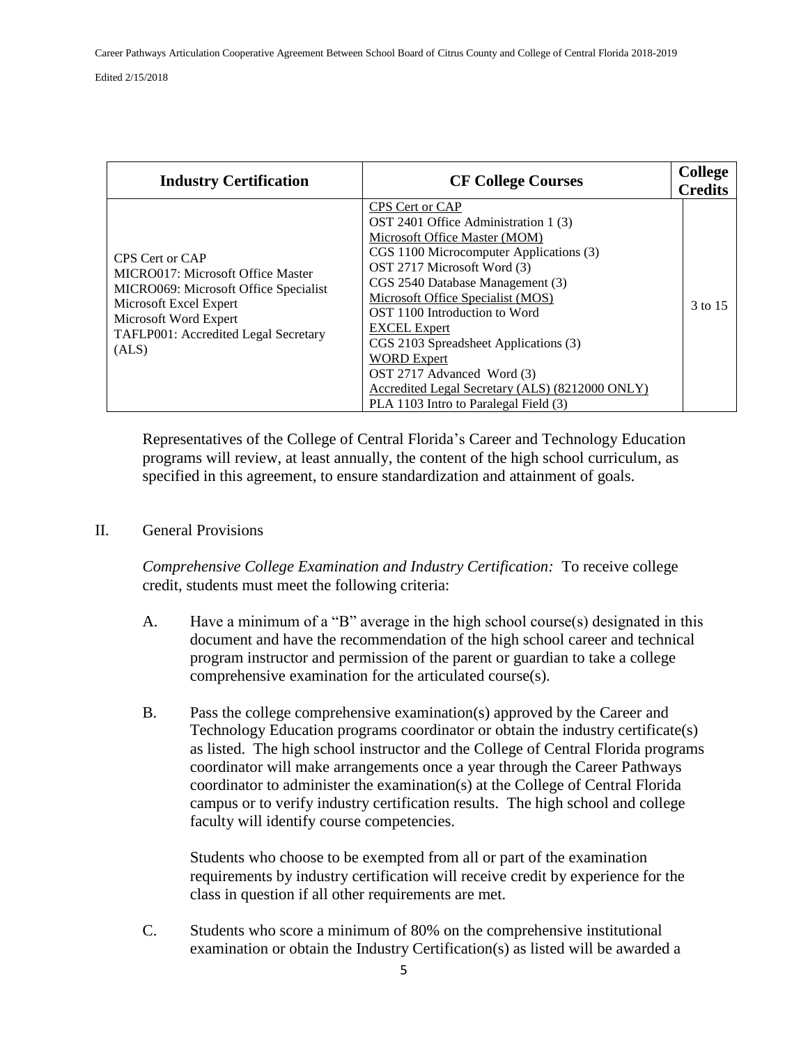| Industry Certification | CF College Courses | College Credits |
|---|---|---|
| CPS Cert or CAP<br>MICRO017: Microsoft Office Master<br>MICRO069: Microsoft Office Specialist<br>Microsoft Excel Expert<br>Microsoft Word Expert<br>TAFLP001: Accredited Legal Secretary (ALS) | CPS Cert or CAP<br>OST 2401 Office Administration 1 (3)<br>Microsoft Office Master (MOM)<br>CGS 1100 Microcomputer Applications (3)<br>OST 2717 Microsoft Word (3)<br>CGS 2540 Database Management (3)<br>Microsoft Office Specialist (MOS)<br>OST 1100 Introduction to Word<br>EXCEL Expert<br>CGS 2103 Spreadsheet Applications (3)<br>WORD Expert<br>OST 2717 Advanced Word (3)<br>Accredited Legal Secretary (ALS) (8212000 ONLY)<br>PLA 1103 Intro to Paralegal Field (3) | 3 to 15 |

Representatives of the College of Central Florida's Career and Technology Education programs will review, at least annually, the content of the high school curriculum, as specified in this agreement, to ensure standardization and attainment of goals.

II. General Provisions

*Comprehensive College Examination and Industry Certification:* To receive college credit, students must meet the following criteria:

A. Have a minimum of a "B" average in the high school course(s) designated in this document and have the recommendation of the high school career and technical program instructor and permission of the parent or guardian to take a college comprehensive examination for the articulated course(s).

B. Pass the college comprehensive examination(s) approved by the Career and Technology Education programs coordinator or obtain the industry certificate(s) as listed. The high school instructor and the College of Central Florida programs coordinator will make arrangements once a year through the Career Pathways coordinator to administer the examination(s) at the College of Central Florida campus or to verify industry certification results. The high school and college faculty will identify course competencies.

Students who choose to be exempted from all or part of the examination requirements by industry certification will receive credit by experience for the class in question if all other requirements are met.

C. Students who score a minimum of 80% on the comprehensive institutional examination or obtain the Industry Certification(s) as listed will be awarded a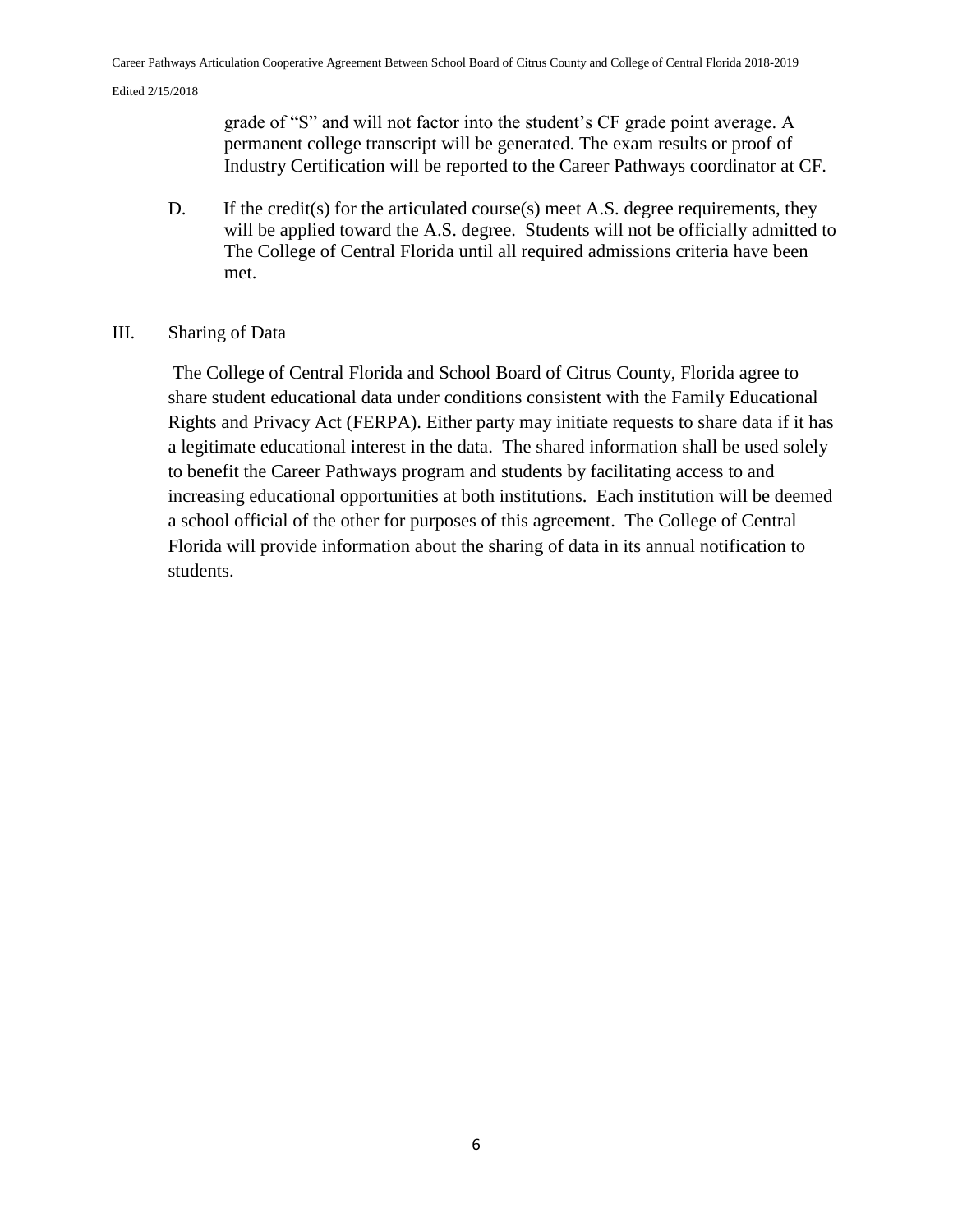grade of "S" and will not factor into the student's CF grade point average. A permanent college transcript will be generated. The exam results or proof of Industry Certification will be reported to the Career Pathways coordinator at CF.

D. If the credit(s) for the articulated course(s) meet A.S. degree requirements, they will be applied toward the A.S. degree. Students will not be officially admitted to The College of Central Florida until all required admissions criteria have been met.

III. Sharing of Data

The College of Central Florida and School Board of Citrus County, Florida agree to share student educational data under conditions consistent with the Family Educational Rights and Privacy Act (FERPA). Either party may initiate requests to share data if it has a legitimate educational interest in the data. The shared information shall be used solely to benefit the Career Pathways program and students by facilitating access to and increasing educational opportunities at both institutions. Each institution will be deemed a school official of the other for purposes of this agreement. The College of Central Florida will provide information about the sharing of data in its annual notification to students.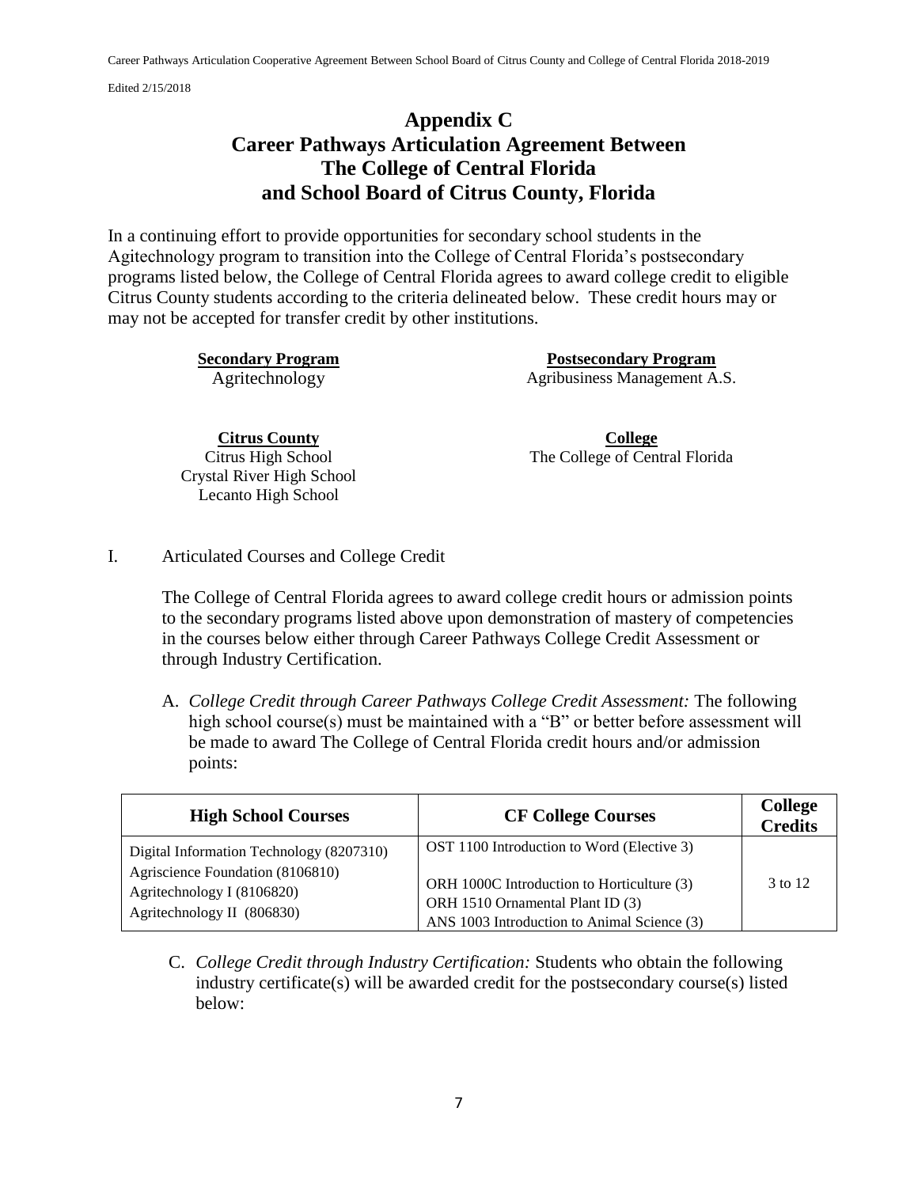# Appendix C
# Career Pathways Articulation Agreement Between The College of Central Florida and School Board of Citrus County, Florida

In a continuing effort to provide opportunities for secondary school students in the Agitechnology program to transition into the College of Central Florida's postsecondary programs listed below, the College of Central Florida agrees to award college credit to eligible Citrus County students according to the criteria delineated below. These credit hours may or may not be accepted for transfer credit by other institutions.

**Secondary Program**
Agritechnology

**Postsecondary Program**
Agribusiness Management A.S.

**Citrus County**
Citrus High School
Crystal River High School
Lecanto High School

**College**
The College of Central Florida

I. Articulated Courses and College Credit

The College of Central Florida agrees to award college credit hours or admission points to the secondary programs listed above upon demonstration of mastery of competencies in the courses below either through Career Pathways College Credit Assessment or through Industry Certification.

A. *College Credit through Career Pathways College Credit Assessment:* The following high school course(s) must be maintained with a "B" or better before assessment will be made to award The College of Central Florida credit hours and/or admission points:

| High School Courses | CF College Courses | College Credits |
|---|---|---|
| Digital Information Technology (8207310)<br>Agriscience Foundation (8106810)<br>Agritechnology I (8106820)<br>Agritechnology II (806830) | OST 1100 Introduction to Word (Elective 3)<br><br>ORH 1000C Introduction to Horticulture (3)<br>ORH 1510 Ornamental Plant ID (3)<br>ANS 1003 Introduction to Animal Science (3) | 3 to 12 |

C. *College Credit through Industry Certification:* Students who obtain the following industry certificate(s) will be awarded credit for the postsecondary course(s) listed below: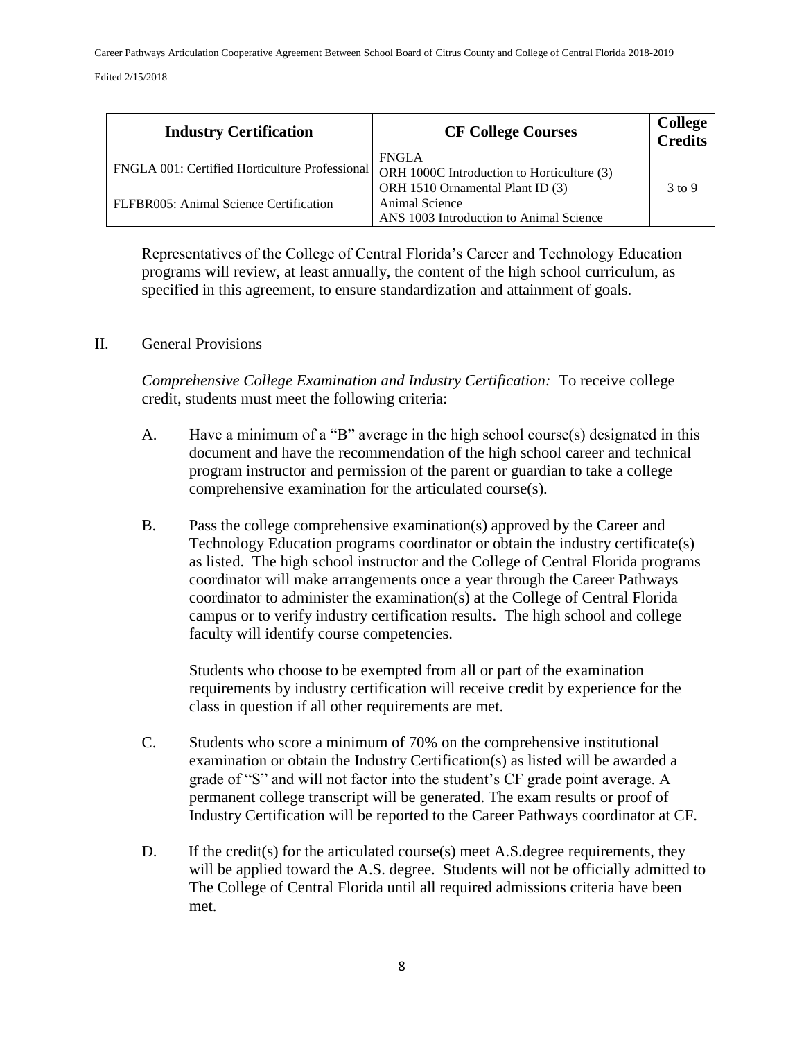| Industry Certification | CF College Courses | College Credits |
|---|---|---|
| FNGLA 001: Certified Horticulture Professional<br><br>FLFBR005: Animal Science Certification | FNGLA<br>ORH 1000C Introduction to Horticulture (3)<br>ORH 1510 Ornamental Plant ID (3)<br>Animal Science<br>ANS 1003 Introduction to Animal Science | 3 to 9 |

Representatives of the College of Central Florida's Career and Technology Education programs will review, at least annually, the content of the high school curriculum, as specified in this agreement, to ensure standardization and attainment of goals.

II. General Provisions

*Comprehensive College Examination and Industry Certification:* To receive college credit, students must meet the following criteria:

A. Have a minimum of a "B" average in the high school course(s) designated in this document and have the recommendation of the high school career and technical program instructor and permission of the parent or guardian to take a college comprehensive examination for the articulated course(s).

B. Pass the college comprehensive examination(s) approved by the Career and Technology Education programs coordinator or obtain the industry certificate(s) as listed. The high school instructor and the College of Central Florida programs coordinator will make arrangements once a year through the Career Pathways coordinator to administer the examination(s) at the College of Central Florida campus or to verify industry certification results. The high school and college faculty will identify course competencies.

Students who choose to be exempted from all or part of the examination requirements by industry certification will receive credit by experience for the class in question if all other requirements are met.

C. Students who score a minimum of 70% on the comprehensive institutional examination or obtain the Industry Certification(s) as listed will be awarded a grade of "S" and will not factor into the student's CF grade point average. A permanent college transcript will be generated. The exam results or proof of Industry Certification will be reported to the Career Pathways coordinator at CF.

D. If the credit(s) for the articulated course(s) meet A.S.degree requirements, they will be applied toward the A.S. degree. Students will not be officially admitted to The College of Central Florida until all required admissions criteria have been met.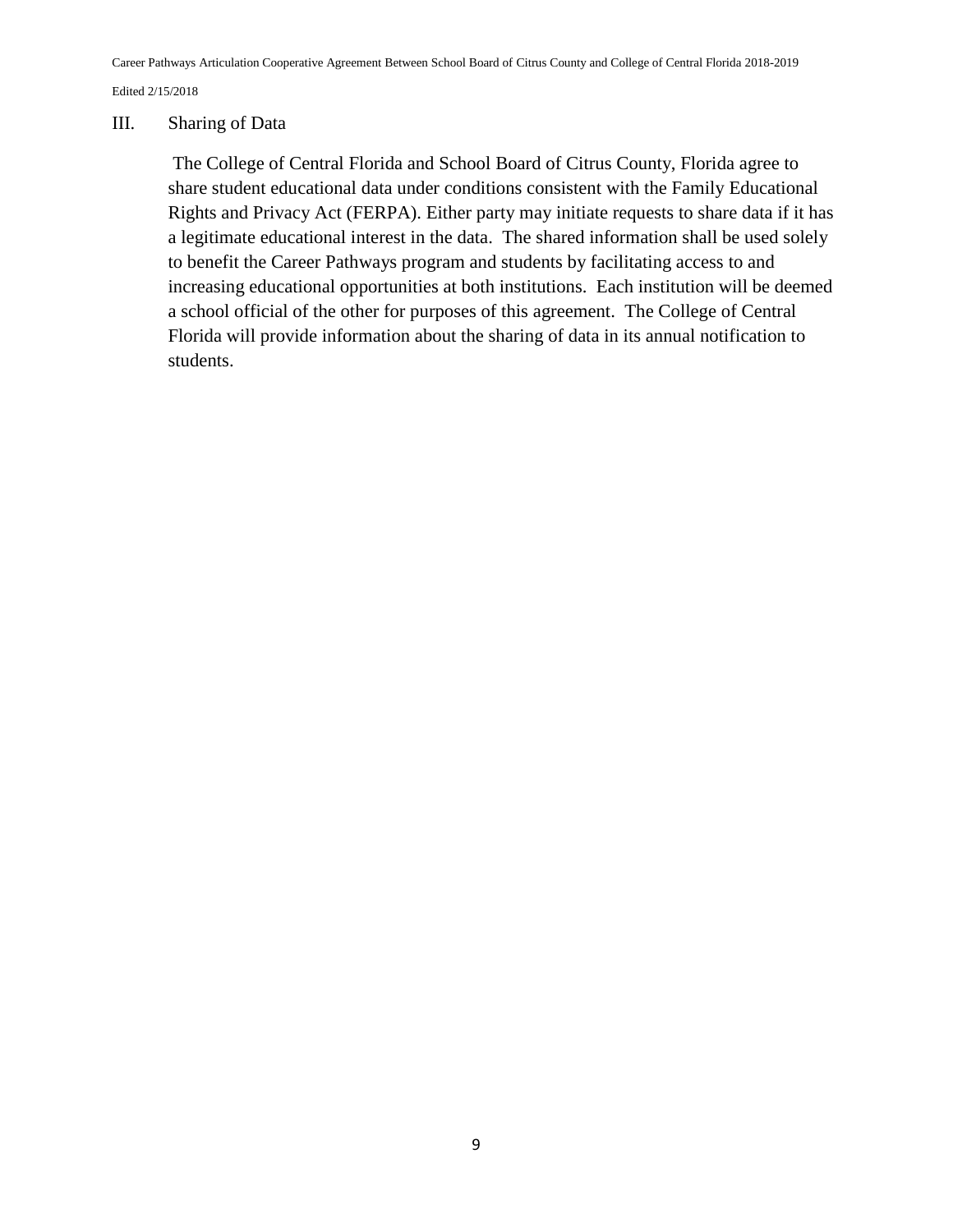## III. Sharing of Data

The College of Central Florida and School Board of Citrus County, Florida agree to share student educational data under conditions consistent with the Family Educational Rights and Privacy Act (FERPA). Either party may initiate requests to share data if it has a legitimate educational interest in the data. The shared information shall be used solely to benefit the Career Pathways program and students by facilitating access to and increasing educational opportunities at both institutions. Each institution will be deemed a school official of the other for purposes of this agreement. The College of Central Florida will provide information about the sharing of data in its annual notification to students.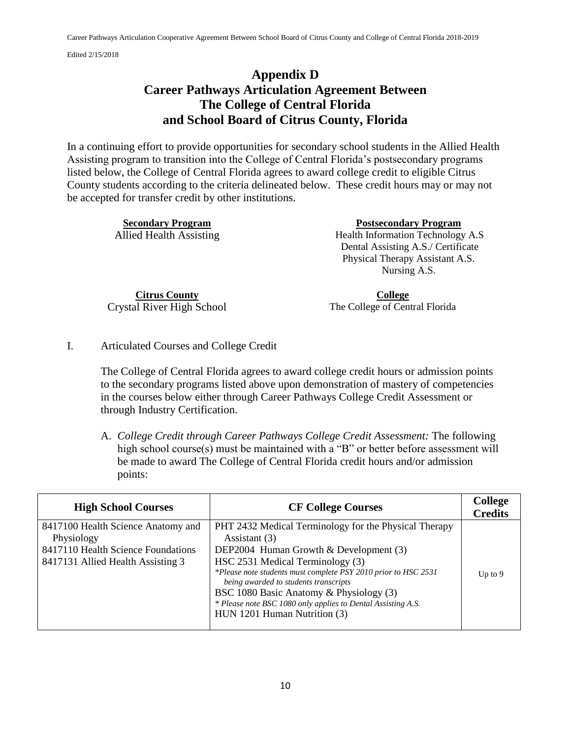# Appendix D
# Career Pathways Articulation Agreement Between The College of Central Florida and School Board of Citrus County, Florida

In a continuing effort to provide opportunities for secondary school students in the Allied Health Assisting program to transition into the College of Central Florida's postsecondary programs listed below, the College of Central Florida agrees to award college credit to eligible Citrus County students according to the criteria delineated below. These credit hours may or may not be accepted for transfer credit by other institutions.

| Secondary Program | Postsecondary Program |
|---|---|
| Allied Health Assisting | Health Information Technology A.S<br>Dental Assisting A.S./ Certificate<br>Physical Therapy Assistant A.S.<br>Nursing A.S. |

| Citrus County | College |
|---|---|
| Crystal River High School | The College of Central Florida |

I. Articulated Courses and College Credit

The College of Central Florida agrees to award college credit hours or admission points to the secondary programs listed above upon demonstration of mastery of competencies in the courses below either through Career Pathways College Credit Assessment or through Industry Certification.

A. *College Credit through Career Pathways College Credit Assessment:* The following high school course(s) must be maintained with a "B" or better before assessment will be made to award The College of Central Florida credit hours and/or admission points:

| High School Courses | CF College Courses | College Credits |
|---|---|---|
| 8417100 Health Science Anatomy and Physiology<br>8417110 Health Science Foundations<br>8417131 Allied Health Assisting 3 | PHT 2432 Medical Terminology for the Physical Therapy Assistant (3)<br>DEP2004 Human Growth & Development (3)<br>HSC 2531 Medical Terminology (3)<br>*\*Please note students must complete PSY 2010 prior to HSC 2531 being awarded to students transcripts*<br>BSC 1080 Basic Anatomy & Physiology (3)<br>*\* Please note BSC 1080 only applies to Dental Assisting A.S.*<br>HUN 1201 Human Nutrition (3) | Up to 9 |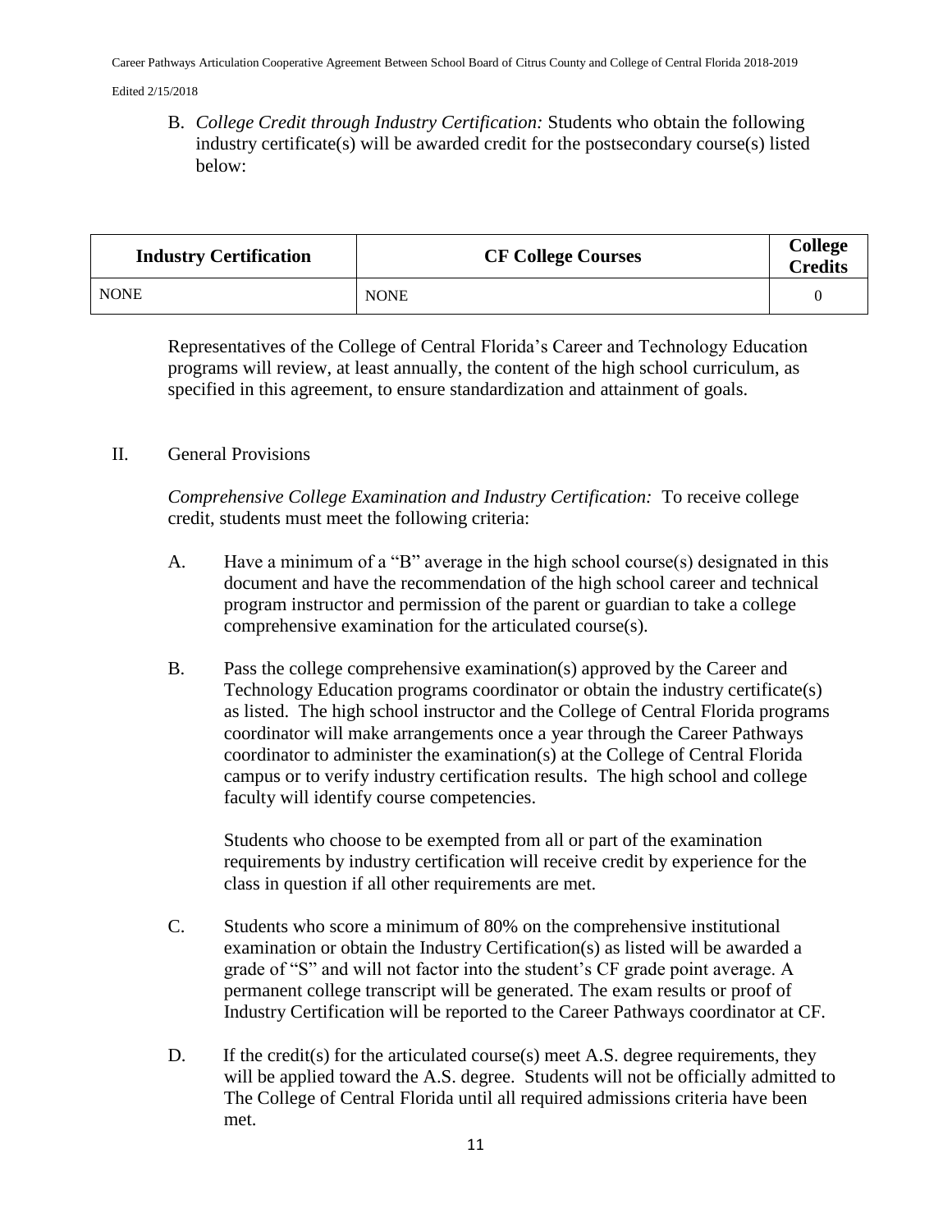B. *College Credit through Industry Certification:* Students who obtain the following industry certificate(s) will be awarded credit for the postsecondary course(s) listed below:

| Industry Certification | CF College Courses | College Credits |
|---|---|---|
| NONE | NONE | 0 |

Representatives of the College of Central Florida's Career and Technology Education programs will review, at least annually, the content of the high school curriculum, as specified in this agreement, to ensure standardization and attainment of goals.

II. General Provisions

*Comprehensive College Examination and Industry Certification:* To receive college credit, students must meet the following criteria:

A. Have a minimum of a "B" average in the high school course(s) designated in this document and have the recommendation of the high school career and technical program instructor and permission of the parent or guardian to take a college comprehensive examination for the articulated course(s).

B. Pass the college comprehensive examination(s) approved by the Career and Technology Education programs coordinator or obtain the industry certificate(s) as listed. The high school instructor and the College of Central Florida programs coordinator will make arrangements once a year through the Career Pathways coordinator to administer the examination(s) at the College of Central Florida campus or to verify industry certification results. The high school and college faculty will identify course competencies.

   Students who choose to be exempted from all or part of the examination requirements by industry certification will receive credit by experience for the class in question if all other requirements are met.

C. Students who score a minimum of 80% on the comprehensive institutional examination or obtain the Industry Certification(s) as listed will be awarded a grade of "S" and will not factor into the student's CF grade point average. A permanent college transcript will be generated. The exam results or proof of Industry Certification will be reported to the Career Pathways coordinator at CF.

D. If the credit(s) for the articulated course(s) meet A.S. degree requirements, they will be applied toward the A.S. degree. Students will not be officially admitted to The College of Central Florida until all required admissions criteria have been met.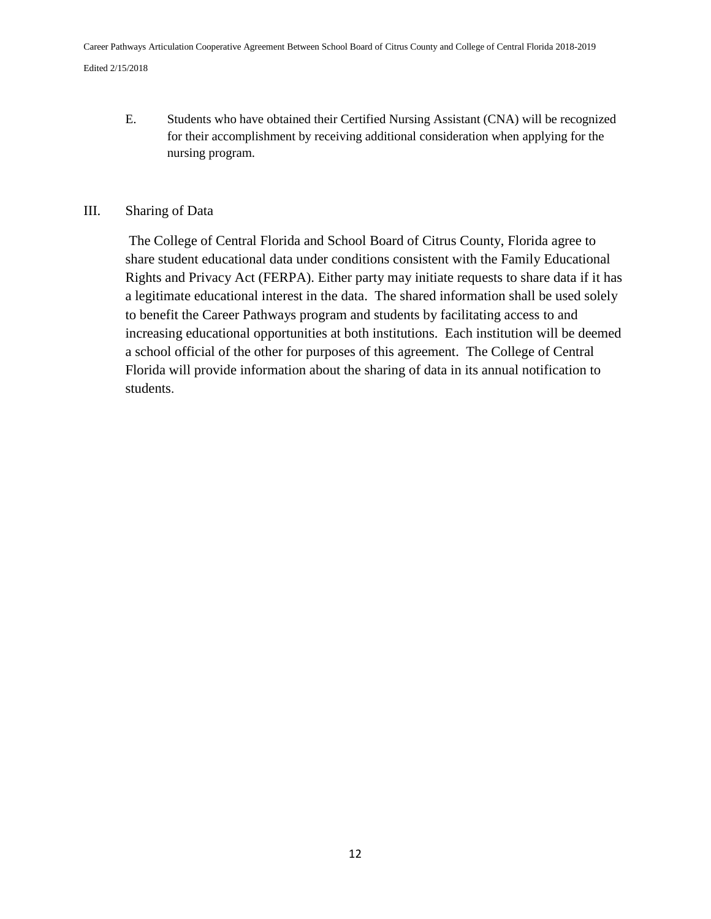E. Students who have obtained their Certified Nursing Assistant (CNA) will be recognized for their accomplishment by receiving additional consideration when applying for the nursing program.

## III. Sharing of Data

The College of Central Florida and School Board of Citrus County, Florida agree to share student educational data under conditions consistent with the Family Educational Rights and Privacy Act (FERPA). Either party may initiate requests to share data if it has a legitimate educational interest in the data. The shared information shall be used solely to benefit the Career Pathways program and students by facilitating access to and increasing educational opportunities at both institutions. Each institution will be deemed a school official of the other for purposes of this agreement. The College of Central Florida will provide information about the sharing of data in its annual notification to students.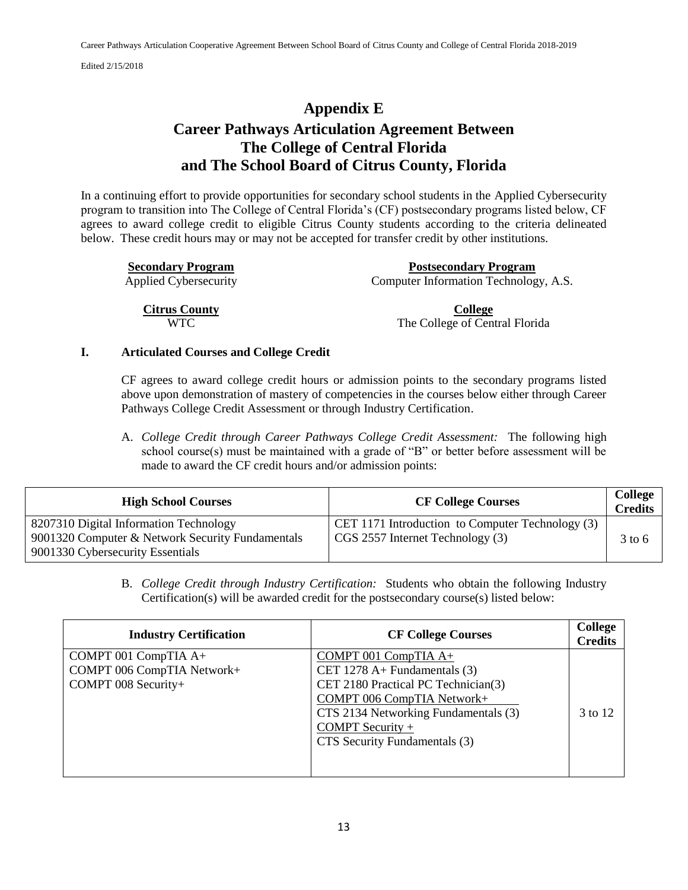# Appendix E

## Career Pathways Articulation Agreement Between The College of Central Florida and The School Board of Citrus County, Florida

In a continuing effort to provide opportunities for secondary school students in the Applied Cybersecurity program to transition into The College of Central Florida's (CF) postsecondary programs listed below, CF agrees to award college credit to eligible Citrus County students according to the criteria delineated below. These credit hours may or may not be accepted for transfer credit by other institutions.

| **Secondary Program** | **Postsecondary Program** |
|---|---|
| Applied Cybersecurity | Computer Information Technology, A.S. |
| **Citrus County** | **College** |
| WTC | The College of Central Florida |

### I. Articulated Courses and College Credit

CF agrees to award college credit hours or admission points to the secondary programs listed above upon demonstration of mastery of competencies in the courses below either through Career Pathways College Credit Assessment or through Industry Certification.

A. *College Credit through Career Pathways College Credit Assessment:* The following high school course(s) must be maintained with a grade of "B" or better before assessment will be made to award the CF credit hours and/or admission points:

| High School Courses | CF College Courses | College Credits |
|---|---|---|
| 8207310 Digital Information Technology<br>9001320 Computer & Network Security Fundamentals<br>9001330 Cybersecurity Essentials | CET 1171 Introduction to Computer Technology (3)<br>CGS 2557 Internet Technology (3) | 3 to 6 |

B. *College Credit through Industry Certification:* Students who obtain the following Industry Certification(s) will be awarded credit for the postsecondary course(s) listed below:

| Industry Certification | CF College Courses | College Credits |
|---|---|---|
| COMPT 001 CompTIA A+<br>COMPT 006 CompTIA Network+<br>COMPT 008 Security+ | COMPT 001 CompTIA A+<br>CET 1278 A+ Fundamentals (3)<br>CET 2180 Practical PC Technician(3)<br>COMPT 006 CompTIA Network+<br>CTS 2134 Networking Fundamentals (3)<br>COMPT Security +<br>CTS Security Fundamentals (3) | 3 to 12 |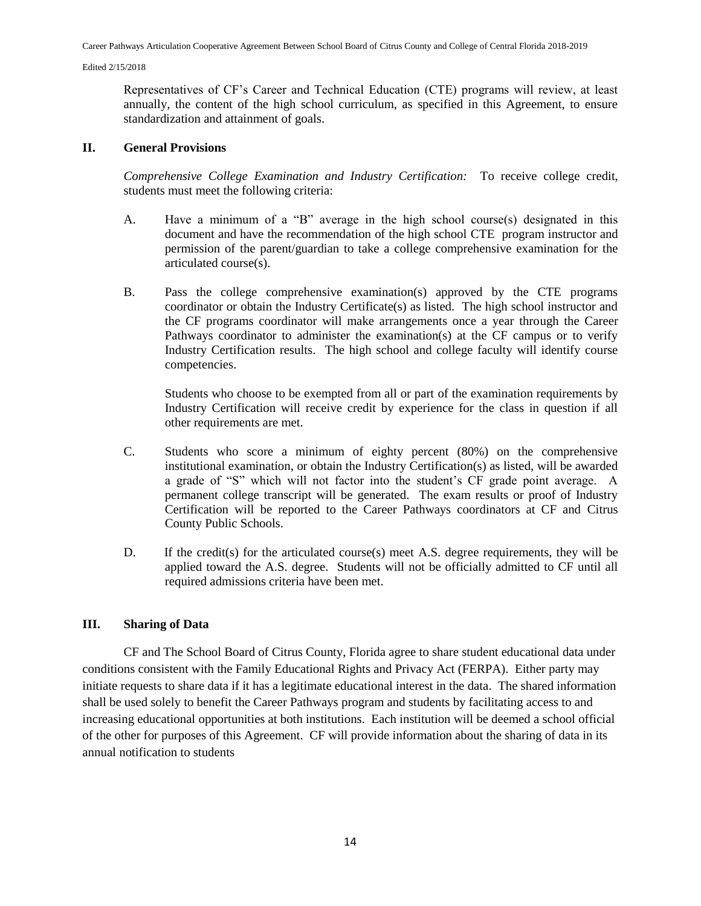Representatives of CF's Career and Technical Education (CTE) programs will review, at least annually, the content of the high school curriculum, as specified in this Agreement, to ensure standardization and attainment of goals.

## II. General Provisions

*Comprehensive College Examination and Industry Certification:* To receive college credit, students must meet the following criteria:

A. Have a minimum of a "B" average in the high school course(s) designated in this document and have the recommendation of the high school CTE program instructor and permission of the parent/guardian to take a college comprehensive examination for the articulated course(s).

B. Pass the college comprehensive examination(s) approved by the CTE programs coordinator or obtain the Industry Certificate(s) as listed. The high school instructor and the CF programs coordinator will make arrangements once a year through the Career Pathways coordinator to administer the examination(s) at the CF campus or to verify Industry Certification results. The high school and college faculty will identify course competencies.

   Students who choose to be exempted from all or part of the examination requirements by Industry Certification will receive credit by experience for the class in question if all other requirements are met.

C. Students who score a minimum of eighty percent (80%) on the comprehensive institutional examination, or obtain the Industry Certification(s) as listed, will be awarded a grade of "S" which will not factor into the student's CF grade point average. A permanent college transcript will be generated. The exam results or proof of Industry Certification will be reported to the Career Pathways coordinators at CF and Citrus County Public Schools.

D. If the credit(s) for the articulated course(s) meet A.S. degree requirements, they will be applied toward the A.S. degree. Students will not be officially admitted to CF until all required admissions criteria have been met.

## III. Sharing of Data

CF and The School Board of Citrus County, Florida agree to share student educational data under conditions consistent with the Family Educational Rights and Privacy Act (FERPA). Either party may initiate requests to share data if it has a legitimate educational interest in the data. The shared information shall be used solely to benefit the Career Pathways program and students by facilitating access to and increasing educational opportunities at both institutions. Each institution will be deemed a school official of the other for purposes of this Agreement. CF will provide information about the sharing of data in its annual notification to students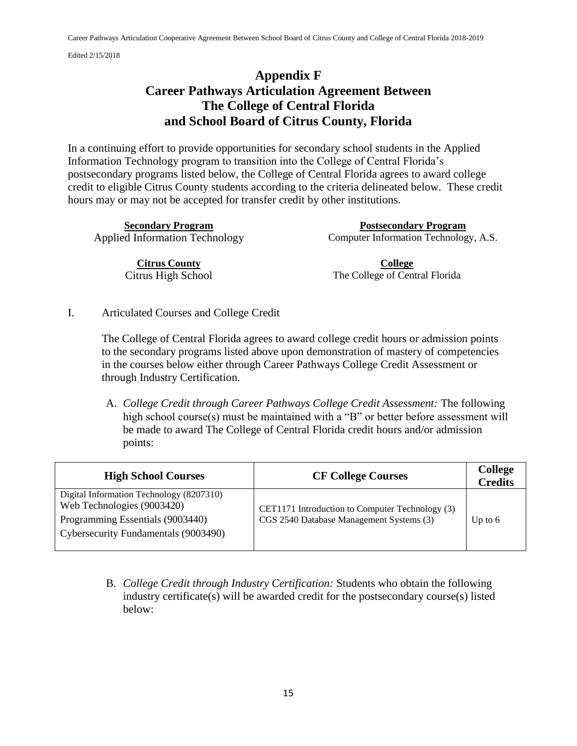# Appendix F
# Career Pathways Articulation Agreement Between The College of Central Florida and School Board of Citrus County, Florida

In a continuing effort to provide opportunities for secondary school students in the Applied Information Technology program to transition into the College of Central Florida's postsecondary programs listed below, the College of Central Florida agrees to award college credit to eligible Citrus County students according to the criteria delineated below. These credit hours may or may not be accepted for transfer credit by other institutions.

| **Secondary Program** | **Postsecondary Program** |
|---|---|
| Applied Information Technology | Computer Information Technology, A.S. |

| **Citrus County** | **College** |
|---|---|
| Citrus High School | The College of Central Florida |

I. Articulated Courses and College Credit

The College of Central Florida agrees to award college credit hours or admission points to the secondary programs listed above upon demonstration of mastery of competencies in the courses below either through Career Pathways College Credit Assessment or through Industry Certification.

A. *College Credit through Career Pathways College Credit Assessment:* The following high school course(s) must be maintained with a "B" or better before assessment will be made to award The College of Central Florida credit hours and/or admission points:

| High School Courses | CF College Courses | College Credits |
|---|---|---|
| Digital Information Technology (8207310)<br>Web Technologies (9003420)<br>Programming Essentials (9003440)<br>Cybersecurity Fundamentals (9003490) | CET1171 Introduction to Computer Technology (3)<br>CGS 2540 Database Management Systems (3) | Up to 6 |

B. *College Credit through Industry Certification:* Students who obtain the following industry certificate(s) will be awarded credit for the postsecondary course(s) listed below: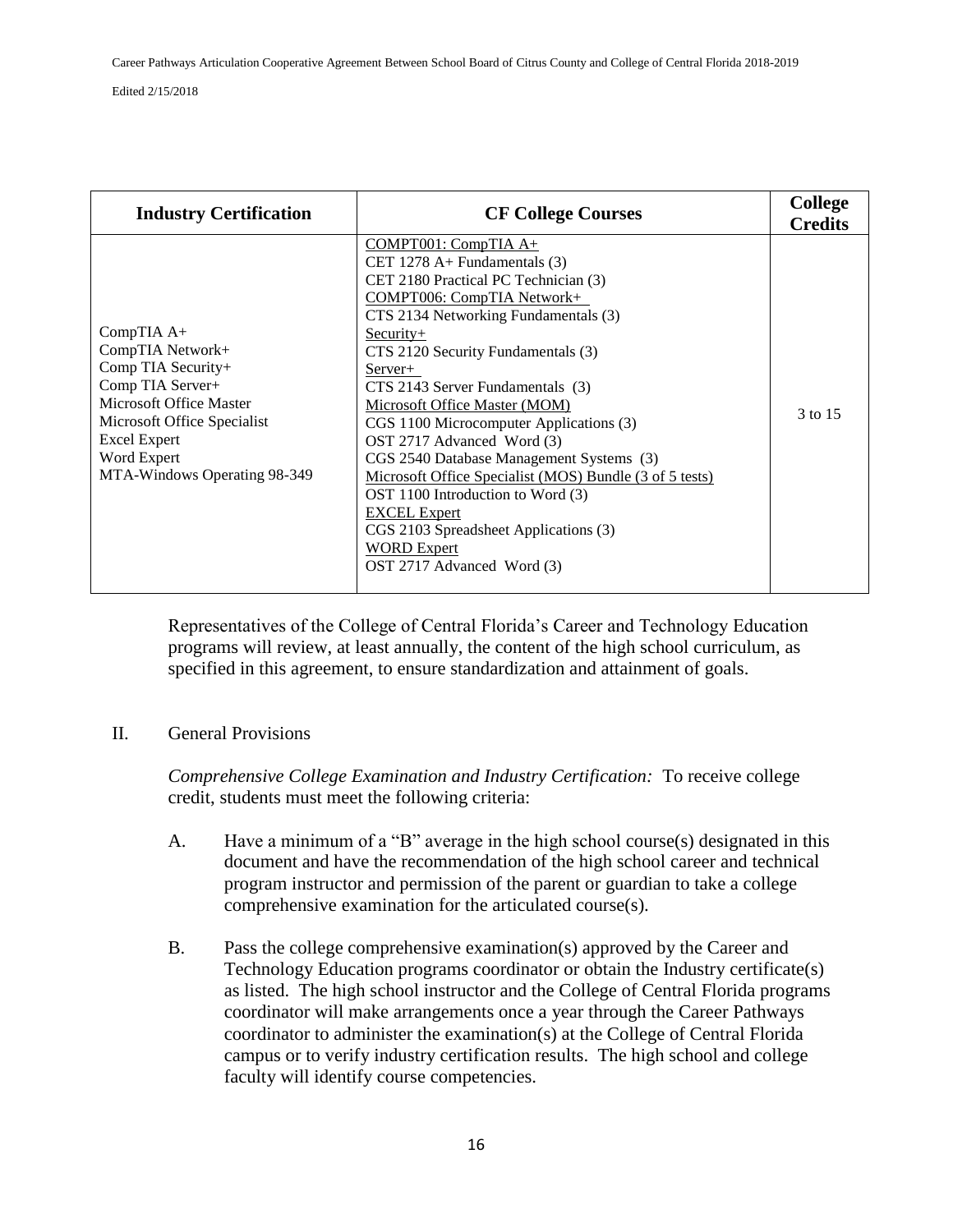| Industry Certification | CF College Courses | College Credits |
|---|---|---|
| CompTIA A+<br>CompTIA Network+<br>Comp TIA Security+<br>Comp TIA Server+<br>Microsoft Office Master<br>Microsoft Office Specialist<br>Excel Expert<br>Word Expert<br>MTA-Windows Operating 98-349 | COMPT001: CompTIA A+<br>CET 1278 A+ Fundamentals (3)<br>CET 2180 Practical PC Technician (3)<br>COMPT006: CompTIA Network+<br>CTS 2134 Networking Fundamentals (3)<br>Security+<br>CTS 2120 Security Fundamentals (3)<br>Server+<br>CTS 2143 Server Fundamentals (3)<br>Microsoft Office Master (MOM)<br>CGS 1100 Microcomputer Applications (3)<br>OST 2717 Advanced Word (3)<br>CGS 2540 Database Management Systems (3)<br>Microsoft Office Specialist (MOS) Bundle (3 of 5 tests)<br>OST 1100 Introduction to Word (3)<br>EXCEL Expert<br>CGS 2103 Spreadsheet Applications (3)<br>WORD Expert<br>OST 2717 Advanced Word (3) | 3 to 15 |

Representatives of the College of Central Florida's Career and Technology Education programs will review, at least annually, the content of the high school curriculum, as specified in this agreement, to ensure standardization and attainment of goals.

II. General Provisions

*Comprehensive College Examination and Industry Certification:* To receive college credit, students must meet the following criteria:

A. Have a minimum of a "B" average in the high school course(s) designated in this document and have the recommendation of the high school career and technical program instructor and permission of the parent or guardian to take a college comprehensive examination for the articulated course(s).

B. Pass the college comprehensive examination(s) approved by the Career and Technology Education programs coordinator or obtain the Industry certificate(s) as listed. The high school instructor and the College of Central Florida programs coordinator will make arrangements once a year through the Career Pathways coordinator to administer the examination(s) at the College of Central Florida campus or to verify industry certification results. The high school and college faculty will identify course competencies.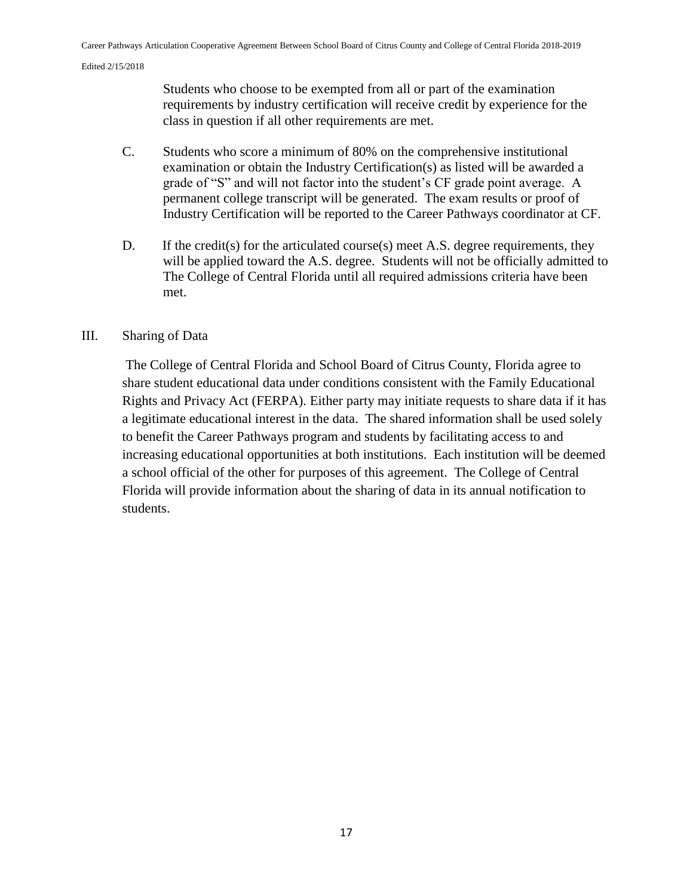Students who choose to be exempted from all or part of the examination requirements by industry certification will receive credit by experience for the class in question if all other requirements are met.

C. Students who score a minimum of 80% on the comprehensive institutional examination or obtain the Industry Certification(s) as listed will be awarded a grade of "S" and will not factor into the student's CF grade point average. A permanent college transcript will be generated. The exam results or proof of Industry Certification will be reported to the Career Pathways coordinator at CF.

D. If the credit(s) for the articulated course(s) meet A.S. degree requirements, they will be applied toward the A.S. degree. Students will not be officially admitted to The College of Central Florida until all required admissions criteria have been met.

III. Sharing of Data

The College of Central Florida and School Board of Citrus County, Florida agree to share student educational data under conditions consistent with the Family Educational Rights and Privacy Act (FERPA). Either party may initiate requests to share data if it has a legitimate educational interest in the data. The shared information shall be used solely to benefit the Career Pathways program and students by facilitating access to and increasing educational opportunities at both institutions. Each institution will be deemed a school official of the other for purposes of this agreement. The College of Central Florida will provide information about the sharing of data in its annual notification to students.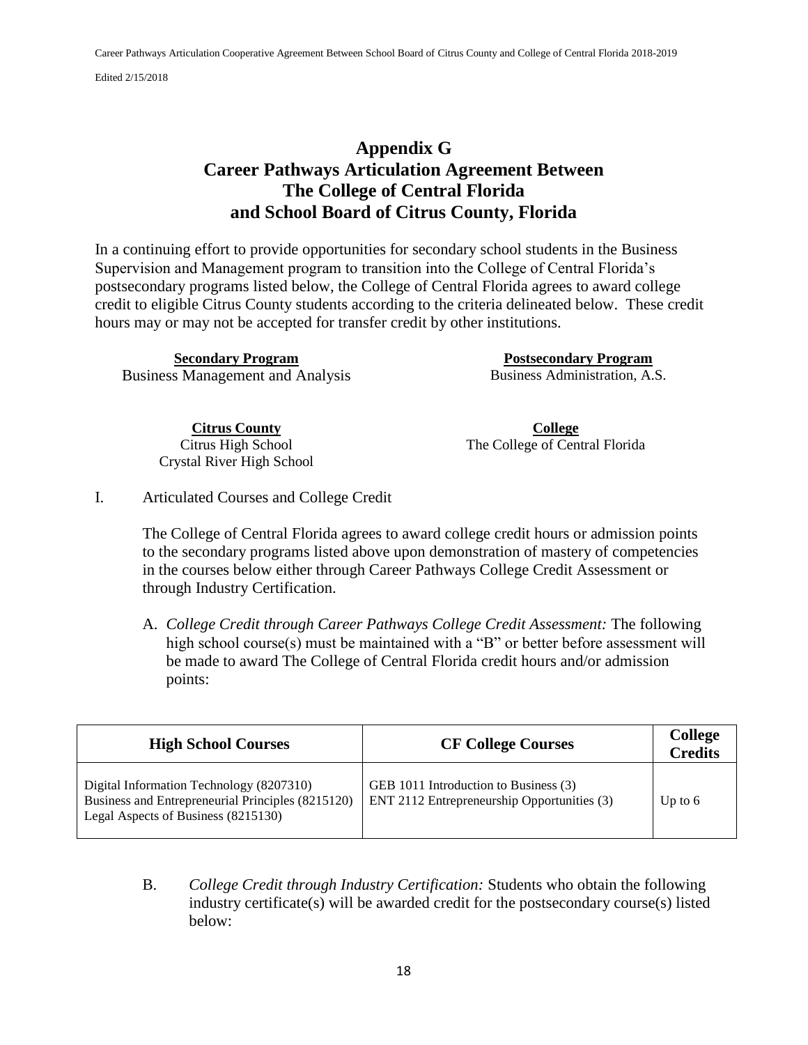# Appendix G
# Career Pathways Articulation Agreement Between The College of Central Florida and School Board of Citrus County, Florida

In a continuing effort to provide opportunities for secondary school students in the Business Supervision and Management program to transition into the College of Central Florida's postsecondary programs listed below, the College of Central Florida agrees to award college credit to eligible Citrus County students according to the criteria delineated below. These credit hours may or may not be accepted for transfer credit by other institutions.

**Secondary Program**
Business Management and Analysis

**Postsecondary Program**
Business Administration, A.S.

**Citrus County**
Citrus High School
Crystal River High School

**College**
The College of Central Florida

I. Articulated Courses and College Credit

The College of Central Florida agrees to award college credit hours or admission points to the secondary programs listed above upon demonstration of mastery of competencies in the courses below either through Career Pathways College Credit Assessment or through Industry Certification.

A. *College Credit through Career Pathways College Credit Assessment:* The following high school course(s) must be maintained with a "B" or better before assessment will be made to award The College of Central Florida credit hours and/or admission points:

| High School Courses | CF College Courses | College Credits |
|---|---|---|
| Digital Information Technology (8207310)<br>Business and Entrepreneurial Principles (8215120)<br>Legal Aspects of Business (8215130) | GEB 1011 Introduction to Business (3)<br>ENT 2112 Entrepreneurship Opportunities (3) | Up to 6 |

B. *College Credit through Industry Certification:* Students who obtain the following industry certificate(s) will be awarded credit for the postsecondary course(s) listed below: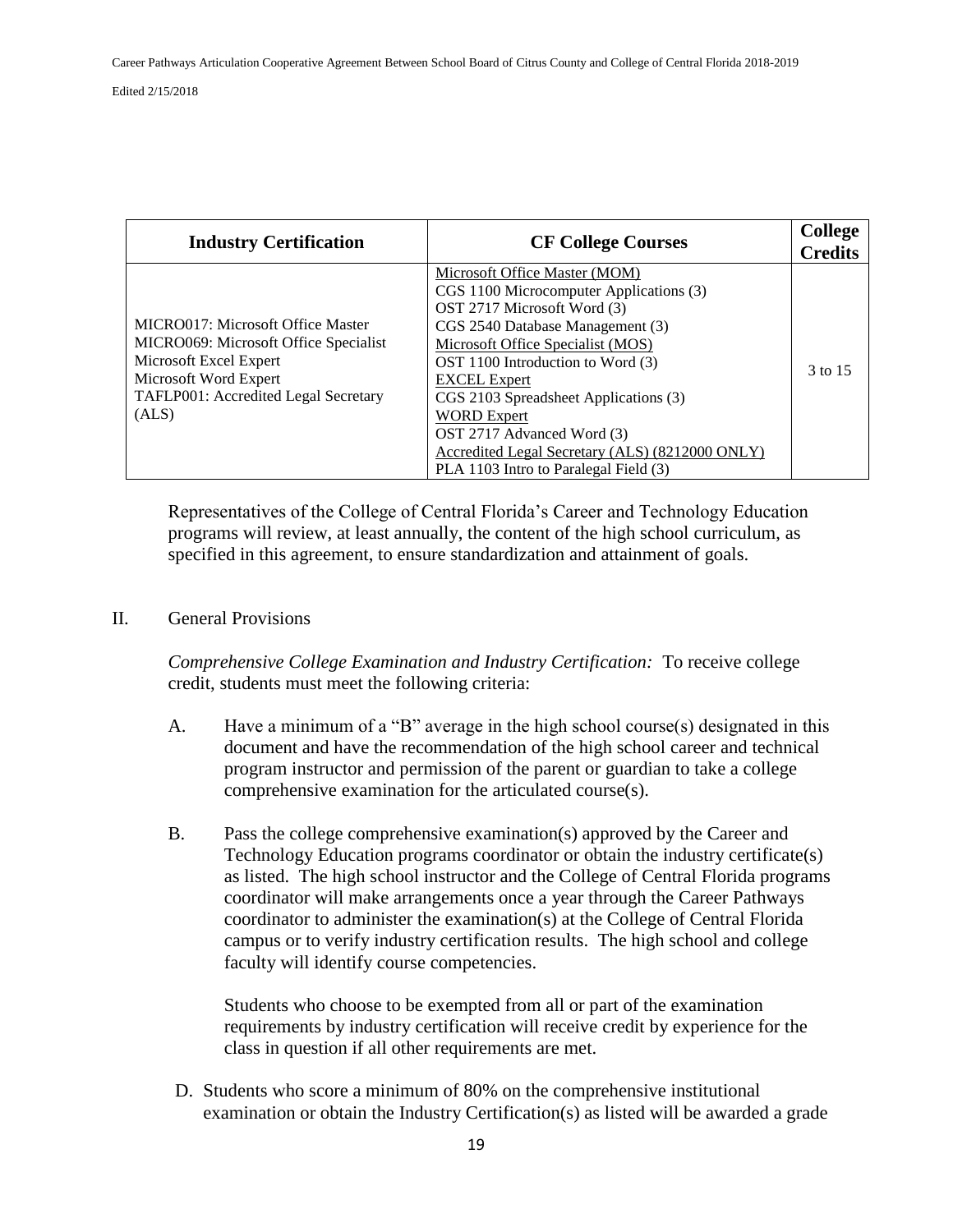| Industry Certification | CF College Courses | College Credits |
|---|---|---|
| MICRO017: Microsoft Office Master<br>MICRO069: Microsoft Office Specialist<br>Microsoft Excel Expert<br>Microsoft Word Expert<br>TAFLP001: Accredited Legal Secretary (ALS) | Microsoft Office Master (MOM)<br>CGS 1100 Microcomputer Applications (3)<br>OST 2717 Microsoft Word (3)<br>CGS 2540 Database Management (3)<br>Microsoft Office Specialist (MOS)<br>OST 1100 Introduction to Word (3)<br>EXCEL Expert<br>CGS 2103 Spreadsheet Applications (3)<br>WORD Expert<br>OST 2717 Advanced Word (3)<br>Accredited Legal Secretary (ALS) (8212000 ONLY)<br>PLA 1103 Intro to Paralegal Field (3) | 3 to 15 |

Representatives of the College of Central Florida's Career and Technology Education programs will review, at least annually, the content of the high school curriculum, as specified in this agreement, to ensure standardization and attainment of goals.

II. General Provisions

*Comprehensive College Examination and Industry Certification:* To receive college credit, students must meet the following criteria:

A. Have a minimum of a "B" average in the high school course(s) designated in this document and have the recommendation of the high school career and technical program instructor and permission of the parent or guardian to take a college comprehensive examination for the articulated course(s).

B. Pass the college comprehensive examination(s) approved by the Career and Technology Education programs coordinator or obtain the industry certificate(s) as listed. The high school instructor and the College of Central Florida programs coordinator will make arrangements once a year through the Career Pathways coordinator to administer the examination(s) at the College of Central Florida campus or to verify industry certification results. The high school and college faculty will identify course competencies.

Students who choose to be exempted from all or part of the examination requirements by industry certification will receive credit by experience for the class in question if all other requirements are met.

D. Students who score a minimum of 80% on the comprehensive institutional examination or obtain the Industry Certification(s) as listed will be awarded a grade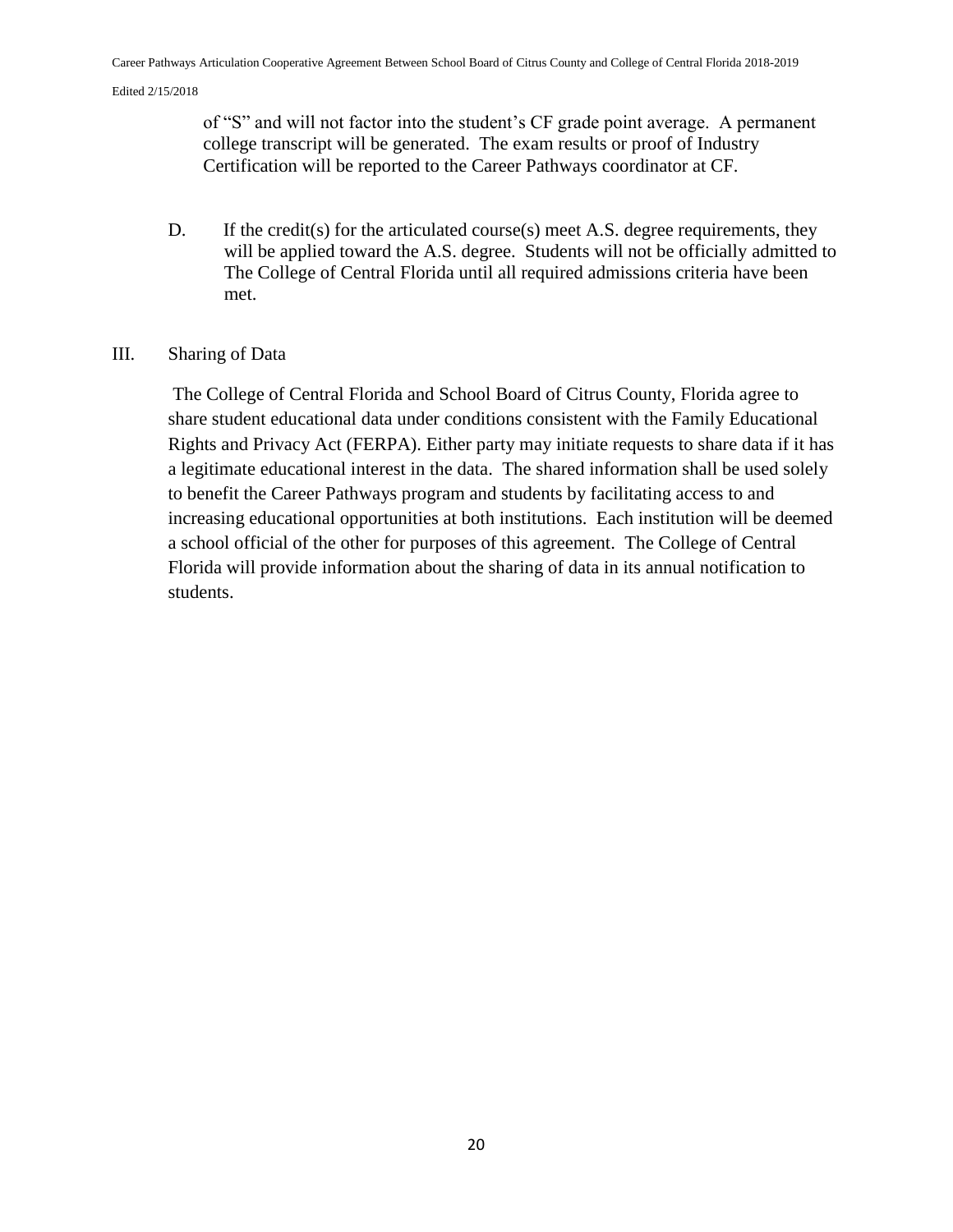of "S" and will not factor into the student's CF grade point average. A permanent college transcript will be generated. The exam results or proof of Industry Certification will be reported to the Career Pathways coordinator at CF.

D. If the credit(s) for the articulated course(s) meet A.S. degree requirements, they will be applied toward the A.S. degree. Students will not be officially admitted to The College of Central Florida until all required admissions criteria have been met.

III. Sharing of Data

The College of Central Florida and School Board of Citrus County, Florida agree to share student educational data under conditions consistent with the Family Educational Rights and Privacy Act (FERPA). Either party may initiate requests to share data if it has a legitimate educational interest in the data. The shared information shall be used solely to benefit the Career Pathways program and students by facilitating access to and increasing educational opportunities at both institutions. Each institution will be deemed a school official of the other for purposes of this agreement. The College of Central Florida will provide information about the sharing of data in its annual notification to students.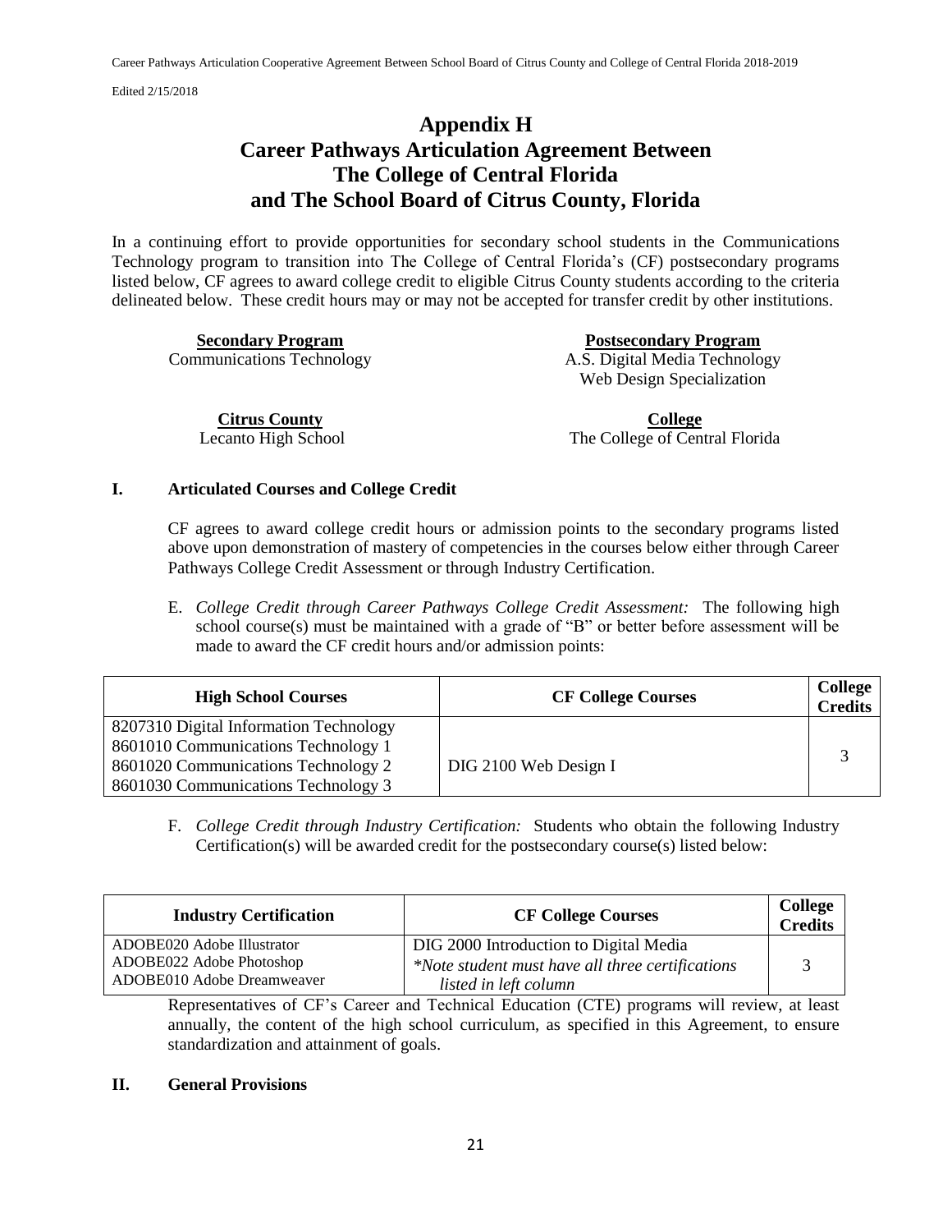# Appendix H
# Career Pathways Articulation Agreement Between The College of Central Florida and The School Board of Citrus County, Florida

In a continuing effort to provide opportunities for secondary school students in the Communications Technology program to transition into The College of Central Florida's (CF) postsecondary programs listed below, CF agrees to award college credit to eligible Citrus County students according to the criteria delineated below. These credit hours may or may not be accepted for transfer credit by other institutions.

| **Secondary Program** | **Postsecondary Program** |
|---|---|
| Communications Technology | A.S. Digital Media Technology<br>Web Design Specialization |
| **Citrus County** | **College** |
| Lecanto High School | The College of Central Florida |

## I. Articulated Courses and College Credit

CF agrees to award college credit hours or admission points to the secondary programs listed above upon demonstration of mastery of competencies in the courses below either through Career Pathways College Credit Assessment or through Industry Certification.

E. *College Credit through Career Pathways College Credit Assessment:* The following high school course(s) must be maintained with a grade of "B" or better before assessment will be made to award the CF credit hours and/or admission points:

| High School Courses | CF College Courses | College Credits |
|---|---|---|
| 8207310 Digital Information Technology<br>8601010 Communications Technology 1<br>8601020 Communications Technology 2<br>8601030 Communications Technology 3 | DIG 2100 Web Design I | 3 |

F. *College Credit through Industry Certification:* Students who obtain the following Industry Certification(s) will be awarded credit for the postsecondary course(s) listed below:

| Industry Certification | CF College Courses | College Credits |
|---|---|---|
| ADOBE020 Adobe Illustrator<br>ADOBE022 Adobe Photoshop<br>ADOBE010 Adobe Dreamweaver | DIG 2000 Introduction to Digital Media<br>*\*Note student must have all three certifications listed in left column* | 3 |

Representatives of CF's Career and Technical Education (CTE) programs will review, at least annually, the content of the high school curriculum, as specified in this Agreement, to ensure standardization and attainment of goals.

## II. General Provisions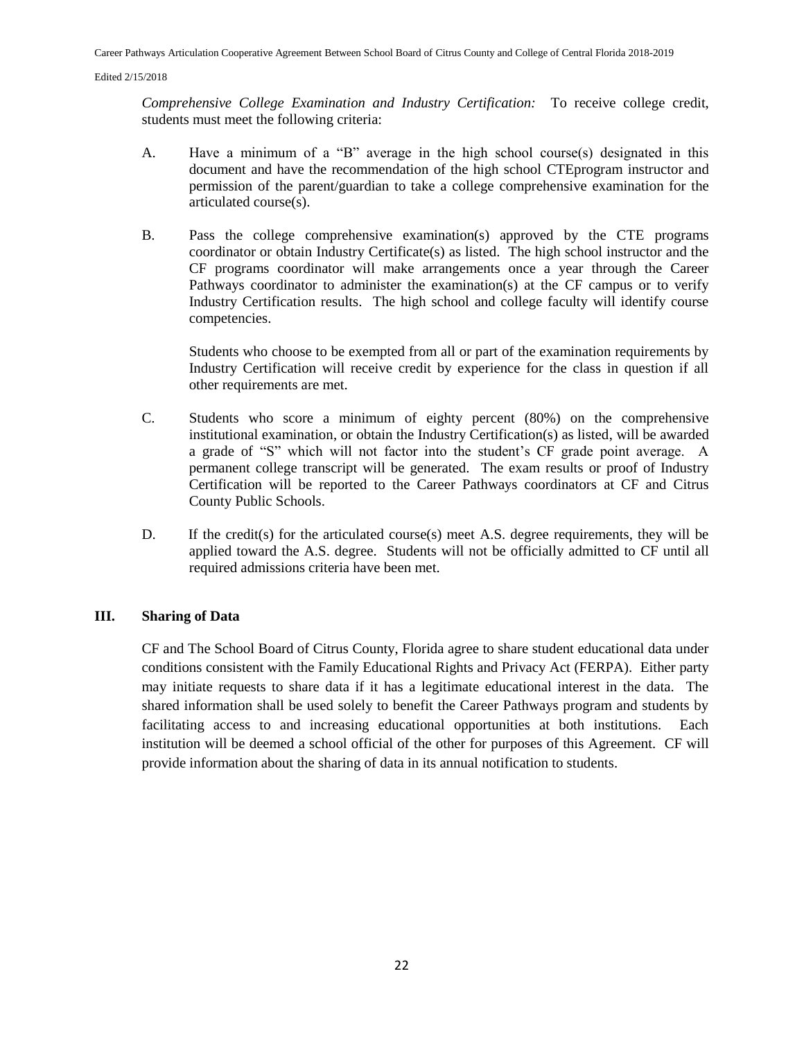*Comprehensive College Examination and Industry Certification:* To receive college credit, students must meet the following criteria:

A. Have a minimum of a "B" average in the high school course(s) designated in this document and have the recommendation of the high school CTEprogram instructor and permission of the parent/guardian to take a college comprehensive examination for the articulated course(s).

B. Pass the college comprehensive examination(s) approved by the CTE programs coordinator or obtain Industry Certificate(s) as listed. The high school instructor and the CF programs coordinator will make arrangements once a year through the Career Pathways coordinator to administer the examination(s) at the CF campus or to verify Industry Certification results. The high school and college faculty will identify course competencies.

   Students who choose to be exempted from all or part of the examination requirements by Industry Certification will receive credit by experience for the class in question if all other requirements are met.

C. Students who score a minimum of eighty percent (80%) on the comprehensive institutional examination, or obtain the Industry Certification(s) as listed, will be awarded a grade of "S" which will not factor into the student's CF grade point average. A permanent college transcript will be generated. The exam results or proof of Industry Certification will be reported to the Career Pathways coordinators at CF and Citrus County Public Schools.

D. If the credit(s) for the articulated course(s) meet A.S. degree requirements, they will be applied toward the A.S. degree. Students will not be officially admitted to CF until all required admissions criteria have been met.

## III. Sharing of Data

CF and The School Board of Citrus County, Florida agree to share student educational data under conditions consistent with the Family Educational Rights and Privacy Act (FERPA). Either party may initiate requests to share data if it has a legitimate educational interest in the data. The shared information shall be used solely to benefit the Career Pathways program and students by facilitating access to and increasing educational opportunities at both institutions. Each institution will be deemed a school official of the other for purposes of this Agreement. CF will provide information about the sharing of data in its annual notification to students.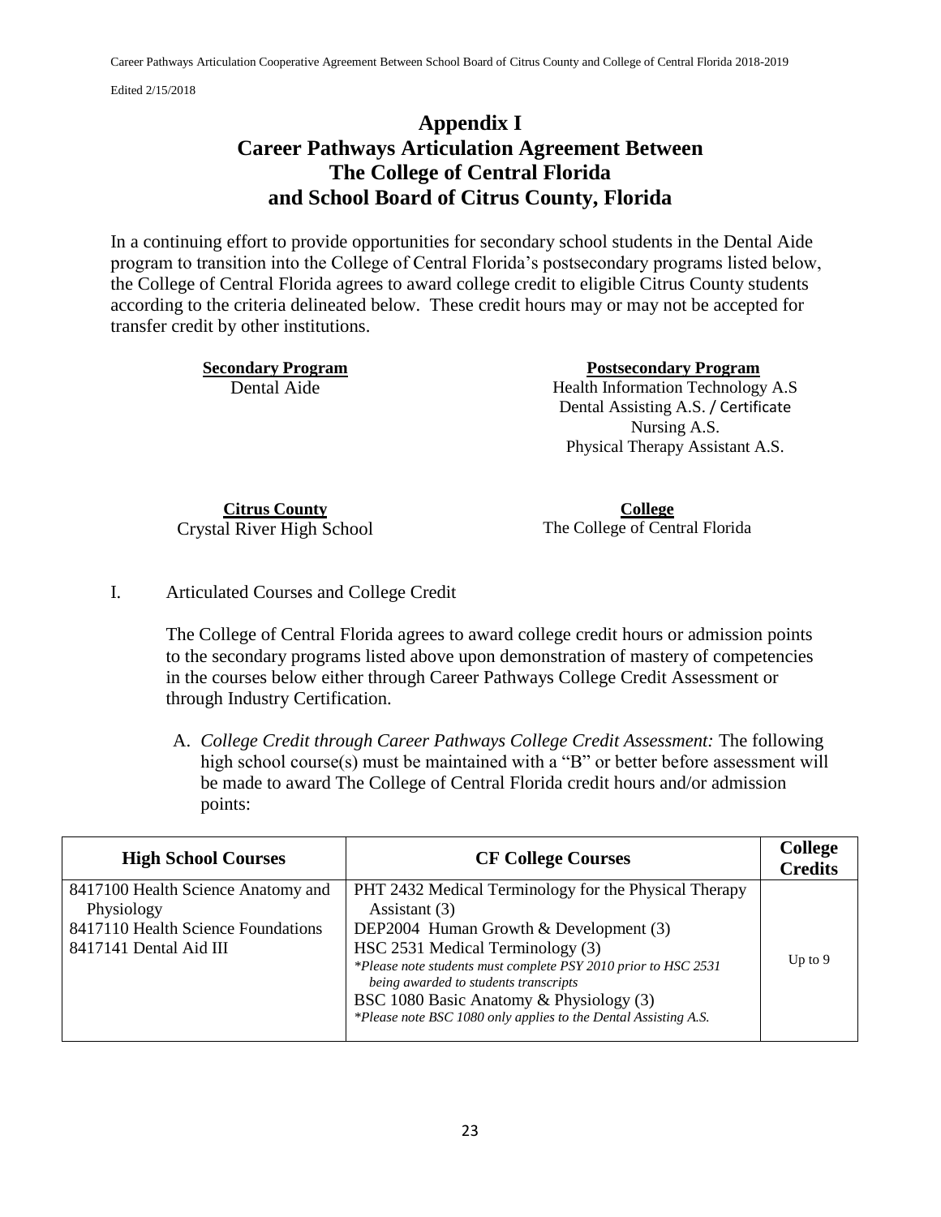# Appendix I
# Career Pathways Articulation Agreement Between The College of Central Florida and School Board of Citrus County, Florida

In a continuing effort to provide opportunities for secondary school students in the Dental Aide program to transition into the College of Central Florida's postsecondary programs listed below, the College of Central Florida agrees to award college credit to eligible Citrus County students according to the criteria delineated below. These credit hours may or may not be accepted for transfer credit by other institutions.

| **Secondary Program** | **Postsecondary Program** |
|---|---|
| Dental Aide | Health Information Technology A.S<br>Dental Assisting A.S. / Certificate<br>Nursing A.S.<br>Physical Therapy Assistant A.S. |

| **Citrus County** | **College** |
|---|---|
| Crystal River High School | The College of Central Florida |

I. Articulated Courses and College Credit

The College of Central Florida agrees to award college credit hours or admission points to the secondary programs listed above upon demonstration of mastery of competencies in the courses below either through Career Pathways College Credit Assessment or through Industry Certification.

A. *College Credit through Career Pathways College Credit Assessment:* The following high school course(s) must be maintained with a "B" or better before assessment will be made to award The College of Central Florida credit hours and/or admission points:

| High School Courses | CF College Courses | College Credits |
|---|---|---|
| 8417100 Health Science Anatomy and Physiology<br>8417110 Health Science Foundations<br>8417141 Dental Aid III | PHT 2432 Medical Terminology for the Physical Therapy Assistant (3)<br>DEP2004 Human Growth & Development (3)<br>HSC 2531 Medical Terminology (3)<br>*\*Please note students must complete PSY 2010 prior to HSC 2531 being awarded to students transcripts*<br>BSC 1080 Basic Anatomy & Physiology (3)<br>*\*Please note BSC 1080 only applies to the Dental Assisting A.S.* | Up to 9 |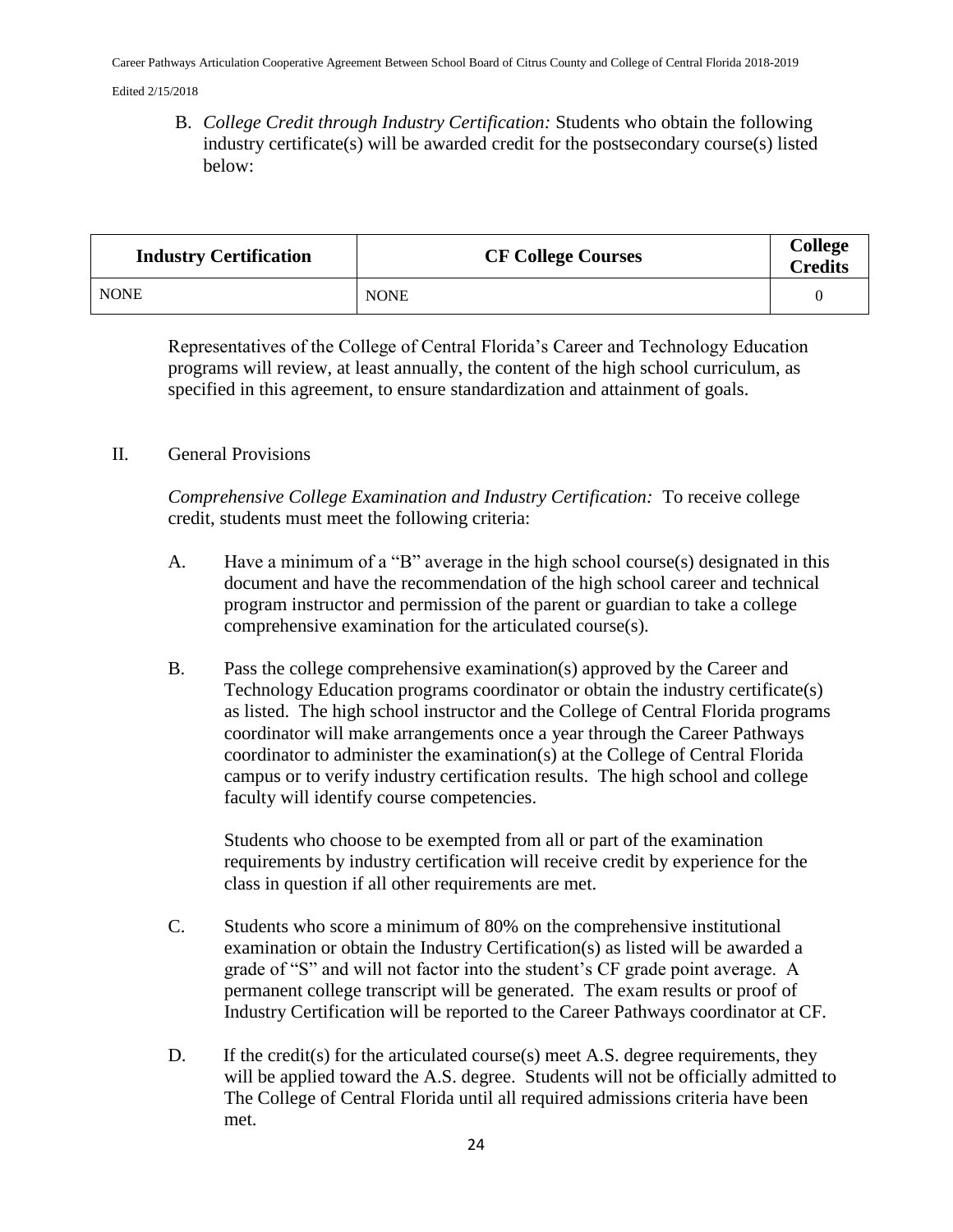B. *College Credit through Industry Certification:* Students who obtain the following industry certificate(s) will be awarded credit for the postsecondary course(s) listed below:

| Industry Certification | CF College Courses | College Credits |
|---|---|---|
| NONE | NONE | 0 |

Representatives of the College of Central Florida's Career and Technology Education programs will review, at least annually, the content of the high school curriculum, as specified in this agreement, to ensure standardization and attainment of goals.

II. General Provisions

*Comprehensive College Examination and Industry Certification:* To receive college credit, students must meet the following criteria:

A. Have a minimum of a "B" average in the high school course(s) designated in this document and have the recommendation of the high school career and technical program instructor and permission of the parent or guardian to take a college comprehensive examination for the articulated course(s).

B. Pass the college comprehensive examination(s) approved by the Career and Technology Education programs coordinator or obtain the industry certificate(s) as listed. The high school instructor and the College of Central Florida programs coordinator will make arrangements once a year through the Career Pathways coordinator to administer the examination(s) at the College of Central Florida campus or to verify industry certification results. The high school and college faculty will identify course competencies.

Students who choose to be exempted from all or part of the examination requirements by industry certification will receive credit by experience for the class in question if all other requirements are met.

C. Students who score a minimum of 80% on the comprehensive institutional examination or obtain the Industry Certification(s) as listed will be awarded a grade of "S" and will not factor into the student's CF grade point average. A permanent college transcript will be generated. The exam results or proof of Industry Certification will be reported to the Career Pathways coordinator at CF.

D. If the credit(s) for the articulated course(s) meet A.S. degree requirements, they will be applied toward the A.S. degree. Students will not be officially admitted to The College of Central Florida until all required admissions criteria have been met.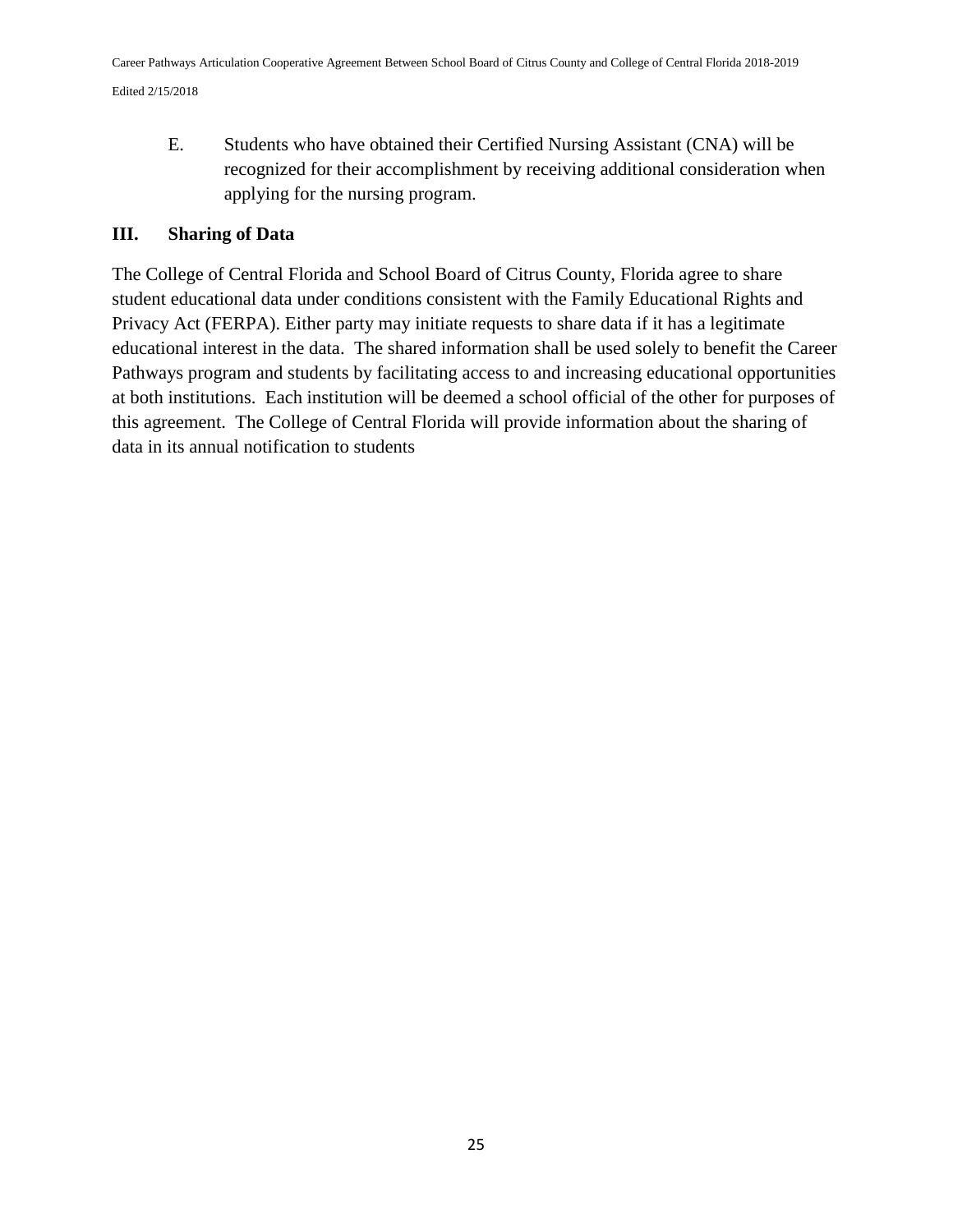E. Students who have obtained their Certified Nursing Assistant (CNA) will be recognized for their accomplishment by receiving additional consideration when applying for the nursing program.

## III. Sharing of Data

The College of Central Florida and School Board of Citrus County, Florida agree to share student educational data under conditions consistent with the Family Educational Rights and Privacy Act (FERPA). Either party may initiate requests to share data if it has a legitimate educational interest in the data. The shared information shall be used solely to benefit the Career Pathways program and students by facilitating access to and increasing educational opportunities at both institutions. Each institution will be deemed a school official of the other for purposes of this agreement. The College of Central Florida will provide information about the sharing of data in its annual notification to students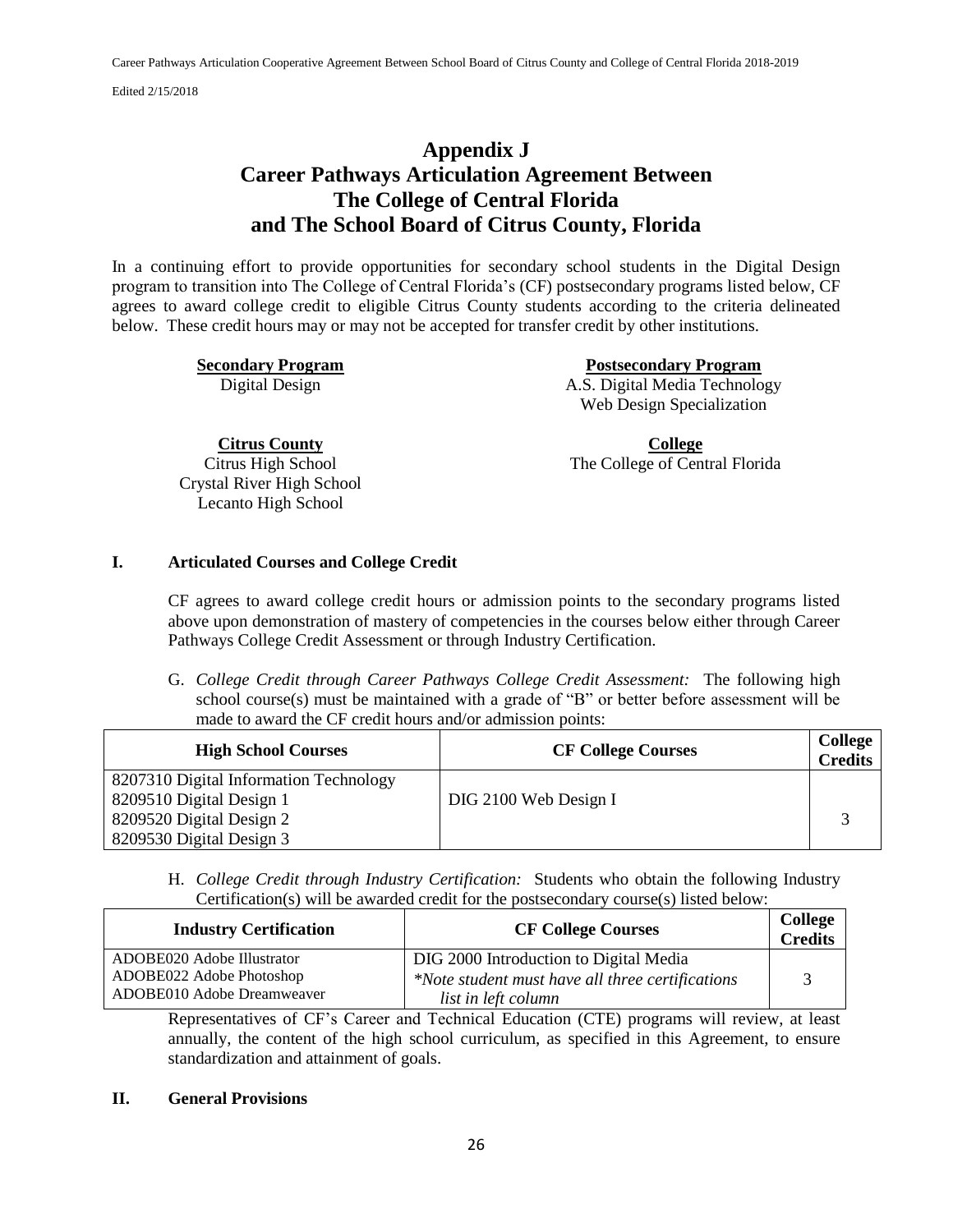# Appendix J
# Career Pathways Articulation Agreement Between The College of Central Florida and The School Board of Citrus County, Florida

In a continuing effort to provide opportunities for secondary school students in the Digital Design program to transition into The College of Central Florida's (CF) postsecondary programs listed below, CF agrees to award college credit to eligible Citrus County students according to the criteria delineated below. These credit hours may or may not be accepted for transfer credit by other institutions.

**Secondary Program**
Digital Design

**Postsecondary Program**
A.S. Digital Media Technology
Web Design Specialization

**Citrus County**
Citrus High School
Crystal River High School
Lecanto High School

**College**
The College of Central Florida

## I. Articulated Courses and College Credit

CF agrees to award college credit hours or admission points to the secondary programs listed above upon demonstration of mastery of competencies in the courses below either through Career Pathways College Credit Assessment or through Industry Certification.

G. *College Credit through Career Pathways College Credit Assessment:* The following high school course(s) must be maintained with a grade of "B" or better before assessment will be made to award the CF credit hours and/or admission points:

| High School Courses | CF College Courses | College Credits |
|---|---|---|
| 8207310 Digital Information Technology<br>8209510 Digital Design 1<br>8209520 Digital Design 2<br>8209530 Digital Design 3 | DIG 2100 Web Design I | 3 |

H. *College Credit through Industry Certification:* Students who obtain the following Industry Certification(s) will be awarded credit for the postsecondary course(s) listed below:

| Industry Certification | CF College Courses | College Credits |
|---|---|---|
| ADOBE020 Adobe Illustrator<br>ADOBE022 Adobe Photoshop<br>ADOBE010 Adobe Dreamweaver | DIG 2000 Introduction to Digital Media<br>*\*Note student must have all three certifications list in left column* | 3 |

Representatives of CF's Career and Technical Education (CTE) programs will review, at least annually, the content of the high school curriculum, as specified in this Agreement, to ensure standardization and attainment of goals.

## II. General Provisions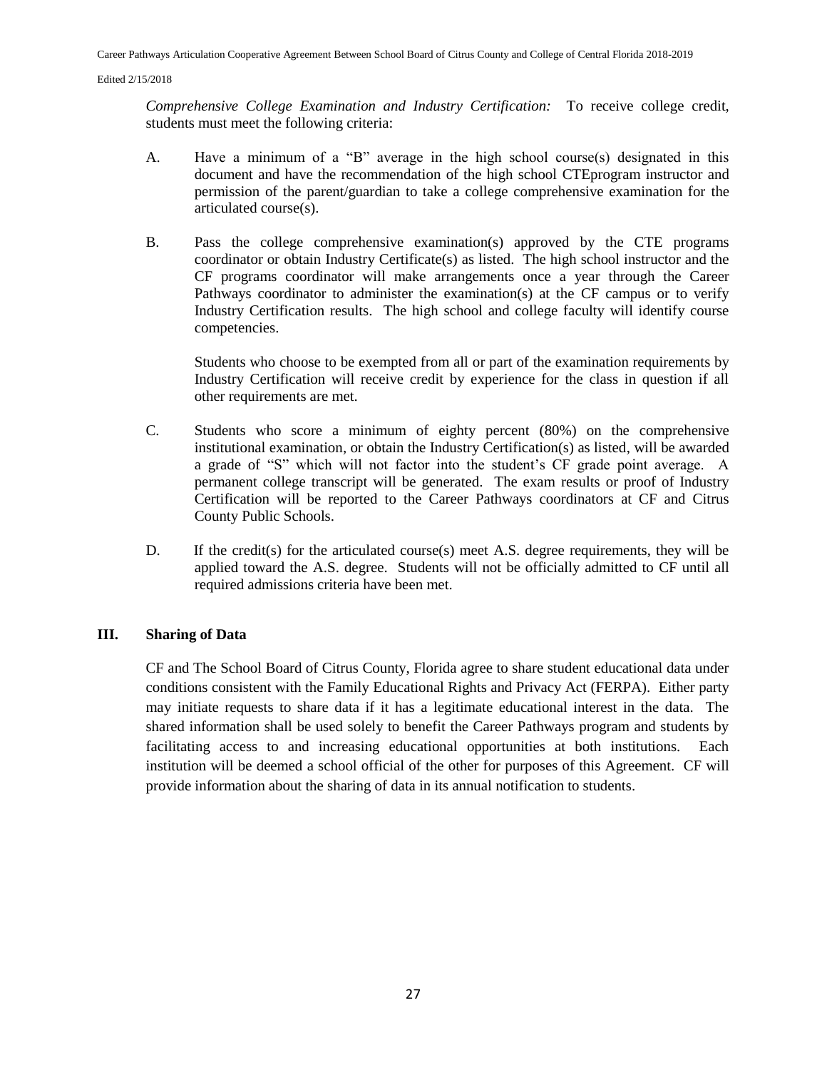*Comprehensive College Examination and Industry Certification:* To receive college credit, students must meet the following criteria:

A. Have a minimum of a “B” average in the high school course(s) designated in this document and have the recommendation of the high school CTEprogram instructor and permission of the parent/guardian to take a college comprehensive examination for the articulated course(s).

B. Pass the college comprehensive examination(s) approved by the CTE programs coordinator or obtain Industry Certificate(s) as listed. The high school instructor and the CF programs coordinator will make arrangements once a year through the Career Pathways coordinator to administer the examination(s) at the CF campus or to verify Industry Certification results. The high school and college faculty will identify course competencies.

   Students who choose to be exempted from all or part of the examination requirements by Industry Certification will receive credit by experience for the class in question if all other requirements are met.

C. Students who score a minimum of eighty percent (80%) on the comprehensive institutional examination, or obtain the Industry Certification(s) as listed, will be awarded a grade of “S” which will not factor into the student’s CF grade point average. A permanent college transcript will be generated. The exam results or proof of Industry Certification will be reported to the Career Pathways coordinators at CF and Citrus County Public Schools.

D. If the credit(s) for the articulated course(s) meet A.S. degree requirements, they will be applied toward the A.S. degree. Students will not be officially admitted to CF until all required admissions criteria have been met.

## III. Sharing of Data

CF and The School Board of Citrus County, Florida agree to share student educational data under conditions consistent with the Family Educational Rights and Privacy Act (FERPA). Either party may initiate requests to share data if it has a legitimate educational interest in the data. The shared information shall be used solely to benefit the Career Pathways program and students by facilitating access to and increasing educational opportunities at both institutions. Each institution will be deemed a school official of the other for purposes of this Agreement. CF will provide information about the sharing of data in its annual notification to students.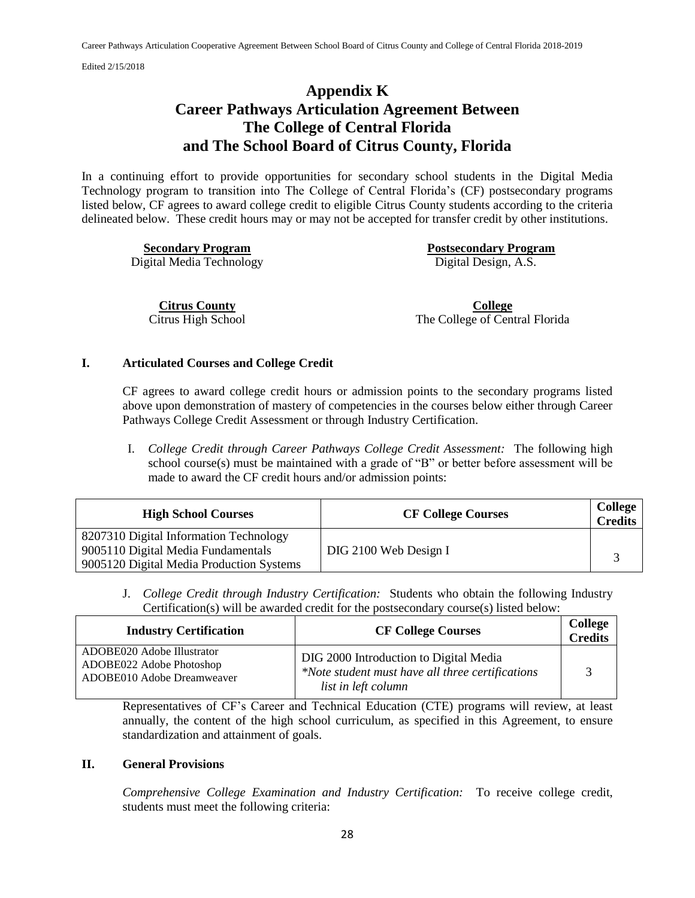# Appendix K
# Career Pathways Articulation Agreement Between The College of Central Florida and The School Board of Citrus County, Florida

In a continuing effort to provide opportunities for secondary school students in the Digital Media Technology program to transition into The College of Central Florida's (CF) postsecondary programs listed below, CF agrees to award college credit to eligible Citrus County students according to the criteria delineated below. These credit hours may or may not be accepted for transfer credit by other institutions.

| **Secondary Program** | **Postsecondary Program** |
|---|---|
| Digital Media Technology | Digital Design, A.S. |

| **Citrus County** | **College** |
|---|---|
| Citrus High School | The College of Central Florida |

## I. Articulated Courses and College Credit

CF agrees to award college credit hours or admission points to the secondary programs listed above upon demonstration of mastery of competencies in the courses below either through Career Pathways College Credit Assessment or through Industry Certification.

I. *College Credit through Career Pathways College Credit Assessment:* The following high school course(s) must be maintained with a grade of "B" or better before assessment will be made to award the CF credit hours and/or admission points:

| High School Courses | CF College Courses | College Credits |
|---|---|---|
| 8207310 Digital Information Technology<br>9005110 Digital Media Fundamentals<br>9005120 Digital Media Production Systems | DIG 2100 Web Design I | 3 |

J. *College Credit through Industry Certification:* Students who obtain the following Industry Certification(s) will be awarded credit for the postsecondary course(s) listed below:

| Industry Certification | CF College Courses | College Credits |
|---|---|---|
| ADOBE020 Adobe Illustrator<br>ADOBE022 Adobe Photoshop<br>ADOBE010 Adobe Dreamweaver | DIG 2000 Introduction to Digital Media<br>*\*Note student must have all three certifications list in left column* | 3 |

Representatives of CF's Career and Technical Education (CTE) programs will review, at least annually, the content of the high school curriculum, as specified in this Agreement, to ensure standardization and attainment of goals.

## II. General Provisions

*Comprehensive College Examination and Industry Certification:* To receive college credit, students must meet the following criteria: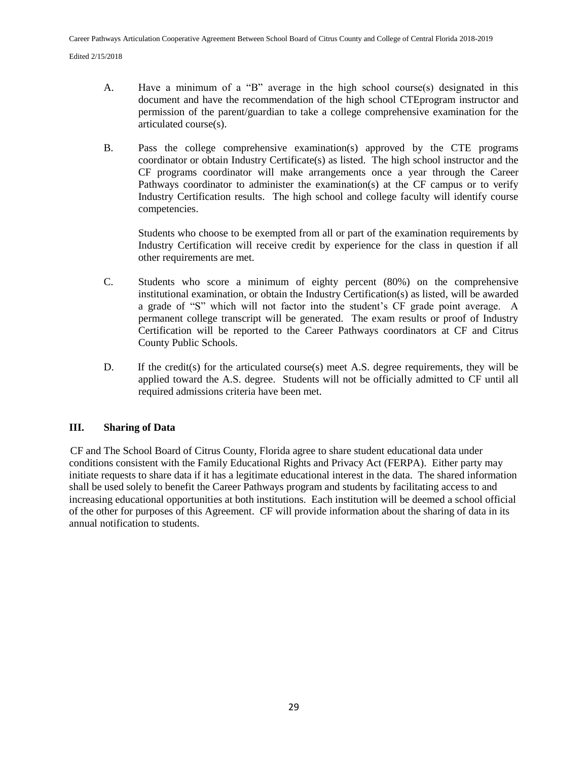A. Have a minimum of a “B” average in the high school course(s) designated in this document and have the recommendation of the high school CTEprogram instructor and permission of the parent/guardian to take a college comprehensive examination for the articulated course(s).

B. Pass the college comprehensive examination(s) approved by the CTE programs coordinator or obtain Industry Certificate(s) as listed. The high school instructor and the CF programs coordinator will make arrangements once a year through the Career Pathways coordinator to administer the examination(s) at the CF campus or to verify Industry Certification results. The high school and college faculty will identify course competencies.

   Students who choose to be exempted from all or part of the examination requirements by Industry Certification will receive credit by experience for the class in question if all other requirements are met.

C. Students who score a minimum of eighty percent (80%) on the comprehensive institutional examination, or obtain the Industry Certification(s) as listed, will be awarded a grade of “S” which will not factor into the student’s CF grade point average. A permanent college transcript will be generated. The exam results or proof of Industry Certification will be reported to the Career Pathways coordinators at CF and Citrus County Public Schools.

D. If the credit(s) for the articulated course(s) meet A.S. degree requirements, they will be applied toward the A.S. degree. Students will not be officially admitted to CF until all required admissions criteria have been met.

## III. Sharing of Data

CF and The School Board of Citrus County, Florida agree to share student educational data under conditions consistent with the Family Educational Rights and Privacy Act (FERPA). Either party may initiate requests to share data if it has a legitimate educational interest in the data. The shared information shall be used solely to benefit the Career Pathways program and students by facilitating access to and increasing educational opportunities at both institutions. Each institution will be deemed a school official of the other for purposes of this Agreement. CF will provide information about the sharing of data in its annual notification to students.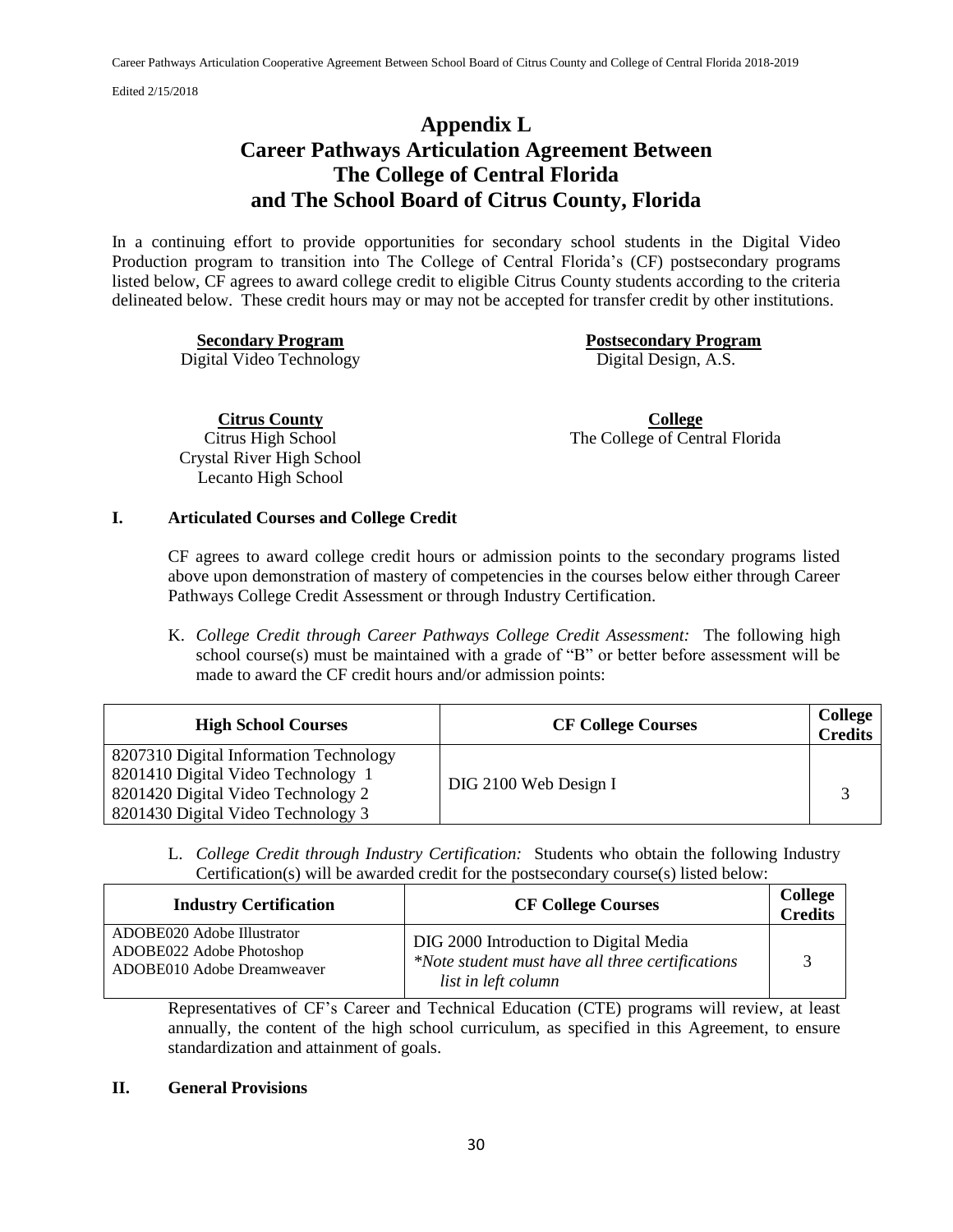# Appendix L
# Career Pathways Articulation Agreement Between The College of Central Florida and The School Board of Citrus County, Florida

In a continuing effort to provide opportunities for secondary school students in the Digital Video Production program to transition into The College of Central Florida's (CF) postsecondary programs listed below, CF agrees to award college credit to eligible Citrus County students according to the criteria delineated below. These credit hours may or may not be accepted for transfer credit by other institutions.

| **Secondary Program** | **Postsecondary Program** |
|---|---|
| Digital Video Technology | Digital Design, A.S. |

| **Citrus County** | **College** |
|---|---|
| Citrus High School<br>Crystal River High School<br>Lecanto High School | The College of Central Florida |

## I. Articulated Courses and College Credit

CF agrees to award college credit hours or admission points to the secondary programs listed above upon demonstration of mastery of competencies in the courses below either through Career Pathways College Credit Assessment or through Industry Certification.

K. *College Credit through Career Pathways College Credit Assessment:* The following high school course(s) must be maintained with a grade of "B" or better before assessment will be made to award the CF credit hours and/or admission points:

| High School Courses | CF College Courses | College Credits |
|---|---|---|
| 8207310 Digital Information Technology<br>8201410 Digital Video Technology 1<br>8201420 Digital Video Technology 2<br>8201430 Digital Video Technology 3 | DIG 2100 Web Design I | 3 |

L. *College Credit through Industry Certification:* Students who obtain the following Industry Certification(s) will be awarded credit for the postsecondary course(s) listed below:

| Industry Certification | CF College Courses | College Credits |
|---|---|---|
| ADOBE020 Adobe Illustrator<br>ADOBE022 Adobe Photoshop<br>ADOBE010 Adobe Dreamweaver | DIG 2000 Introduction to Digital Media<br>*\*Note student must have all three certifications list in left column* | 3 |

Representatives of CF's Career and Technical Education (CTE) programs will review, at least annually, the content of the high school curriculum, as specified in this Agreement, to ensure standardization and attainment of goals.

## II. General Provisions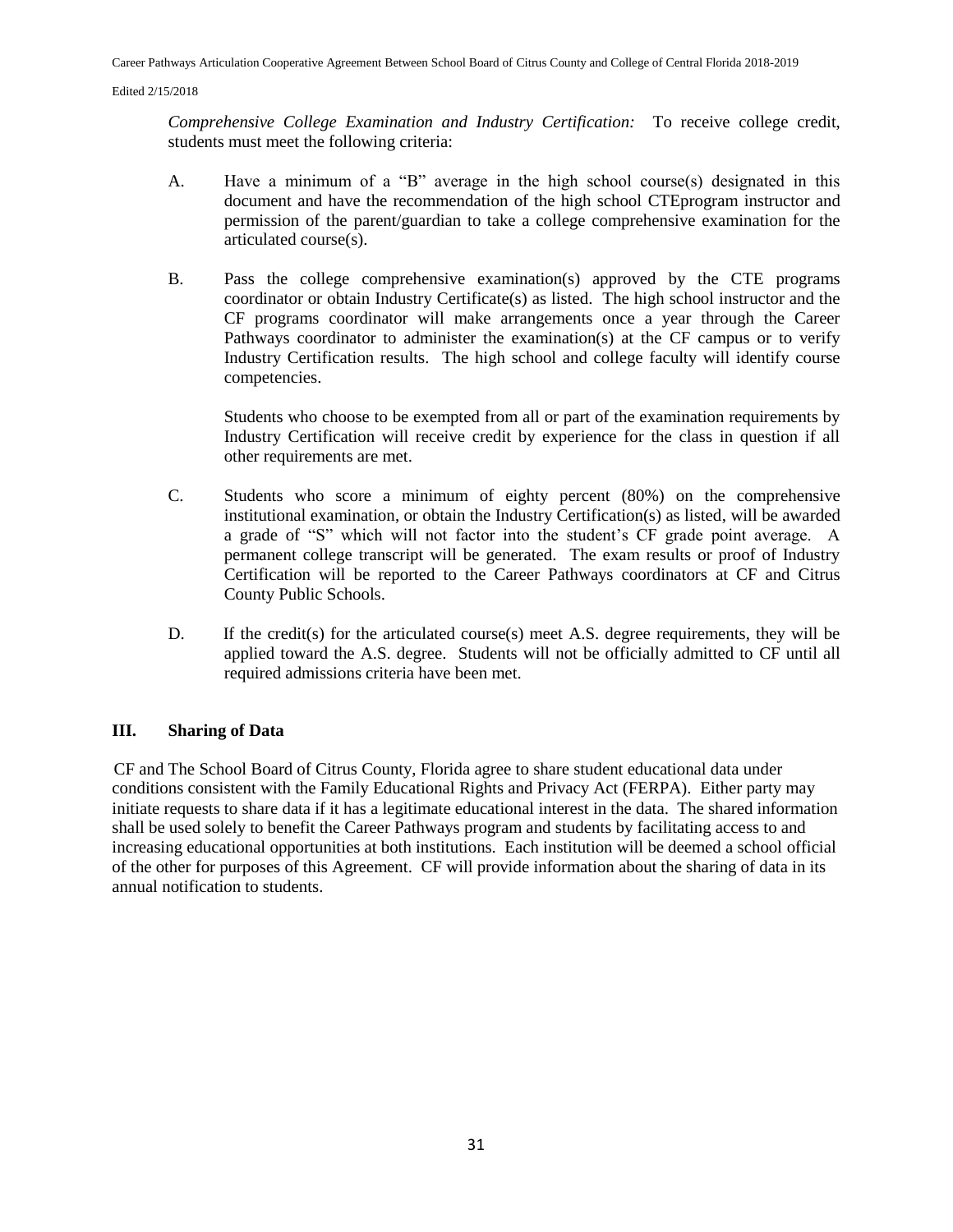*Comprehensive College Examination and Industry Certification:* To receive college credit, students must meet the following criteria:

A. Have a minimum of a "B" average in the high school course(s) designated in this document and have the recommendation of the high school CTEprogram instructor and permission of the parent/guardian to take a college comprehensive examination for the articulated course(s).

B. Pass the college comprehensive examination(s) approved by the CTE programs coordinator or obtain Industry Certificate(s) as listed. The high school instructor and the CF programs coordinator will make arrangements once a year through the Career Pathways coordinator to administer the examination(s) at the CF campus or to verify Industry Certification results. The high school and college faculty will identify course competencies.

   Students who choose to be exempted from all or part of the examination requirements by Industry Certification will receive credit by experience for the class in question if all other requirements are met.

C. Students who score a minimum of eighty percent (80%) on the comprehensive institutional examination, or obtain the Industry Certification(s) as listed, will be awarded a grade of "S" which will not factor into the student's CF grade point average. A permanent college transcript will be generated. The exam results or proof of Industry Certification will be reported to the Career Pathways coordinators at CF and Citrus County Public Schools.

D. If the credit(s) for the articulated course(s) meet A.S. degree requirements, they will be applied toward the A.S. degree. Students will not be officially admitted to CF until all required admissions criteria have been met.

## III. Sharing of Data

CF and The School Board of Citrus County, Florida agree to share student educational data under conditions consistent with the Family Educational Rights and Privacy Act (FERPA). Either party may initiate requests to share data if it has a legitimate educational interest in the data. The shared information shall be used solely to benefit the Career Pathways program and students by facilitating access to and increasing educational opportunities at both institutions. Each institution will be deemed a school official of the other for purposes of this Agreement. CF will provide information about the sharing of data in its annual notification to students.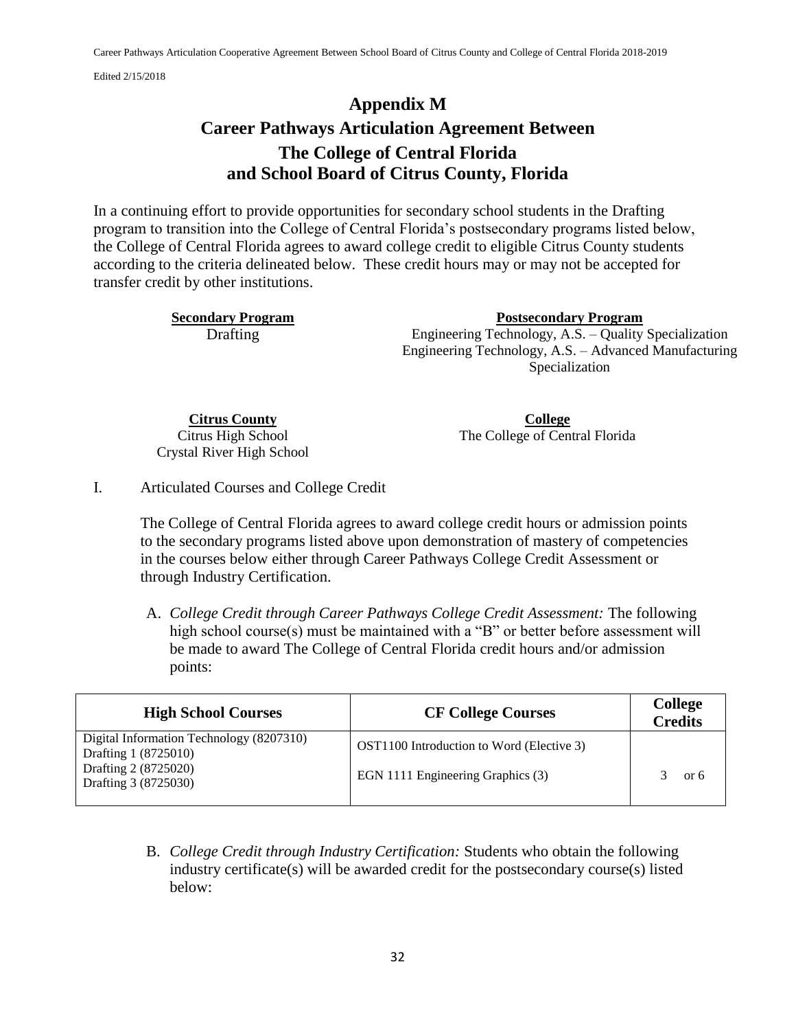# Appendix M

## Career Pathways Articulation Agreement Between The College of Central Florida and School Board of Citrus County, Florida

In a continuing effort to provide opportunities for secondary school students in the Drafting program to transition into the College of Central Florida's postsecondary programs listed below, the College of Central Florida agrees to award college credit to eligible Citrus County students according to the criteria delineated below. These credit hours may or may not be accepted for transfer credit by other institutions.

| **Secondary Program** | **Postsecondary Program** |
|---|---|
| Drafting | Engineering Technology, A.S. – Quality Specialization<br>Engineering Technology, A.S. – Advanced Manufacturing Specialization |

| **Citrus County** | **College** |
|---|---|
| Citrus High School<br>Crystal River High School | The College of Central Florida |

I. Articulated Courses and College Credit

The College of Central Florida agrees to award college credit hours or admission points to the secondary programs listed above upon demonstration of mastery of competencies in the courses below either through Career Pathways College Credit Assessment or through Industry Certification.

A. *College Credit through Career Pathways College Credit Assessment:* The following high school course(s) must be maintained with a "B" or better before assessment will be made to award The College of Central Florida credit hours and/or admission points:

| High School Courses | CF College Courses | College Credits |
|---|---|---|
| Digital Information Technology (8207310)<br>Drafting 1 (8725010)<br>Drafting 2 (8725020)<br>Drafting 3 (8725030) | OST1100 Introduction to Word (Elective 3)<br>EGN 1111 Engineering Graphics (3) | 3 or 6 |

B. *College Credit through Industry Certification:* Students who obtain the following industry certificate(s) will be awarded credit for the postsecondary course(s) listed below: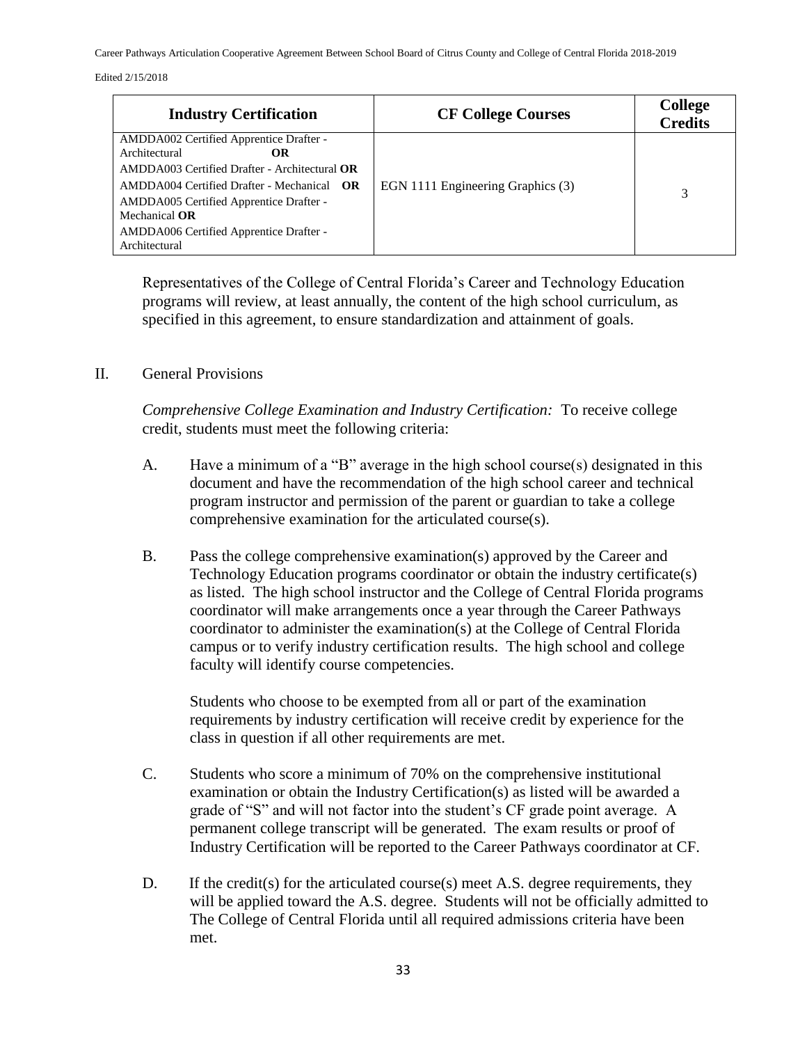| Industry Certification | CF College Courses | College Credits |
|---|---|---|
| AMDDA002 Certified Apprentice Drafter - Architectural **OR** AMDDA003 Certified Drafter - Architectural **OR** AMDDA004 Certified Drafter - Mechanical **OR** AMDDA005 Certified Apprentice Drafter - Mechanical **OR** AMDDA006 Certified Apprentice Drafter - Architectural | EGN 1111 Engineering Graphics (3) | 3 |

Representatives of the College of Central Florida's Career and Technology Education programs will review, at least annually, the content of the high school curriculum, as specified in this agreement, to ensure standardization and attainment of goals.

II. General Provisions

*Comprehensive College Examination and Industry Certification:* To receive college credit, students must meet the following criteria:

A. Have a minimum of a "B" average in the high school course(s) designated in this document and have the recommendation of the high school career and technical program instructor and permission of the parent or guardian to take a college comprehensive examination for the articulated course(s).

B. Pass the college comprehensive examination(s) approved by the Career and Technology Education programs coordinator or obtain the industry certificate(s) as listed. The high school instructor and the College of Central Florida programs coordinator will make arrangements once a year through the Career Pathways coordinator to administer the examination(s) at the College of Central Florida campus or to verify industry certification results. The high school and college faculty will identify course competencies.

Students who choose to be exempted from all or part of the examination requirements by industry certification will receive credit by experience for the class in question if all other requirements are met.

C. Students who score a minimum of 70% on the comprehensive institutional examination or obtain the Industry Certification(s) as listed will be awarded a grade of "S" and will not factor into the student's CF grade point average. A permanent college transcript will be generated. The exam results or proof of Industry Certification will be reported to the Career Pathways coordinator at CF.

D. If the credit(s) for the articulated course(s) meet A.S. degree requirements, they will be applied toward the A.S. degree. Students will not be officially admitted to The College of Central Florida until all required admissions criteria have been met.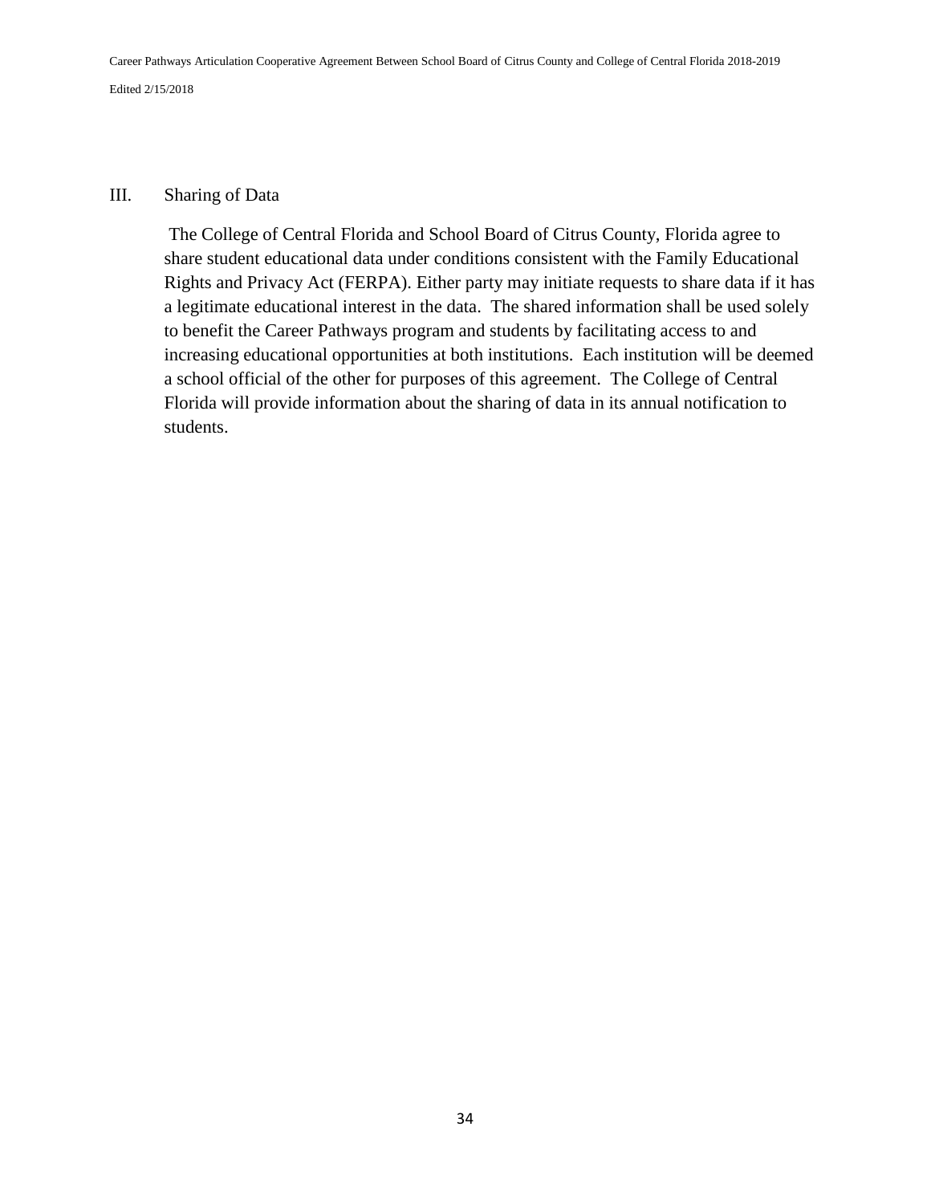## III. Sharing of Data

The College of Central Florida and School Board of Citrus County, Florida agree to share student educational data under conditions consistent with the Family Educational Rights and Privacy Act (FERPA). Either party may initiate requests to share data if it has a legitimate educational interest in the data. The shared information shall be used solely to benefit the Career Pathways program and students by facilitating access to and increasing educational opportunities at both institutions. Each institution will be deemed a school official of the other for purposes of this agreement. The College of Central Florida will provide information about the sharing of data in its annual notification to students.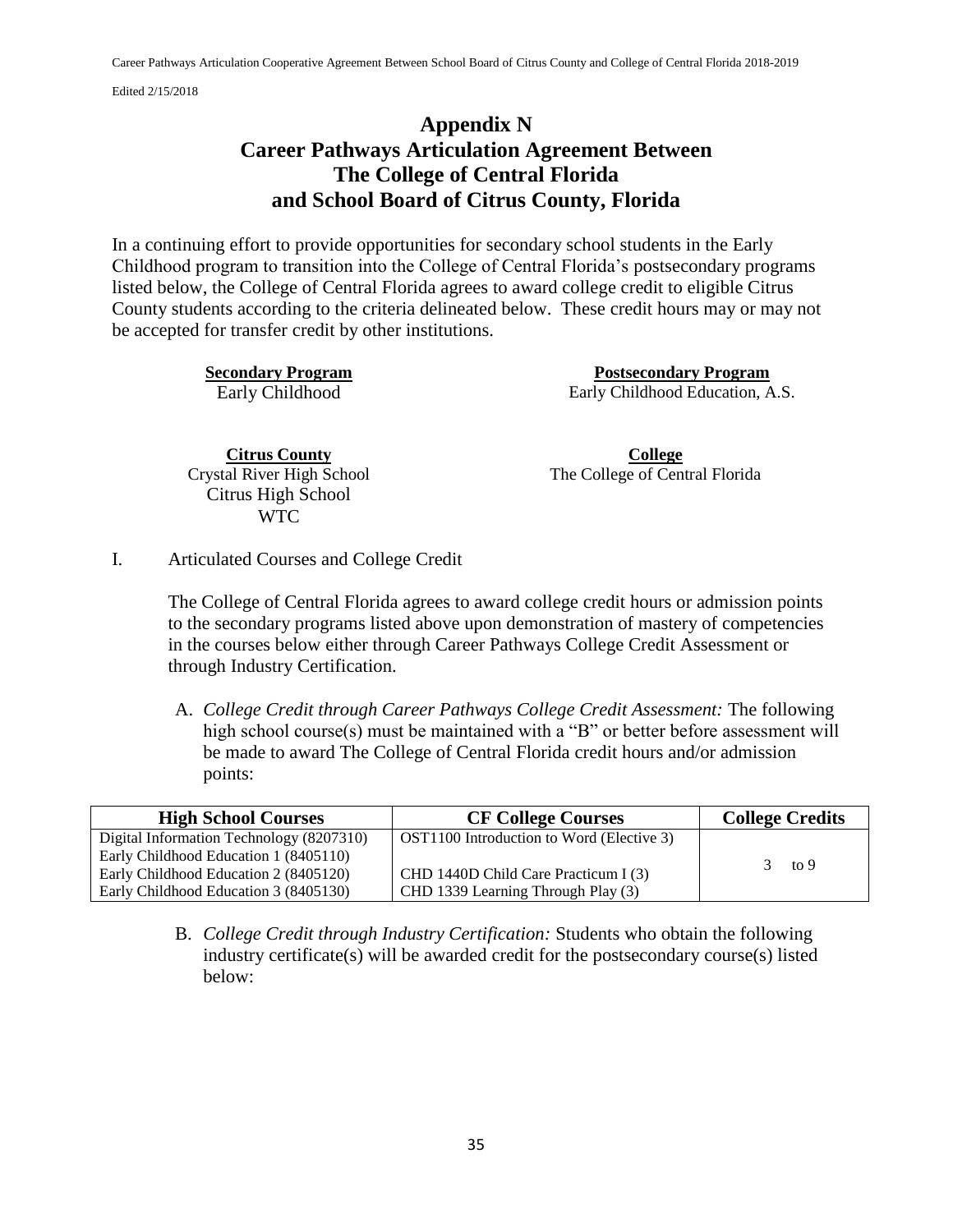# Appendix N
# Career Pathways Articulation Agreement Between The College of Central Florida and School Board of Citrus County, Florida

In a continuing effort to provide opportunities for secondary school students in the Early Childhood program to transition into the College of Central Florida's postsecondary programs listed below, the College of Central Florida agrees to award college credit to eligible Citrus County students according to the criteria delineated below. These credit hours may or may not be accepted for transfer credit by other institutions.

| **Secondary Program** | **Postsecondary Program** |
|---|---|
| Early Childhood | Early Childhood Education, A.S. |

| **Citrus County** | **College** |
|---|---|
| Crystal River High School<br>Citrus High School<br>WTC | The College of Central Florida |

I. Articulated Courses and College Credit

The College of Central Florida agrees to award college credit hours or admission points to the secondary programs listed above upon demonstration of mastery of competencies in the courses below either through Career Pathways College Credit Assessment or through Industry Certification.

A. *College Credit through Career Pathways College Credit Assessment:* The following high school course(s) must be maintained with a "B" or better before assessment will be made to award The College of Central Florida credit hours and/or admission points:

| High School Courses | CF College Courses | College Credits |
|---|---|---|
| Digital Information Technology (8207310) | OST1100 Introduction to Word (Elective 3) | 3 to 9 |
| Early Childhood Education 1 (8405110) | | |
| Early Childhood Education 2 (8405120) | CHD 1440D Child Care Practicum I (3) | |
| Early Childhood Education 3 (8405130) | CHD 1339 Learning Through Play (3) | |

B. *College Credit through Industry Certification:* Students who obtain the following industry certificate(s) will be awarded credit for the postsecondary course(s) listed below: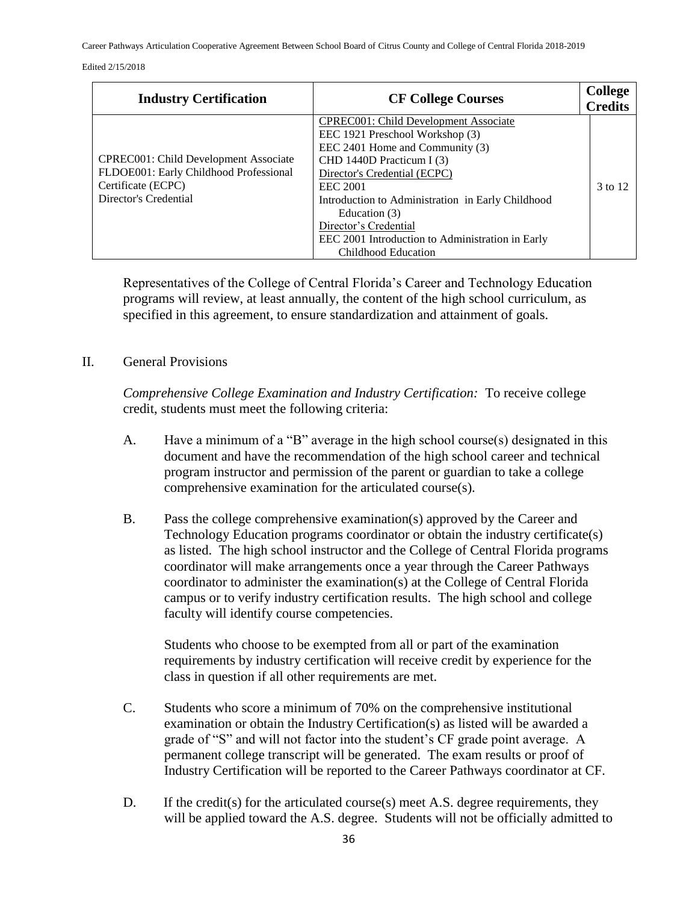| Industry Certification | CF College Courses | College Credits |
|---|---|---|
| CPREC001: Child Development Associate<br>FLDOE001: Early Childhood Professional Certificate (ECPC)<br>Director's Credential | CPREC001: Child Development Associate<br>EEC 1921 Preschool Workshop (3)<br>EEC 2401 Home and Community (3)<br>CHD 1440D Practicum I (3)<br>Director's Credential (ECPC)<br>EEC 2001<br>Introduction to Administration in Early Childhood Education (3)<br>Director's Credential<br>EEC 2001 Introduction to Administration in Early Childhood Education | 3 to 12 |

Representatives of the College of Central Florida's Career and Technology Education programs will review, at least annually, the content of the high school curriculum, as specified in this agreement, to ensure standardization and attainment of goals.

## II. General Provisions

*Comprehensive College Examination and Industry Certification:* To receive college credit, students must meet the following criteria:

A. Have a minimum of a "B" average in the high school course(s) designated in this document and have the recommendation of the high school career and technical program instructor and permission of the parent or guardian to take a college comprehensive examination for the articulated course(s).

B. Pass the college comprehensive examination(s) approved by the Career and Technology Education programs coordinator or obtain the industry certificate(s) as listed. The high school instructor and the College of Central Florida programs coordinator will make arrangements once a year through the Career Pathways coordinator to administer the examination(s) at the College of Central Florida campus or to verify industry certification results. The high school and college faculty will identify course competencies.

Students who choose to be exempted from all or part of the examination requirements by industry certification will receive credit by experience for the class in question if all other requirements are met.

C. Students who score a minimum of 70% on the comprehensive institutional examination or obtain the Industry Certification(s) as listed will be awarded a grade of "S" and will not factor into the student's CF grade point average. A permanent college transcript will be generated. The exam results or proof of Industry Certification will be reported to the Career Pathways coordinator at CF.

D. If the credit(s) for the articulated course(s) meet A.S. degree requirements, they will be applied toward the A.S. degree. Students will not be officially admitted to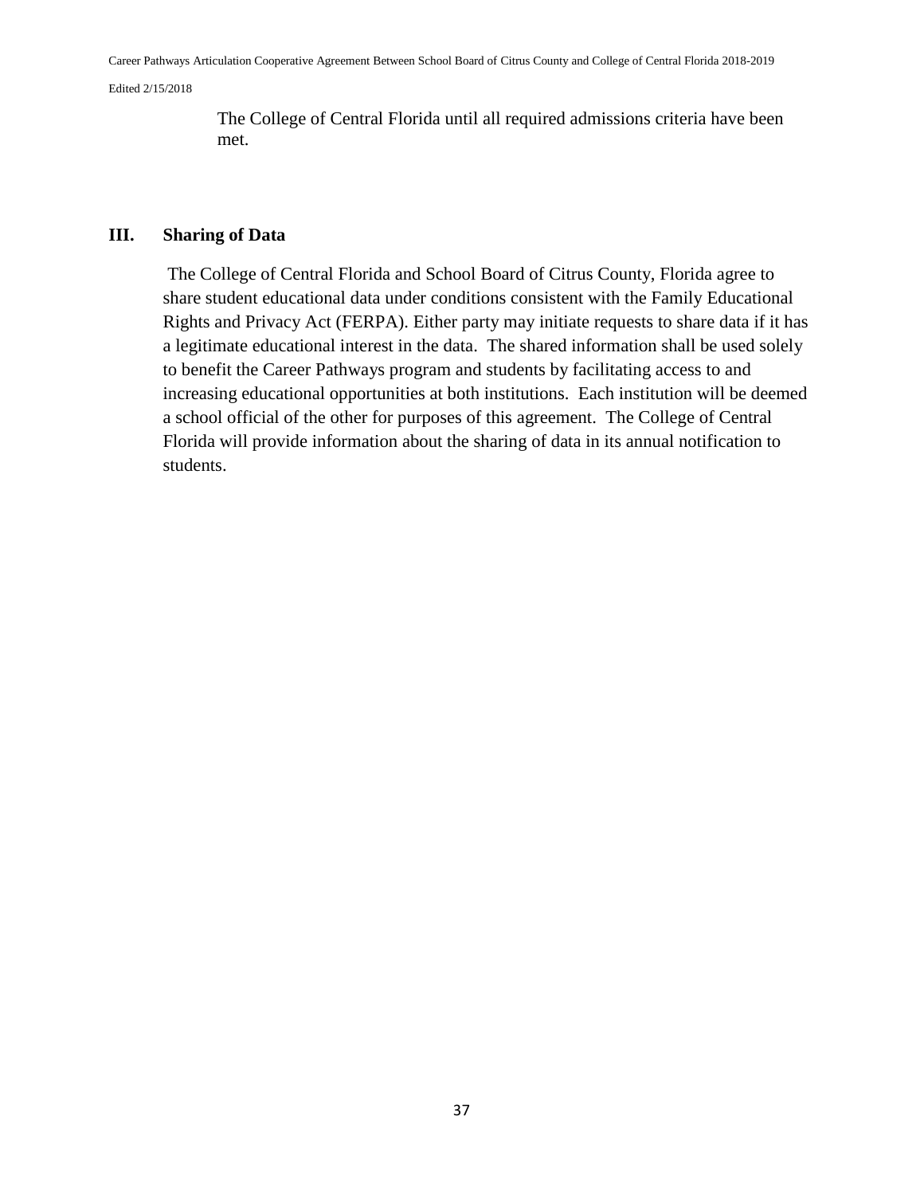The College of Central Florida until all required admissions criteria have been met.

## III. Sharing of Data

The College of Central Florida and School Board of Citrus County, Florida agree to share student educational data under conditions consistent with the Family Educational Rights and Privacy Act (FERPA). Either party may initiate requests to share data if it has a legitimate educational interest in the data. The shared information shall be used solely to benefit the Career Pathways program and students by facilitating access to and increasing educational opportunities at both institutions. Each institution will be deemed a school official of the other for purposes of this agreement. The College of Central Florida will provide information about the sharing of data in its annual notification to students.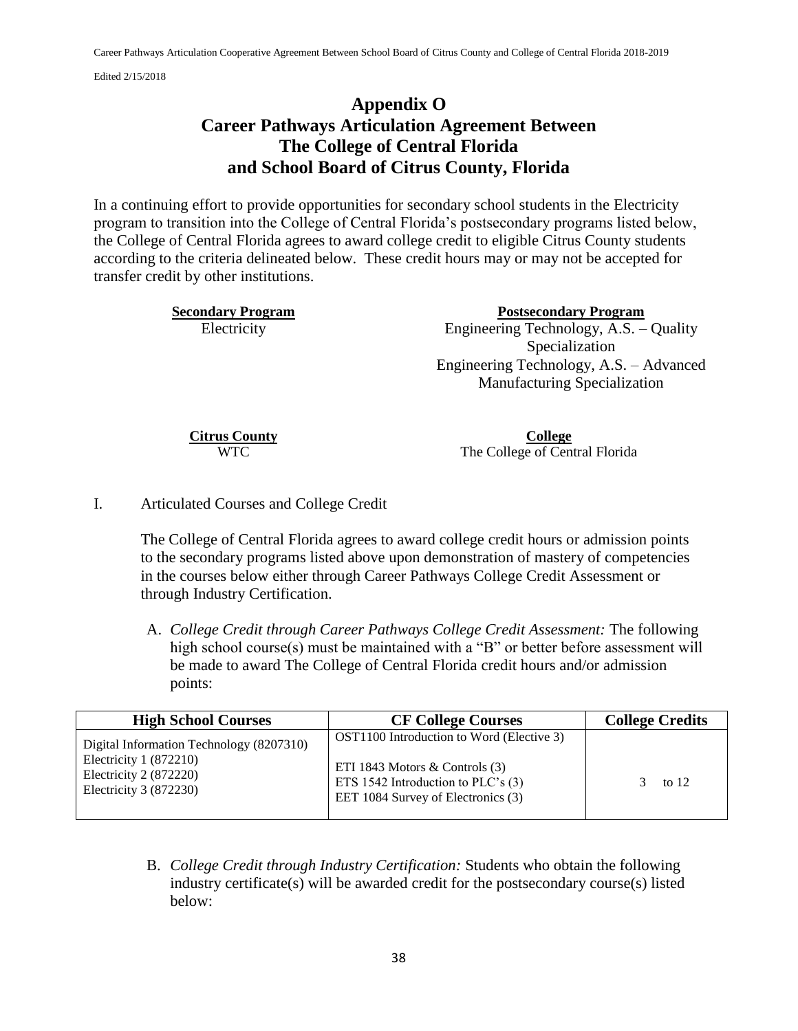# Appendix O
# Career Pathways Articulation Agreement Between The College of Central Florida and School Board of Citrus County, Florida

In a continuing effort to provide opportunities for secondary school students in the Electricity program to transition into the College of Central Florida's postsecondary programs listed below, the College of Central Florida agrees to award college credit to eligible Citrus County students according to the criteria delineated below. These credit hours may or may not be accepted for transfer credit by other institutions.

| Secondary Program | Postsecondary Program |
|---|---|
| Electricity | Engineering Technology, A.S. – Quality Specialization<br>Engineering Technology, A.S. – Advanced Manufacturing Specialization |

| Citrus County | College |
|---|---|
| WTC | The College of Central Florida |

I. Articulated Courses and College Credit

The College of Central Florida agrees to award college credit hours or admission points to the secondary programs listed above upon demonstration of mastery of competencies in the courses below either through Career Pathways College Credit Assessment or through Industry Certification.

A. *College Credit through Career Pathways College Credit Assessment:* The following high school course(s) must be maintained with a "B" or better before assessment will be made to award The College of Central Florida credit hours and/or admission points:

| High School Courses | CF College Courses | College Credits |
|---|---|---|
| Digital Information Technology (8207310)<br>Electricity 1 (872210)<br>Electricity 2 (872220)<br>Electricity 3 (872230) | OST1100 Introduction to Word (Elective 3)<br><br>ETI 1843 Motors & Controls (3)<br>ETS 1542 Introduction to PLC's (3)<br>EET 1084 Survey of Electronics (3) | 3 to 12 |

B. *College Credit through Industry Certification:* Students who obtain the following industry certificate(s) will be awarded credit for the postsecondary course(s) listed below: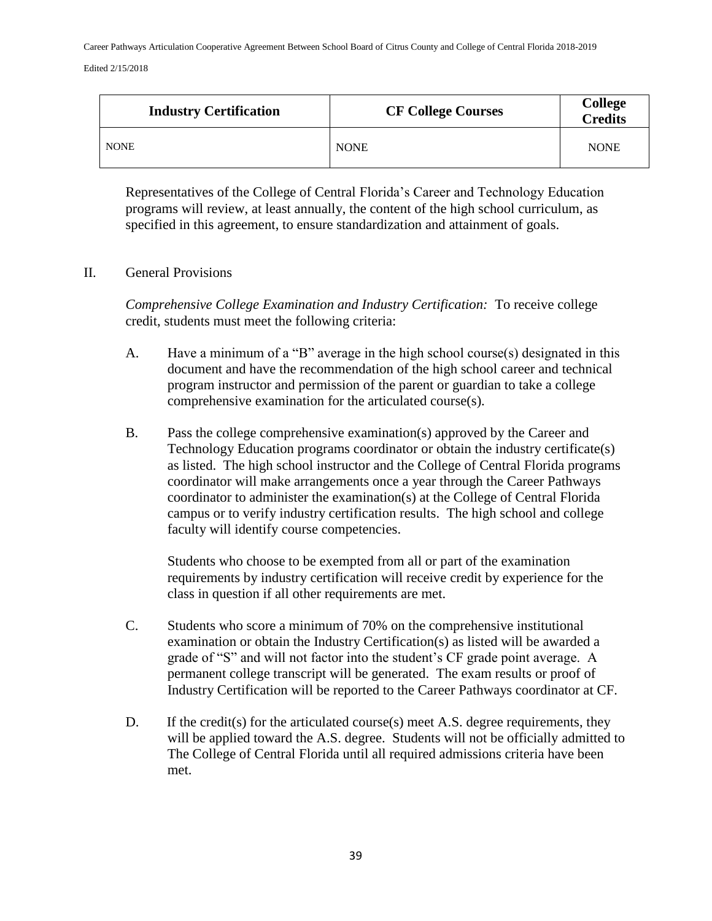| Industry Certification | CF College Courses | College Credits |
|---|---|---|
| NONE | NONE | NONE |

Representatives of the College of Central Florida's Career and Technology Education programs will review, at least annually, the content of the high school curriculum, as specified in this agreement, to ensure standardization and attainment of goals.

## II. General Provisions

*Comprehensive College Examination and Industry Certification:* To receive college credit, students must meet the following criteria:

A. Have a minimum of a "B" average in the high school course(s) designated in this document and have the recommendation of the high school career and technical program instructor and permission of the parent or guardian to take a college comprehensive examination for the articulated course(s).

B. Pass the college comprehensive examination(s) approved by the Career and Technology Education programs coordinator or obtain the industry certificate(s) as listed. The high school instructor and the College of Central Florida programs coordinator will make arrangements once a year through the Career Pathways coordinator to administer the examination(s) at the College of Central Florida campus or to verify industry certification results. The high school and college faculty will identify course competencies.

   Students who choose to be exempted from all or part of the examination requirements by industry certification will receive credit by experience for the class in question if all other requirements are met.

C. Students who score a minimum of 70% on the comprehensive institutional examination or obtain the Industry Certification(s) as listed will be awarded a grade of "S" and will not factor into the student's CF grade point average. A permanent college transcript will be generated. The exam results or proof of Industry Certification will be reported to the Career Pathways coordinator at CF.

D. If the credit(s) for the articulated course(s) meet A.S. degree requirements, they will be applied toward the A.S. degree. Students will not be officially admitted to The College of Central Florida until all required admissions criteria have been met.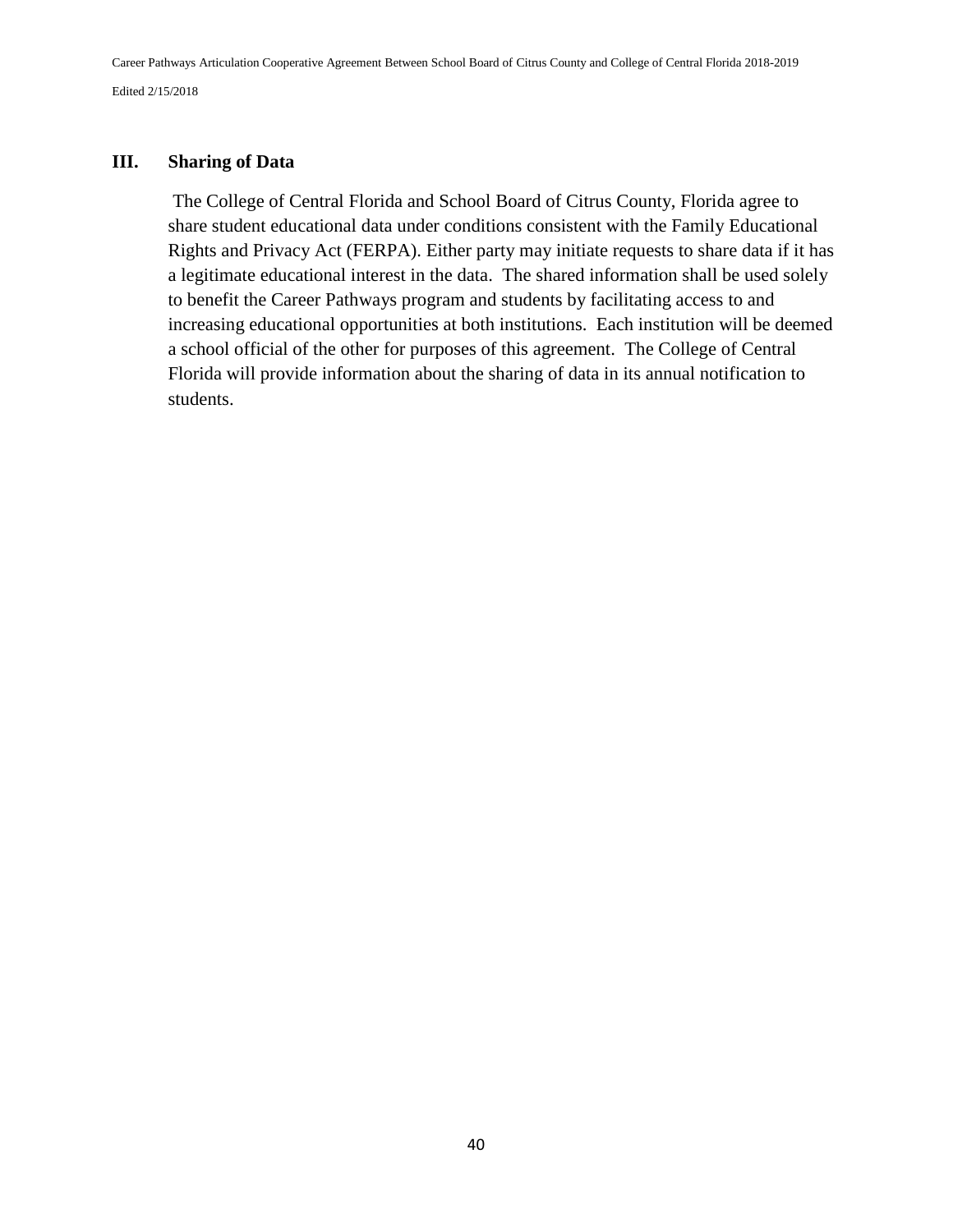## III. Sharing of Data

The College of Central Florida and School Board of Citrus County, Florida agree to share student educational data under conditions consistent with the Family Educational Rights and Privacy Act (FERPA). Either party may initiate requests to share data if it has a legitimate educational interest in the data. The shared information shall be used solely to benefit the Career Pathways program and students by facilitating access to and increasing educational opportunities at both institutions. Each institution will be deemed a school official of the other for purposes of this agreement. The College of Central Florida will provide information about the sharing of data in its annual notification to students.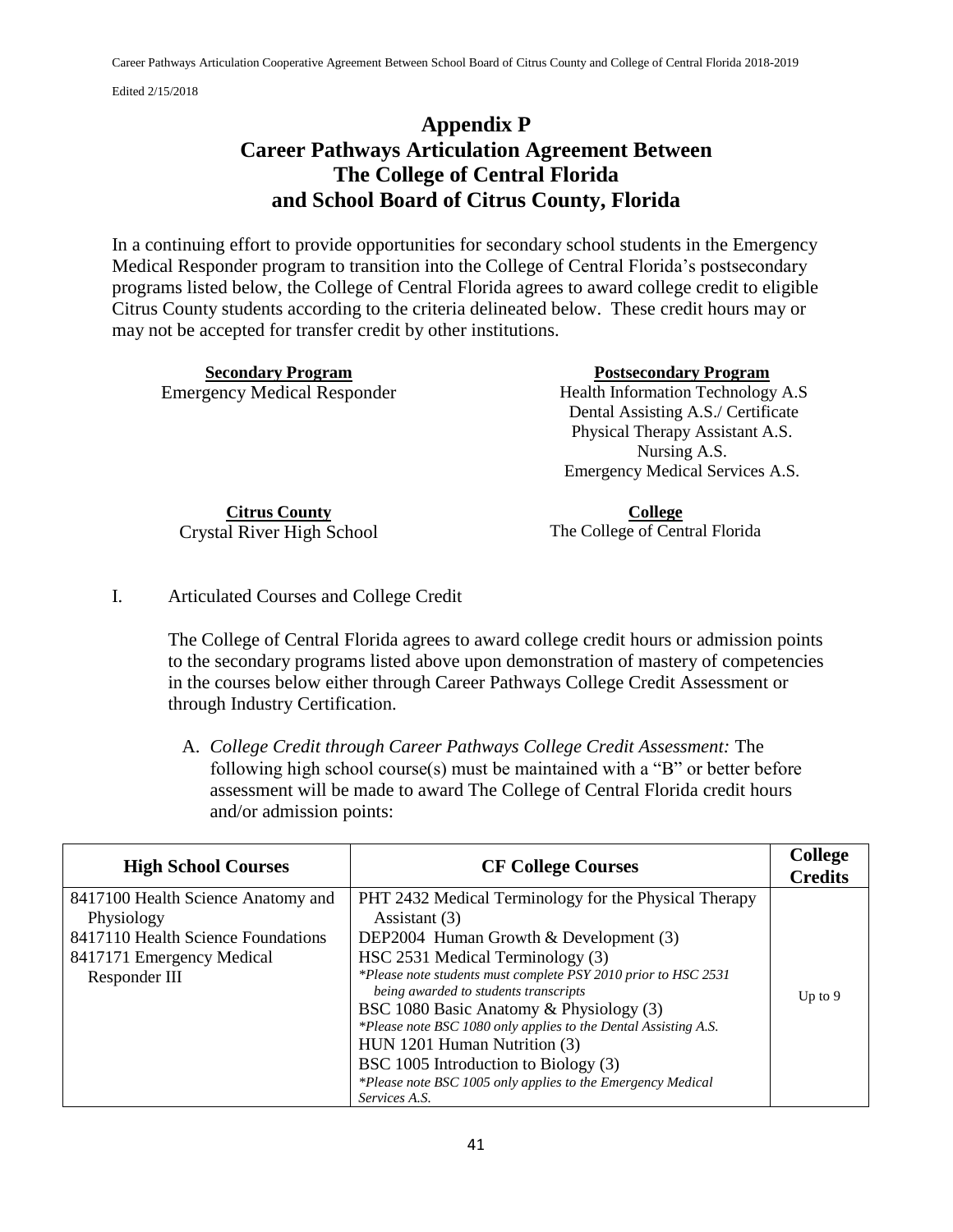# Appendix P
# Career Pathways Articulation Agreement Between The College of Central Florida and School Board of Citrus County, Florida

In a continuing effort to provide opportunities for secondary school students in the Emergency Medical Responder program to transition into the College of Central Florida's postsecondary programs listed below, the College of Central Florida agrees to award college credit to eligible Citrus County students according to the criteria delineated below. These credit hours may or may not be accepted for transfer credit by other institutions.

| **Secondary Program** | **Postsecondary Program** |
|---|---|
| Emergency Medical Responder | Health Information Technology A.S<br>Dental Assisting A.S./ Certificate<br>Physical Therapy Assistant A.S.<br>Nursing A.S.<br>Emergency Medical Services A.S. |

| **Citrus County** | **College** |
|---|---|
| Crystal River High School | The College of Central Florida |

I. Articulated Courses and College Credit

The College of Central Florida agrees to award college credit hours or admission points to the secondary programs listed above upon demonstration of mastery of competencies in the courses below either through Career Pathways College Credit Assessment or through Industry Certification.

A. *College Credit through Career Pathways College Credit Assessment:* The following high school course(s) must be maintained with a "B" or better before assessment will be made to award The College of Central Florida credit hours and/or admission points:

| High School Courses | CF College Courses | College Credits |
|---|---|---|
| 8417100 Health Science Anatomy and Physiology<br>8417110 Health Science Foundations<br>8417171 Emergency Medical Responder III | PHT 2432 Medical Terminology for the Physical Therapy Assistant (3)<br>DEP2004 Human Growth & Development (3)<br>HSC 2531 Medical Terminology (3)<br>*\*Please note students must complete PSY 2010 prior to HSC 2531 being awarded to students transcripts*<br>BSC 1080 Basic Anatomy & Physiology (3)<br>*\*Please note BSC 1080 only applies to the Dental Assisting A.S.*<br>HUN 1201 Human Nutrition (3)<br>BSC 1005 Introduction to Biology (3)<br>*\*Please note BSC 1005 only applies to the Emergency Medical Services A.S.* | Up to 9 |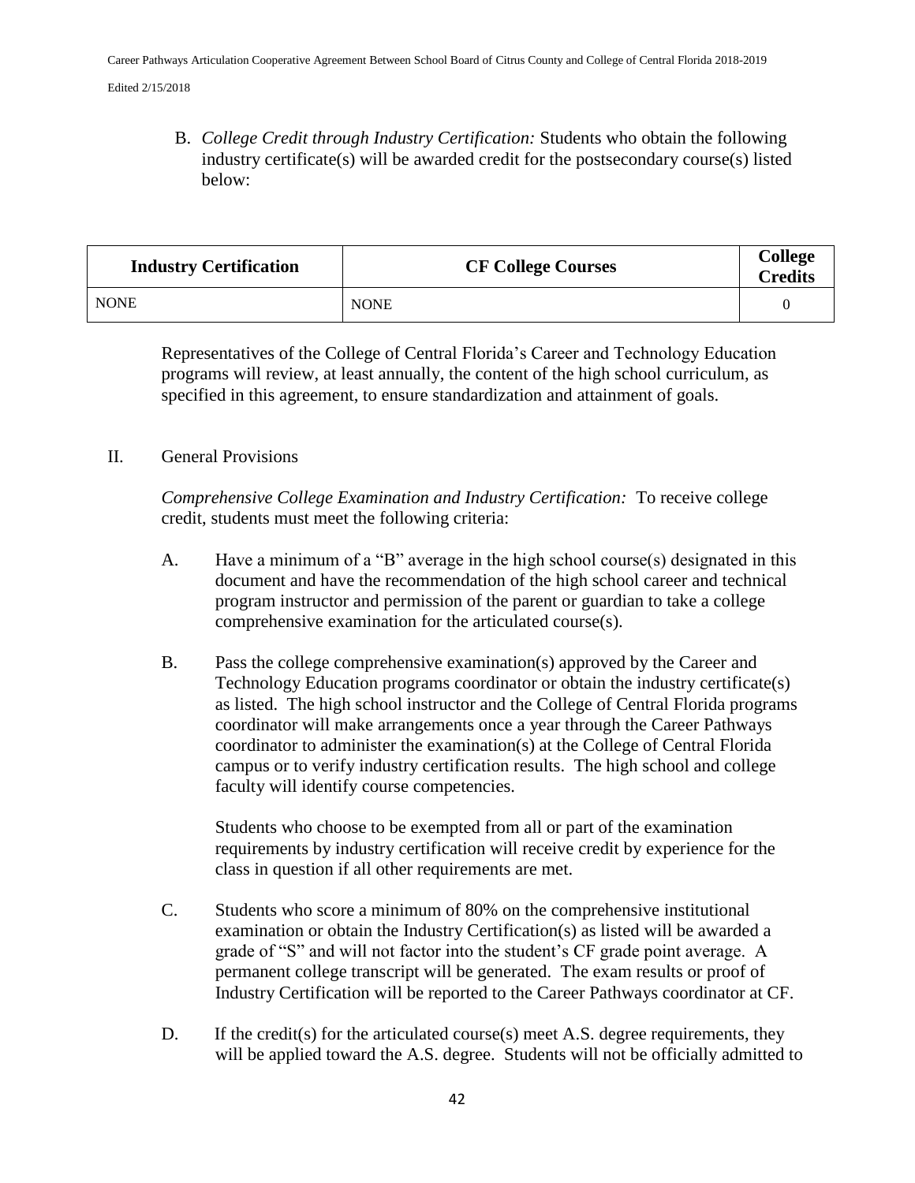B. *College Credit through Industry Certification:* Students who obtain the following industry certificate(s) will be awarded credit for the postsecondary course(s) listed below:

| Industry Certification | CF College Courses | College Credits |
|---|---|---|
| NONE | NONE | 0 |

Representatives of the College of Central Florida's Career and Technology Education programs will review, at least annually, the content of the high school curriculum, as specified in this agreement, to ensure standardization and attainment of goals.

II. General Provisions

*Comprehensive College Examination and Industry Certification:* To receive college credit, students must meet the following criteria:

A. Have a minimum of a "B" average in the high school course(s) designated in this document and have the recommendation of the high school career and technical program instructor and permission of the parent or guardian to take a college comprehensive examination for the articulated course(s).

B. Pass the college comprehensive examination(s) approved by the Career and Technology Education programs coordinator or obtain the industry certificate(s) as listed. The high school instructor and the College of Central Florida programs coordinator will make arrangements once a year through the Career Pathways coordinator to administer the examination(s) at the College of Central Florida campus or to verify industry certification results. The high school and college faculty will identify course competencies.

   Students who choose to be exempted from all or part of the examination requirements by industry certification will receive credit by experience for the class in question if all other requirements are met.

C. Students who score a minimum of 80% on the comprehensive institutional examination or obtain the Industry Certification(s) as listed will be awarded a grade of "S" and will not factor into the student's CF grade point average. A permanent college transcript will be generated. The exam results or proof of Industry Certification will be reported to the Career Pathways coordinator at CF.

D. If the credit(s) for the articulated course(s) meet A.S. degree requirements, they will be applied toward the A.S. degree. Students will not be officially admitted to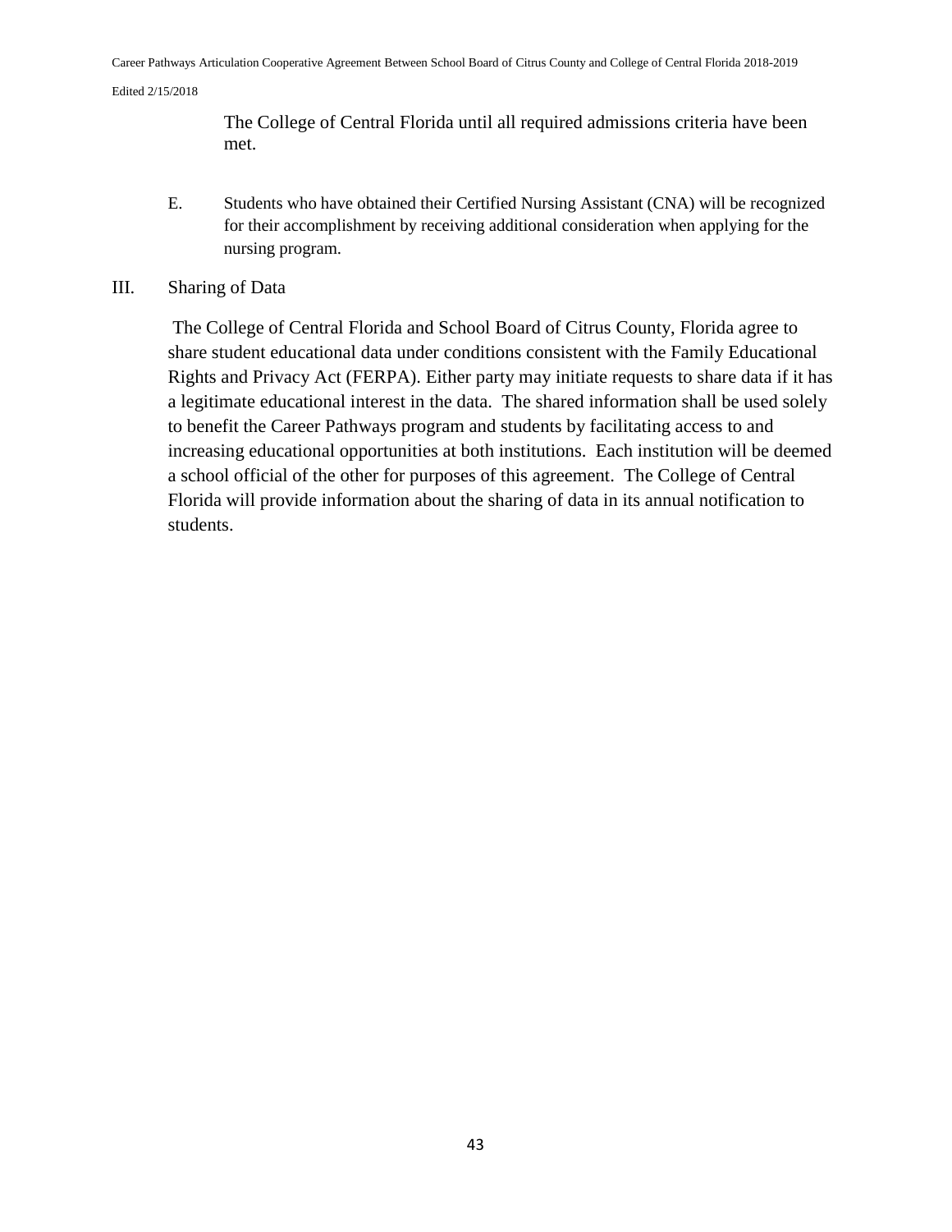The College of Central Florida until all required admissions criteria have been met.

E. Students who have obtained their Certified Nursing Assistant (CNA) will be recognized for their accomplishment by receiving additional consideration when applying for the nursing program.

III. Sharing of Data

The College of Central Florida and School Board of Citrus County, Florida agree to share student educational data under conditions consistent with the Family Educational Rights and Privacy Act (FERPA). Either party may initiate requests to share data if it has a legitimate educational interest in the data. The shared information shall be used solely to benefit the Career Pathways program and students by facilitating access to and increasing educational opportunities at both institutions. Each institution will be deemed a school official of the other for purposes of this agreement. The College of Central Florida will provide information about the sharing of data in its annual notification to students.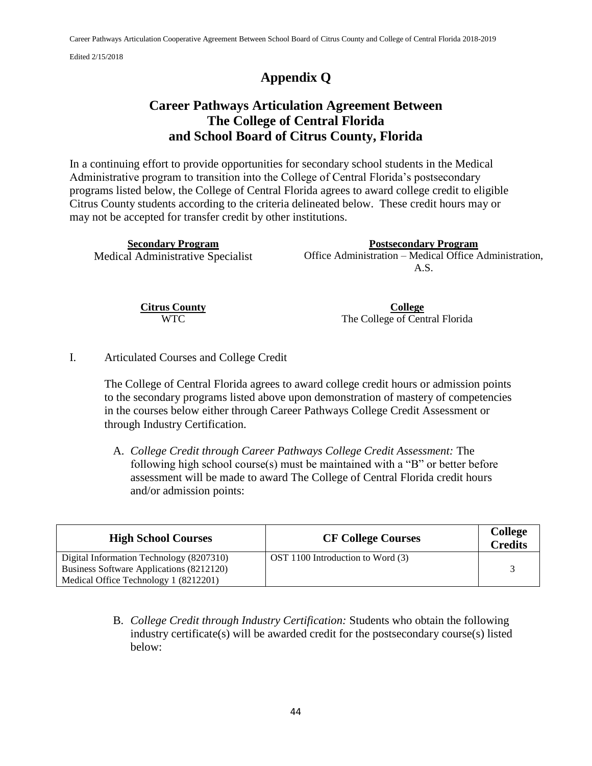# Appendix Q

## Career Pathways Articulation Agreement Between The College of Central Florida and School Board of Citrus County, Florida

In a continuing effort to provide opportunities for secondary school students in the Medical Administrative program to transition into the College of Central Florida's postsecondary programs listed below, the College of Central Florida agrees to award college credit to eligible Citrus County students according to the criteria delineated below. These credit hours may or may not be accepted for transfer credit by other institutions.

| **Secondary Program** | **Postsecondary Program** |
|---|---|
| Medical Administrative Specialist | Office Administration – Medical Office Administration, A.S. |

| **Citrus County** | **College** |
|---|---|
| WTC | The College of Central Florida |

I. Articulated Courses and College Credit

The College of Central Florida agrees to award college credit hours or admission points to the secondary programs listed above upon demonstration of mastery of competencies in the courses below either through Career Pathways College Credit Assessment or through Industry Certification.

A. *College Credit through Career Pathways College Credit Assessment:* The following high school course(s) must be maintained with a "B" or better before assessment will be made to award The College of Central Florida credit hours and/or admission points:

| High School Courses | CF College Courses | College Credits |
|---|---|---|
| Digital Information Technology (8207310)<br>Business Software Applications (8212120)<br>Medical Office Technology 1 (8212201) | OST 1100 Introduction to Word (3) | 3 |

B. *College Credit through Industry Certification:* Students who obtain the following industry certificate(s) will be awarded credit for the postsecondary course(s) listed below: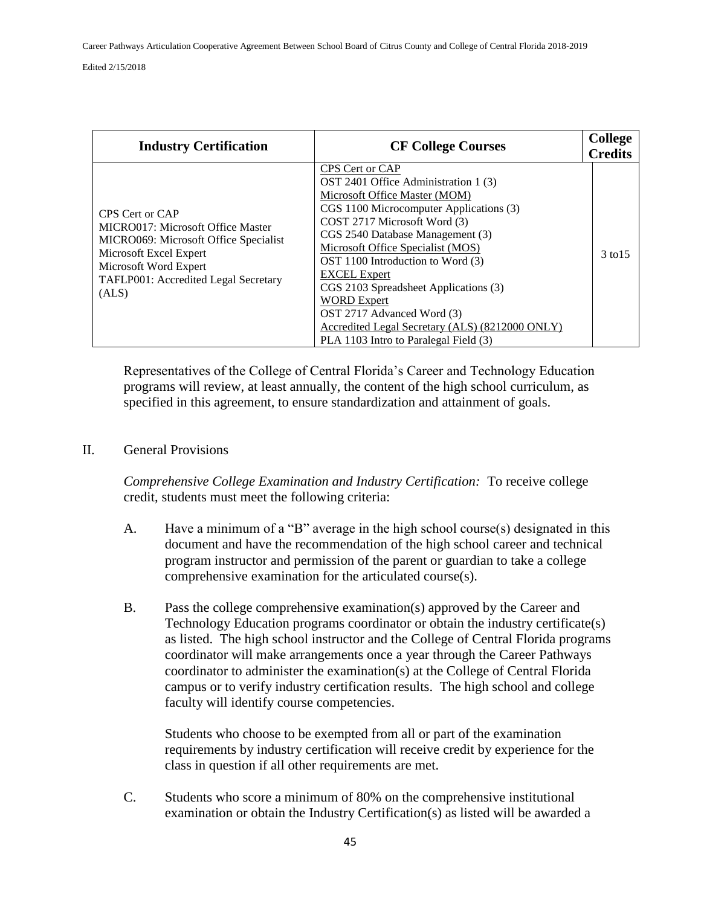| Industry Certification | CF College Courses | College Credits |
| --- | --- | --- |
| CPS Cert or CAP<br>MICRO017: Microsoft Office Master<br>MICRO069: Microsoft Office Specialist<br>Microsoft Excel Expert<br>Microsoft Word Expert<br>TAFLP001: Accredited Legal Secretary (ALS) | CPS Cert or CAP<br>OST 2401 Office Administration 1 (3)<br>Microsoft Office Master (MOM)<br>CGS 1100 Microcomputer Applications (3)<br>COST 2717 Microsoft Word (3)<br>CGS 2540 Database Management (3)<br>Microsoft Office Specialist (MOS)<br>OST 1100 Introduction to Word (3)<br>EXCEL Expert<br>CGS 2103 Spreadsheet Applications (3)<br>WORD Expert<br>OST 2717 Advanced Word (3)<br>Accredited Legal Secretary (ALS) (8212000 ONLY)<br>PLA 1103 Intro to Paralegal Field (3) | 3 to15 |

Representatives of the College of Central Florida's Career and Technology Education programs will review, at least annually, the content of the high school curriculum, as specified in this agreement, to ensure standardization and attainment of goals.

II. General Provisions

*Comprehensive College Examination and Industry Certification:* To receive college credit, students must meet the following criteria:

A. Have a minimum of a "B" average in the high school course(s) designated in this document and have the recommendation of the high school career and technical program instructor and permission of the parent or guardian to take a college comprehensive examination for the articulated course(s).

B. Pass the college comprehensive examination(s) approved by the Career and Technology Education programs coordinator or obtain the industry certificate(s) as listed. The high school instructor and the College of Central Florida programs coordinator will make arrangements once a year through the Career Pathways coordinator to administer the examination(s) at the College of Central Florida campus or to verify industry certification results. The high school and college faculty will identify course competencies.

Students who choose to be exempted from all or part of the examination requirements by industry certification will receive credit by experience for the class in question if all other requirements are met.

C. Students who score a minimum of 80% on the comprehensive institutional examination or obtain the Industry Certification(s) as listed will be awarded a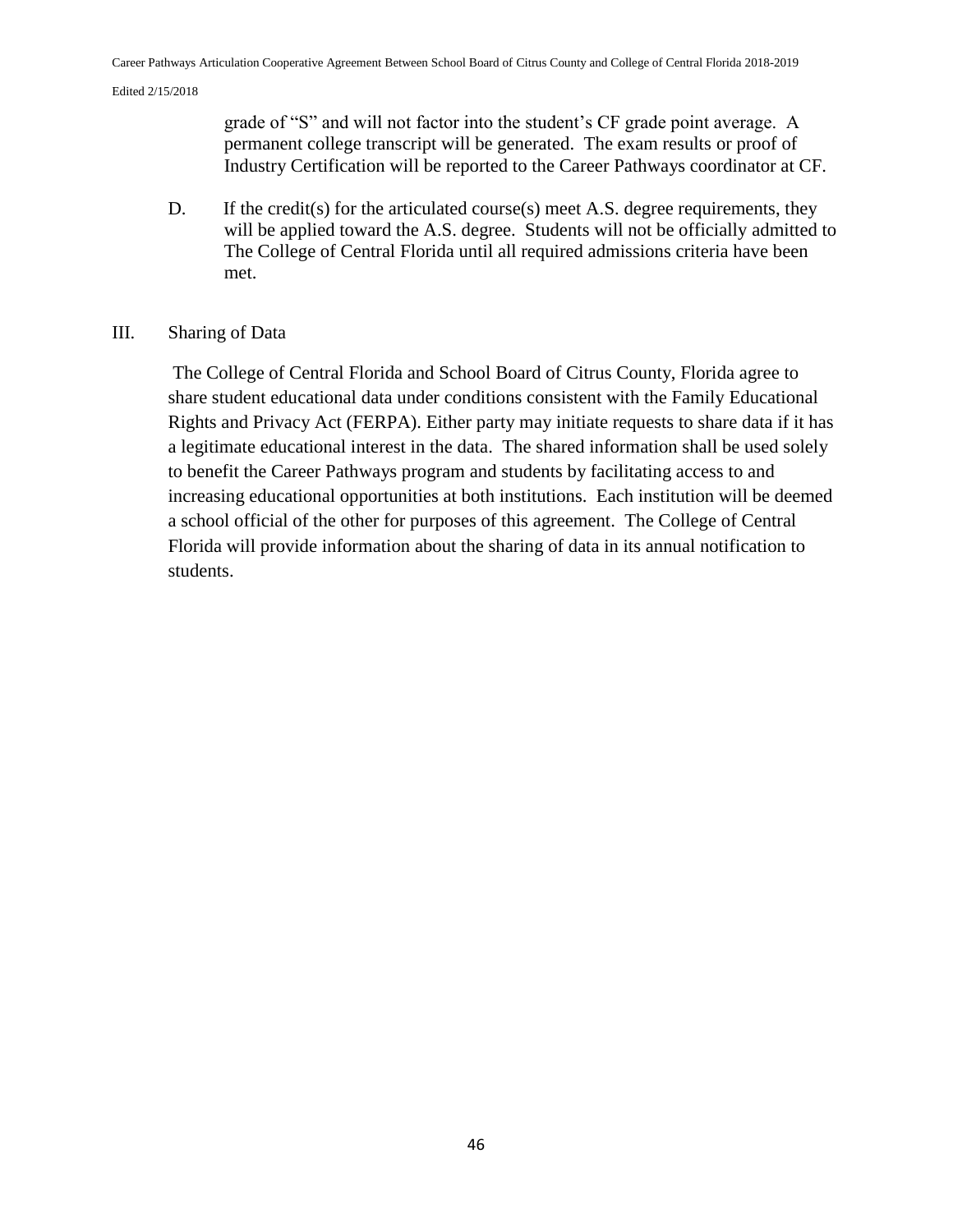grade of "S" and will not factor into the student's CF grade point average. A permanent college transcript will be generated. The exam results or proof of Industry Certification will be reported to the Career Pathways coordinator at CF.

D. If the credit(s) for the articulated course(s) meet A.S. degree requirements, they will be applied toward the A.S. degree. Students will not be officially admitted to The College of Central Florida until all required admissions criteria have been met.

III. Sharing of Data

The College of Central Florida and School Board of Citrus County, Florida agree to share student educational data under conditions consistent with the Family Educational Rights and Privacy Act (FERPA). Either party may initiate requests to share data if it has a legitimate educational interest in the data. The shared information shall be used solely to benefit the Career Pathways program and students by facilitating access to and increasing educational opportunities at both institutions. Each institution will be deemed a school official of the other for purposes of this agreement. The College of Central Florida will provide information about the sharing of data in its annual notification to students.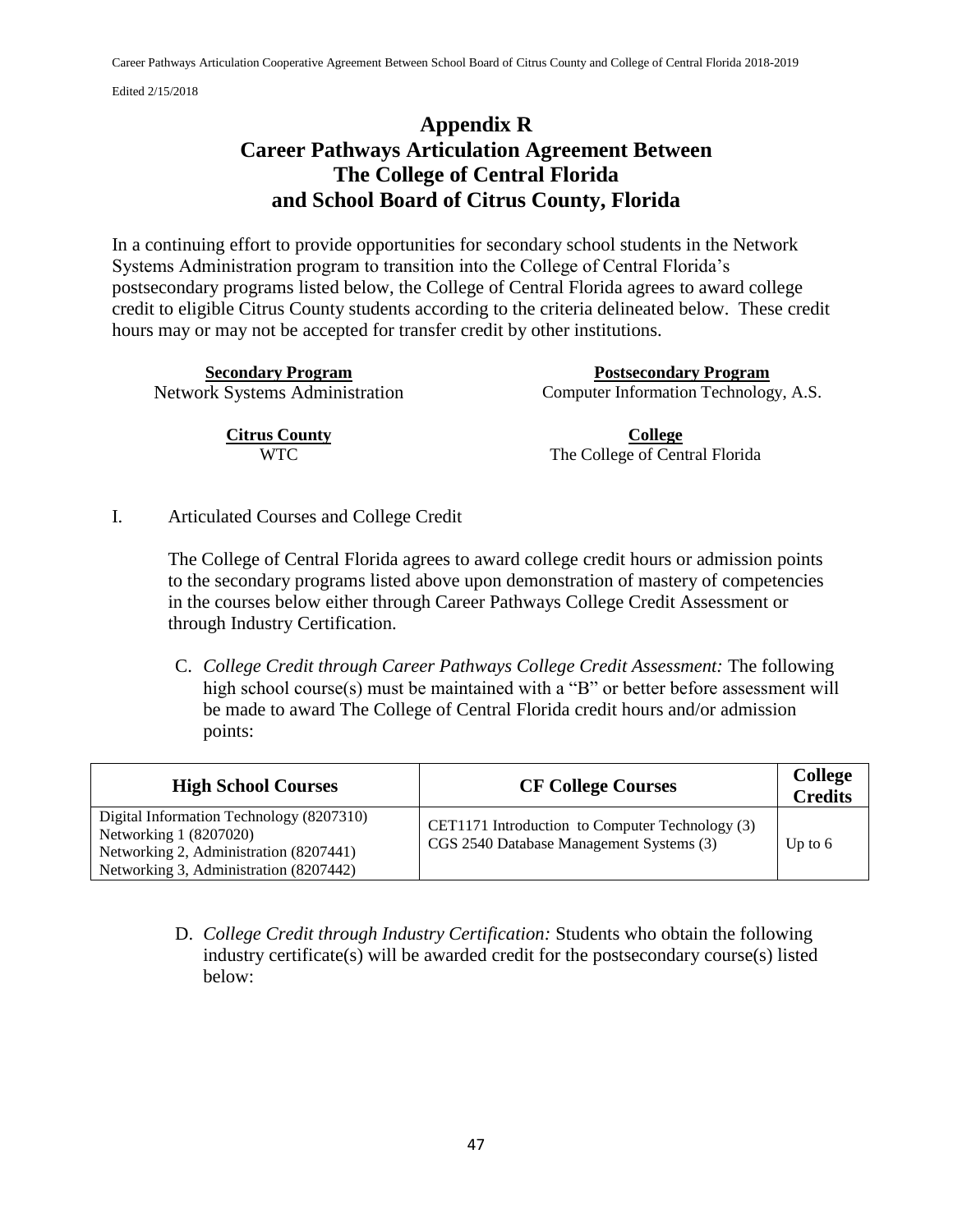# Appendix R
# Career Pathways Articulation Agreement Between The College of Central Florida and School Board of Citrus County, Florida

In a continuing effort to provide opportunities for secondary school students in the Network Systems Administration program to transition into the College of Central Florida's postsecondary programs listed below, the College of Central Florida agrees to award college credit to eligible Citrus County students according to the criteria delineated below. These credit hours may or may not be accepted for transfer credit by other institutions.

| **Secondary Program** | **Postsecondary Program** |
|---|---|
| Network Systems Administration | Computer Information Technology, A.S. |
| **Citrus County** | **College** |
| WTC | The College of Central Florida |

I. Articulated Courses and College Credit

The College of Central Florida agrees to award college credit hours or admission points to the secondary programs listed above upon demonstration of mastery of competencies in the courses below either through Career Pathways College Credit Assessment or through Industry Certification.

C. *College Credit through Career Pathways College Credit Assessment:* The following high school course(s) must be maintained with a "B" or better before assessment will be made to award The College of Central Florida credit hours and/or admission points:

| High School Courses | CF College Courses | College Credits |
|---|---|---|
| Digital Information Technology (8207310)<br>Networking 1 (8207020)<br>Networking 2, Administration (8207441)<br>Networking 3, Administration (8207442) | CET1171 Introduction to Computer Technology (3)<br>CGS 2540 Database Management Systems (3) | Up to 6 |

D. *College Credit through Industry Certification:* Students who obtain the following industry certificate(s) will be awarded credit for the postsecondary course(s) listed below: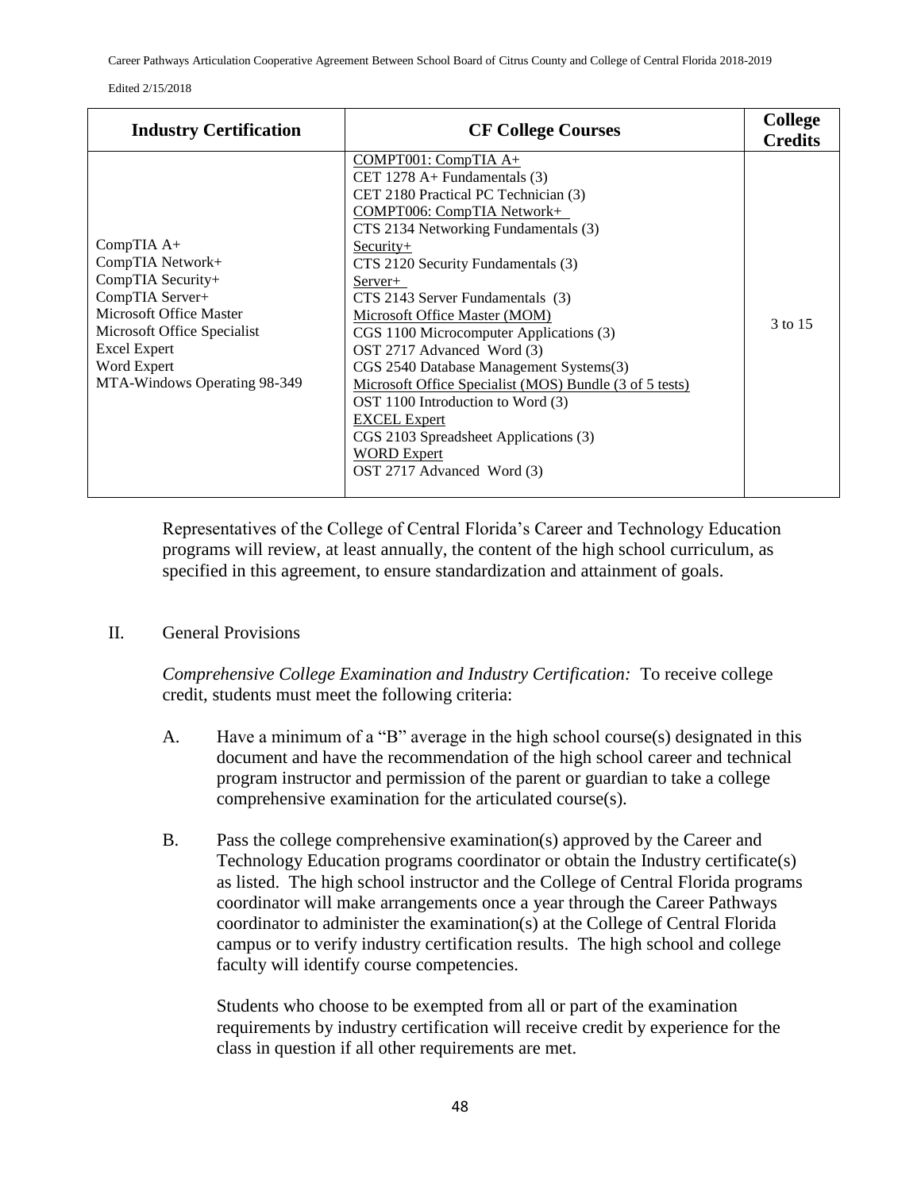| Industry Certification | CF College Courses | College Credits |
|---|---|---|
| CompTIA A+<br>CompTIA Network+<br>CompTIA Security+<br>CompTIA Server+<br>Microsoft Office Master<br>Microsoft Office Specialist<br>Excel Expert<br>Word Expert<br>MTA-Windows Operating 98-349 | <u>COMPT001: CompTIA A+</u><br>CET 1278 A+ Fundamentals (3)<br>CET 2180 Practical PC Technician (3)<br><u>COMPT006: CompTIA Network+</u><br>CTS 2134 Networking Fundamentals (3)<br><u>Security+</u><br>CTS 2120 Security Fundamentals (3)<br><u>Server+</u><br>CTS 2143 Server Fundamentals (3)<br><u>Microsoft Office Master (MOM)</u><br>CGS 1100 Microcomputer Applications (3)<br>OST 2717 Advanced Word (3)<br>CGS 2540 Database Management Systems(3)<br><u>Microsoft Office Specialist (MOS) Bundle (3 of 5 tests)</u><br>OST 1100 Introduction to Word (3)<br><u>EXCEL Expert</u><br>CGS 2103 Spreadsheet Applications (3)<br><u>WORD Expert</u><br>OST 2717 Advanced Word (3) | 3 to 15 |

Representatives of the College of Central Florida's Career and Technology Education programs will review, at least annually, the content of the high school curriculum, as specified in this agreement, to ensure standardization and attainment of goals.

## II. General Provisions

*Comprehensive College Examination and Industry Certification:* To receive college credit, students must meet the following criteria:

A. Have a minimum of a "B" average in the high school course(s) designated in this document and have the recommendation of the high school career and technical program instructor and permission of the parent or guardian to take a college comprehensive examination for the articulated course(s).

B. Pass the college comprehensive examination(s) approved by the Career and Technology Education programs coordinator or obtain the Industry certificate(s) as listed. The high school instructor and the College of Central Florida programs coordinator will make arrangements once a year through the Career Pathways coordinator to administer the examination(s) at the College of Central Florida campus or to verify industry certification results. The high school and college faculty will identify course competencies.

Students who choose to be exempted from all or part of the examination requirements by industry certification will receive credit by experience for the class in question if all other requirements are met.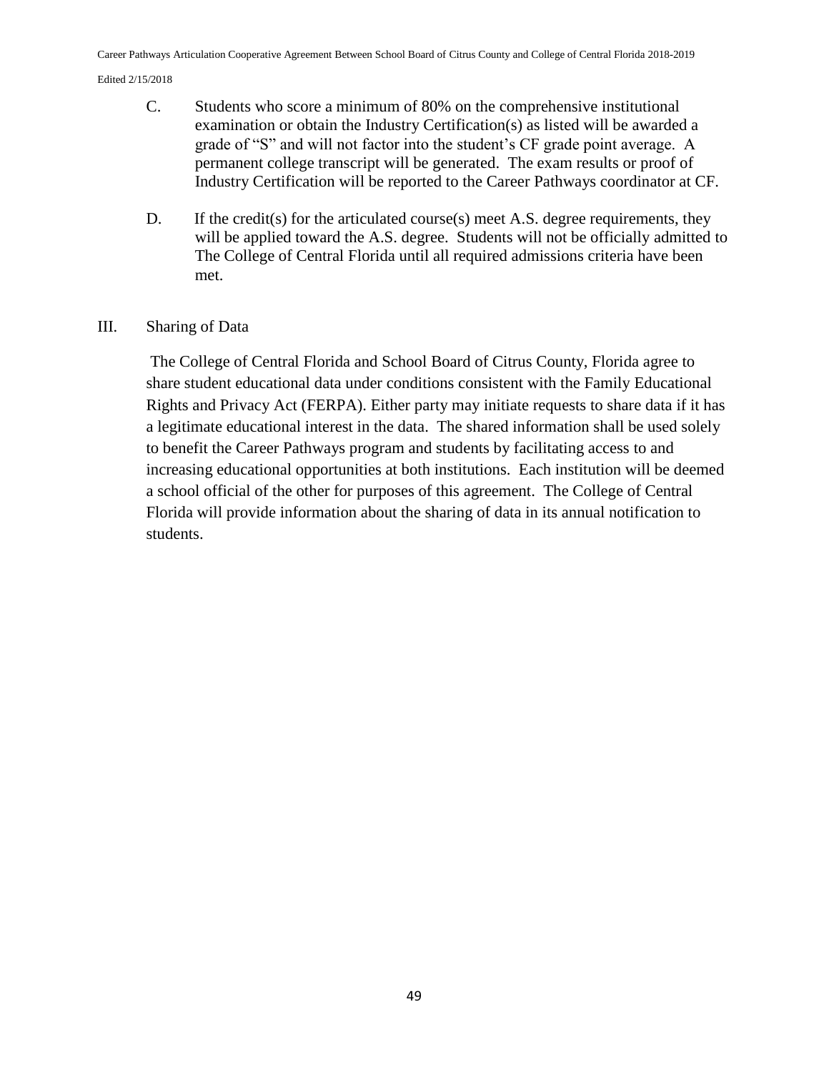C. Students who score a minimum of 80% on the comprehensive institutional examination or obtain the Industry Certification(s) as listed will be awarded a grade of "S" and will not factor into the student's CF grade point average. A permanent college transcript will be generated. The exam results or proof of Industry Certification will be reported to the Career Pathways coordinator at CF.

D. If the credit(s) for the articulated course(s) meet A.S. degree requirements, they will be applied toward the A.S. degree. Students will not be officially admitted to The College of Central Florida until all required admissions criteria have been met.

## III. Sharing of Data

The College of Central Florida and School Board of Citrus County, Florida agree to share student educational data under conditions consistent with the Family Educational Rights and Privacy Act (FERPA). Either party may initiate requests to share data if it has a legitimate educational interest in the data. The shared information shall be used solely to benefit the Career Pathways program and students by facilitating access to and increasing educational opportunities at both institutions. Each institution will be deemed a school official of the other for purposes of this agreement. The College of Central Florida will provide information about the sharing of data in its annual notification to students.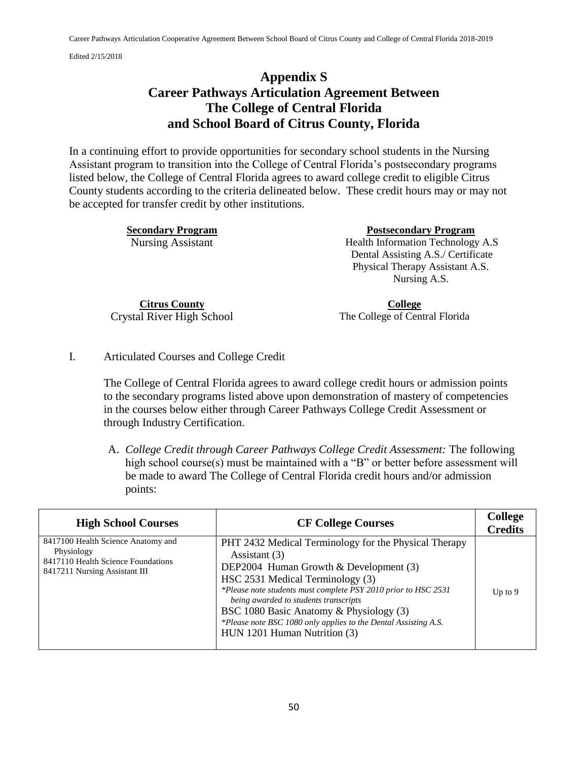# Appendix S
# Career Pathways Articulation Agreement Between The College of Central Florida and School Board of Citrus County, Florida

In a continuing effort to provide opportunities for secondary school students in the Nursing Assistant program to transition into the College of Central Florida's postsecondary programs listed below, the College of Central Florida agrees to award college credit to eligible Citrus County students according to the criteria delineated below. These credit hours may or may not be accepted for transfer credit by other institutions.

| **Secondary Program** | **Postsecondary Program** |
|---|---|
| Nursing Assistant | Health Information Technology A.S<br>Dental Assisting A.S./ Certificate<br>Physical Therapy Assistant A.S.<br>Nursing A.S. |

| **Citrus County** | **College** |
|---|---|
| Crystal River High School | The College of Central Florida |

I. Articulated Courses and College Credit

The College of Central Florida agrees to award college credit hours or admission points to the secondary programs listed above upon demonstration of mastery of competencies in the courses below either through Career Pathways College Credit Assessment or through Industry Certification.

A. *College Credit through Career Pathways College Credit Assessment:* The following high school course(s) must be maintained with a "B" or better before assessment will be made to award The College of Central Florida credit hours and/or admission points:

| High School Courses | CF College Courses | College Credits |
|---|---|---|
| 8417100 Health Science Anatomy and Physiology<br>8417110 Health Science Foundations<br>8417211 Nursing Assistant III | PHT 2432 Medical Terminology for the Physical Therapy Assistant (3)<br>DEP2004 Human Growth & Development (3)<br>HSC 2531 Medical Terminology (3)<br>*\*Please note students must complete PSY 2010 prior to HSC 2531 being awarded to students transcripts*<br>BSC 1080 Basic Anatomy & Physiology (3)<br>*\*Please note BSC 1080 only applies to the Dental Assisting A.S.*<br>HUN 1201 Human Nutrition (3) | Up to 9 |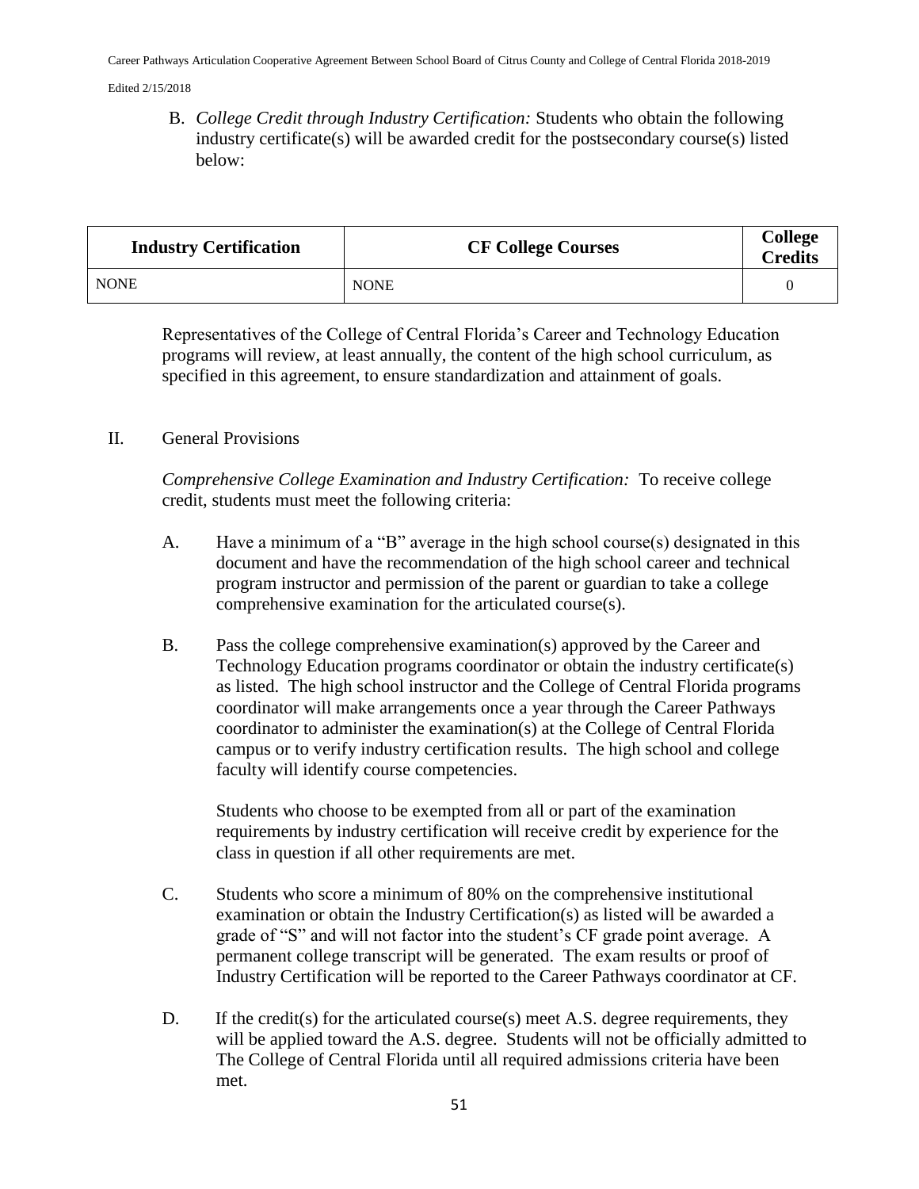B. *College Credit through Industry Certification:* Students who obtain the following industry certificate(s) will be awarded credit for the postsecondary course(s) listed below:

| Industry Certification | CF College Courses | College Credits |
|---|---|---|
| NONE | NONE | 0 |

Representatives of the College of Central Florida's Career and Technology Education programs will review, at least annually, the content of the high school curriculum, as specified in this agreement, to ensure standardization and attainment of goals.

II. General Provisions

*Comprehensive College Examination and Industry Certification:* To receive college credit, students must meet the following criteria:

A. Have a minimum of a "B" average in the high school course(s) designated in this document and have the recommendation of the high school career and technical program instructor and permission of the parent or guardian to take a college comprehensive examination for the articulated course(s).

B. Pass the college comprehensive examination(s) approved by the Career and Technology Education programs coordinator or obtain the industry certificate(s) as listed. The high school instructor and the College of Central Florida programs coordinator will make arrangements once a year through the Career Pathways coordinator to administer the examination(s) at the College of Central Florida campus or to verify industry certification results. The high school and college faculty will identify course competencies.

   Students who choose to be exempted from all or part of the examination requirements by industry certification will receive credit by experience for the class in question if all other requirements are met.

C. Students who score a minimum of 80% on the comprehensive institutional examination or obtain the Industry Certification(s) as listed will be awarded a grade of "S" and will not factor into the student's CF grade point average. A permanent college transcript will be generated. The exam results or proof of Industry Certification will be reported to the Career Pathways coordinator at CF.

D. If the credit(s) for the articulated course(s) meet A.S. degree requirements, they will be applied toward the A.S. degree. Students will not be officially admitted to The College of Central Florida until all required admissions criteria have been met.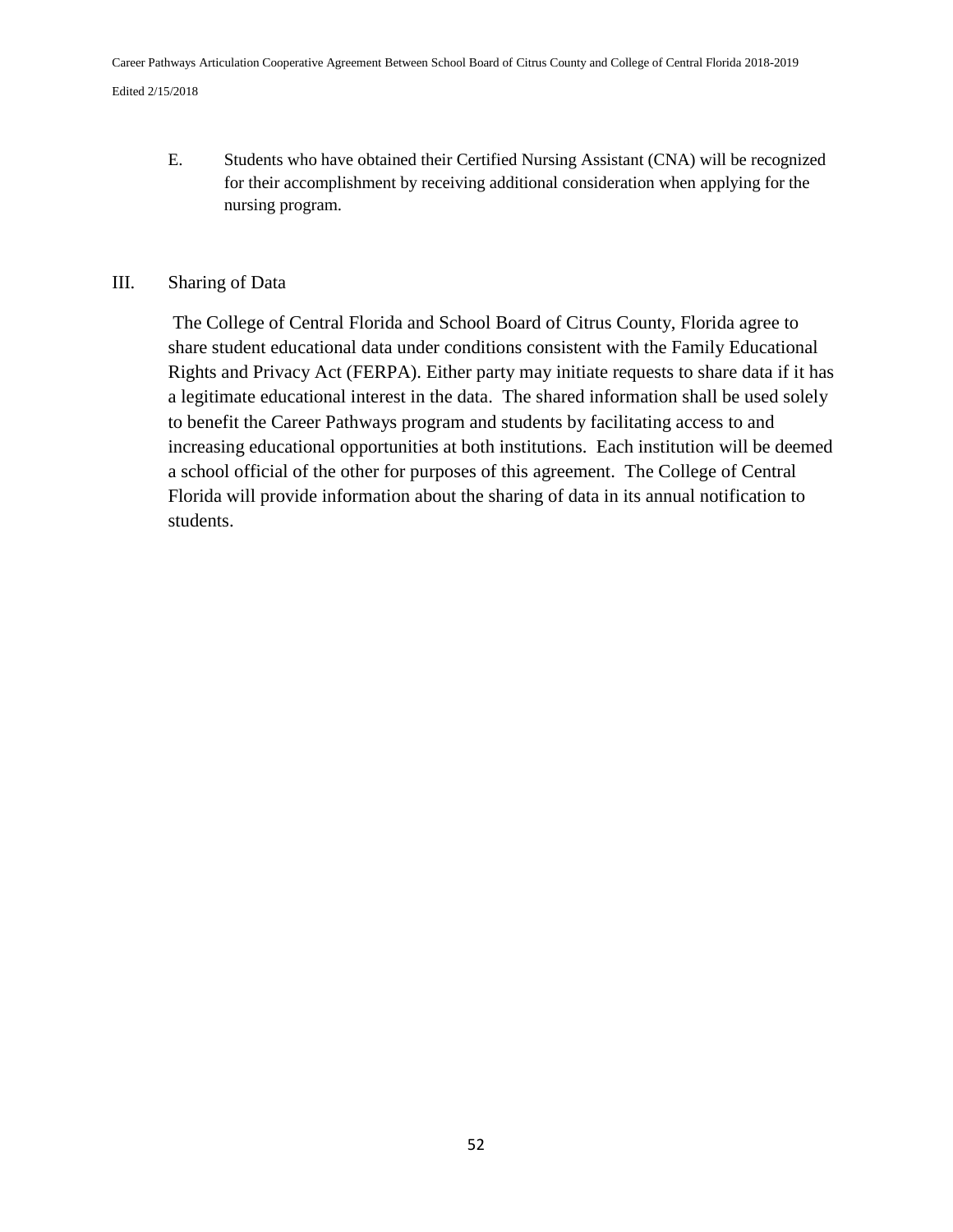E. Students who have obtained their Certified Nursing Assistant (CNA) will be recognized for their accomplishment by receiving additional consideration when applying for the nursing program.

## III. Sharing of Data

The College of Central Florida and School Board of Citrus County, Florida agree to share student educational data under conditions consistent with the Family Educational Rights and Privacy Act (FERPA). Either party may initiate requests to share data if it has a legitimate educational interest in the data. The shared information shall be used solely to benefit the Career Pathways program and students by facilitating access to and increasing educational opportunities at both institutions. Each institution will be deemed a school official of the other for purposes of this agreement. The College of Central Florida will provide information about the sharing of data in its annual notification to students.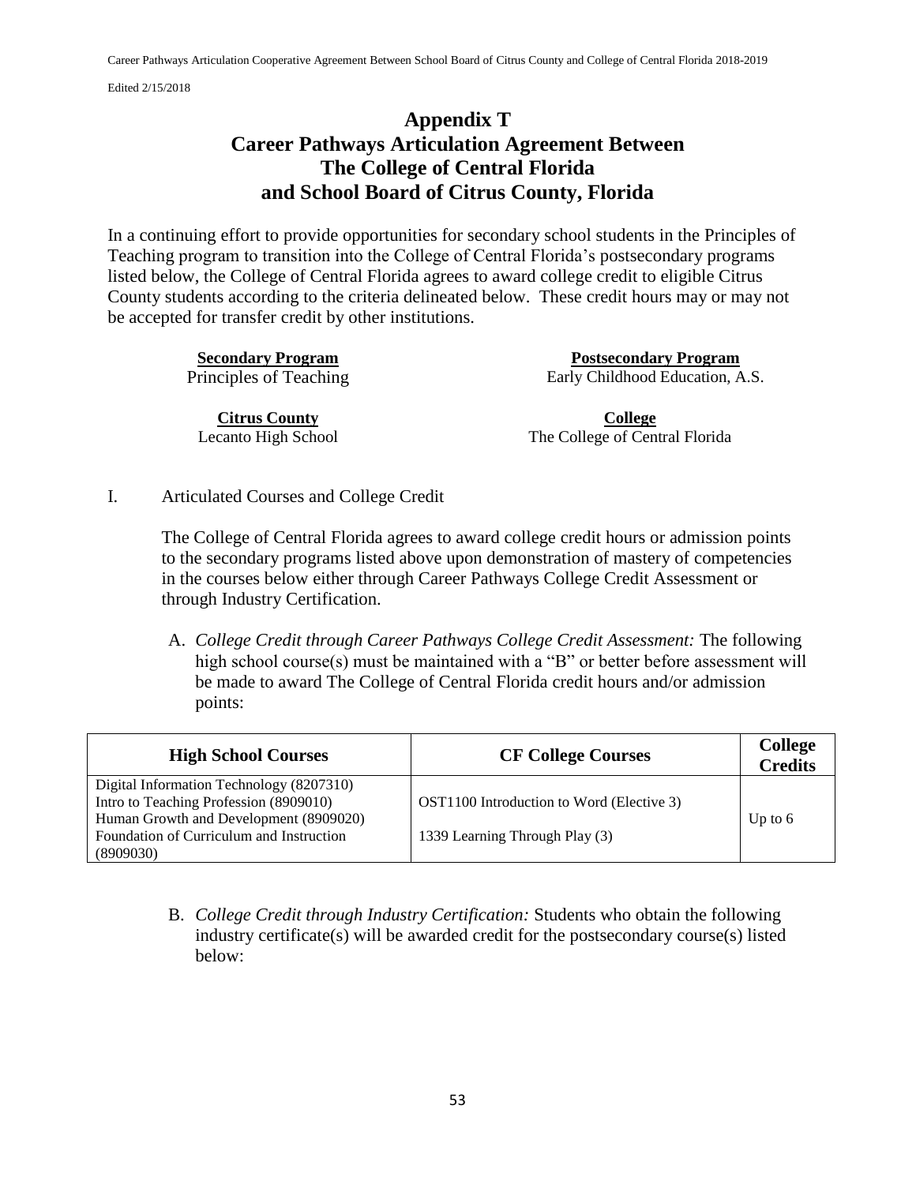# Appendix T
# Career Pathways Articulation Agreement Between The College of Central Florida and School Board of Citrus County, Florida

In a continuing effort to provide opportunities for secondary school students in the Principles of Teaching program to transition into the College of Central Florida's postsecondary programs listed below, the College of Central Florida agrees to award college credit to eligible Citrus County students according to the criteria delineated below. These credit hours may or may not be accepted for transfer credit by other institutions.

| **Secondary Program** | **Postsecondary Program** |
|---|---|
| Principles of Teaching | Early Childhood Education, A.S. |
| **Citrus County** | **College** |
| Lecanto High School | The College of Central Florida |

I. Articulated Courses and College Credit

The College of Central Florida agrees to award college credit hours or admission points to the secondary programs listed above upon demonstration of mastery of competencies in the courses below either through Career Pathways College Credit Assessment or through Industry Certification.

A. *College Credit through Career Pathways College Credit Assessment:* The following high school course(s) must be maintained with a "B" or better before assessment will be made to award The College of Central Florida credit hours and/or admission points:

| High School Courses | CF College Courses | College Credits |
|---|---|---|
| Digital Information Technology (8207310)<br>Intro to Teaching Profession (8909010)<br>Human Growth and Development (8909020)<br>Foundation of Curriculum and Instruction (8909030) | OST1100 Introduction to Word (Elective 3)<br><br>1339 Learning Through Play (3) | Up to 6 |

B. *College Credit through Industry Certification:* Students who obtain the following industry certificate(s) will be awarded credit for the postsecondary course(s) listed below: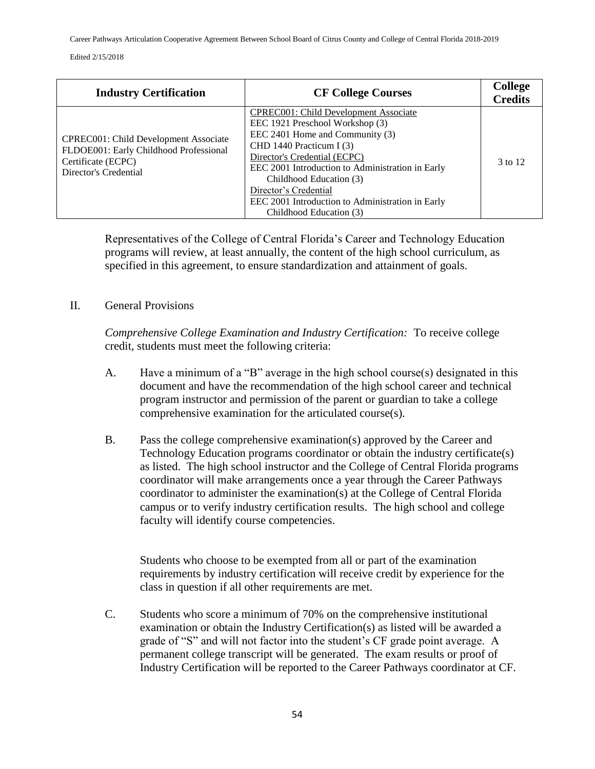| Industry Certification | CF College Courses | College Credits |
|---|---|---|
| CPREC001: Child Development Associate<br>FLDOE001: Early Childhood Professional Certificate (ECPC)<br>Director's Credential | CPREC001: Child Development Associate<br>EEC 1921 Preschool Workshop (3)<br>EEC 2401 Home and Community (3)<br>CHD 1440 Practicum I (3)<br>Director's Credential (ECPC)<br>EEC 2001 Introduction to Administration in Early Childhood Education (3)<br>Director's Credential<br>EEC 2001 Introduction to Administration in Early Childhood Education (3) | 3 to 12 |

Representatives of the College of Central Florida's Career and Technology Education programs will review, at least annually, the content of the high school curriculum, as specified in this agreement, to ensure standardization and attainment of goals.

## II. General Provisions

*Comprehensive College Examination and Industry Certification:* To receive college credit, students must meet the following criteria:

A. Have a minimum of a "B" average in the high school course(s) designated in this document and have the recommendation of the high school career and technical program instructor and permission of the parent or guardian to take a college comprehensive examination for the articulated course(s).

B. Pass the college comprehensive examination(s) approved by the Career and Technology Education programs coordinator or obtain the industry certificate(s) as listed. The high school instructor and the College of Central Florida programs coordinator will make arrangements once a year through the Career Pathways coordinator to administer the examination(s) at the College of Central Florida campus or to verify industry certification results. The high school and college faculty will identify course competencies.

Students who choose to be exempted from all or part of the examination requirements by industry certification will receive credit by experience for the class in question if all other requirements are met.

C. Students who score a minimum of 70% on the comprehensive institutional examination or obtain the Industry Certification(s) as listed will be awarded a grade of "S" and will not factor into the student's CF grade point average. A permanent college transcript will be generated. The exam results or proof of Industry Certification will be reported to the Career Pathways coordinator at CF.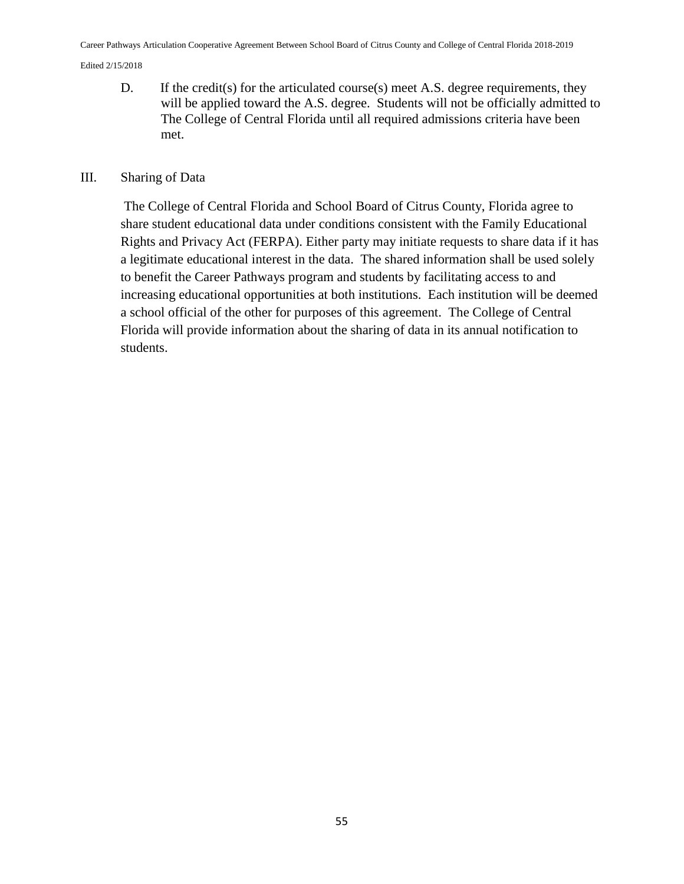D. If the credit(s) for the articulated course(s) meet A.S. degree requirements, they will be applied toward the A.S. degree. Students will not be officially admitted to The College of Central Florida until all required admissions criteria have been met.

## III. Sharing of Data

The College of Central Florida and School Board of Citrus County, Florida agree to share student educational data under conditions consistent with the Family Educational Rights and Privacy Act (FERPA). Either party may initiate requests to share data if it has a legitimate educational interest in the data. The shared information shall be used solely to benefit the Career Pathways program and students by facilitating access to and increasing educational opportunities at both institutions. Each institution will be deemed a school official of the other for purposes of this agreement. The College of Central Florida will provide information about the sharing of data in its annual notification to students.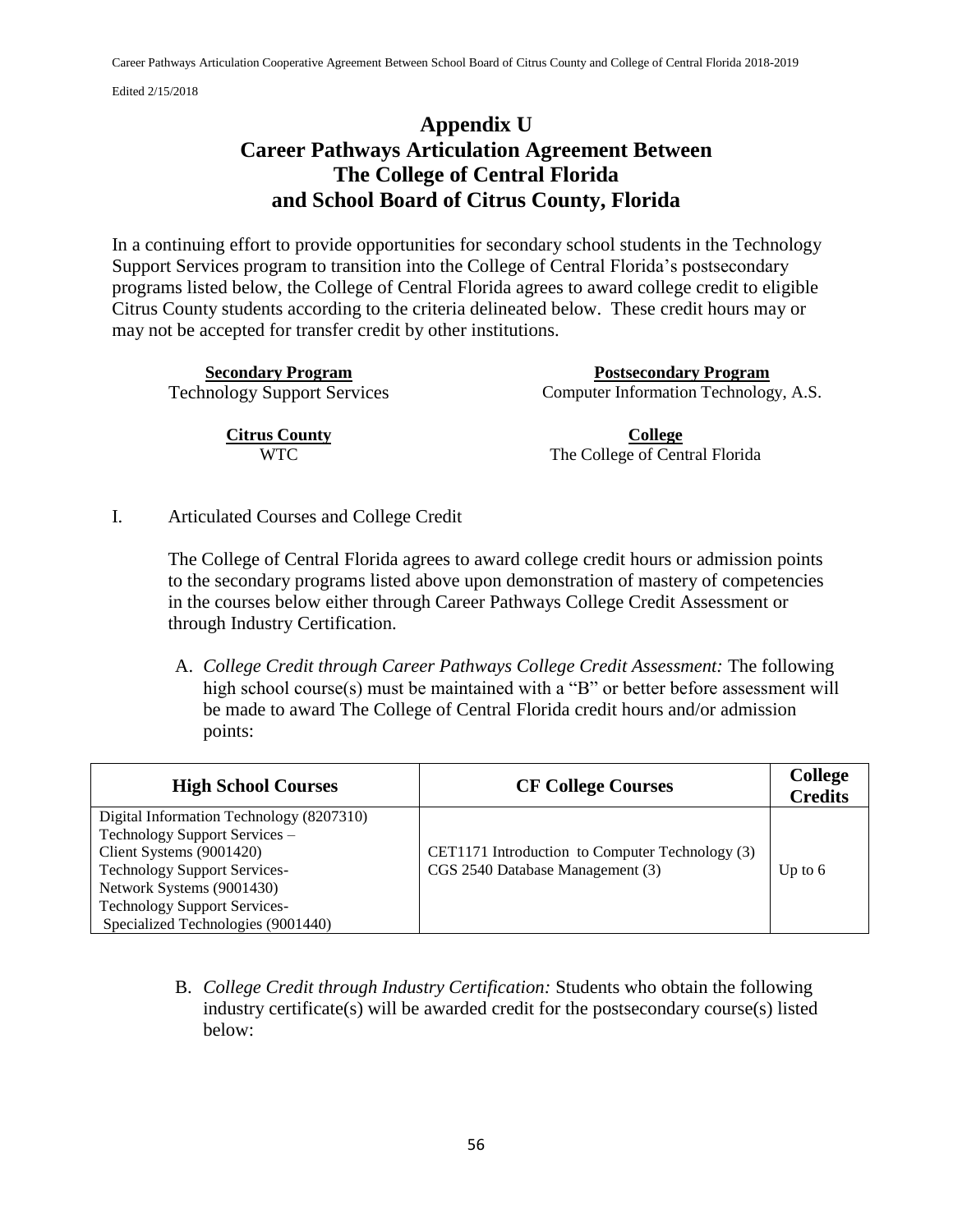# Appendix U
# Career Pathways Articulation Agreement Between The College of Central Florida and School Board of Citrus County, Florida

In a continuing effort to provide opportunities for secondary school students in the Technology Support Services program to transition into the College of Central Florida's postsecondary programs listed below, the College of Central Florida agrees to award college credit to eligible Citrus County students according to the criteria delineated below. These credit hours may or may not be accepted for transfer credit by other institutions.

| **Secondary Program** | **Postsecondary Program** |
|---|---|
| Technology Support Services | Computer Information Technology, A.S. |

| **Citrus County** | **College** |
|---|---|
| WTC | The College of Central Florida |

I. Articulated Courses and College Credit

The College of Central Florida agrees to award college credit hours or admission points to the secondary programs listed above upon demonstration of mastery of competencies in the courses below either through Career Pathways College Credit Assessment or through Industry Certification.

A. *College Credit through Career Pathways College Credit Assessment:* The following high school course(s) must be maintained with a "B" or better before assessment will be made to award The College of Central Florida credit hours and/or admission points:

| High School Courses | CF College Courses | College Credits |
|---|---|---|
| Digital Information Technology (8207310)<br>Technology Support Services – Client Systems (9001420)<br>Technology Support Services- Network Systems (9001430)<br>Technology Support Services- Specialized Technologies (9001440) | CET1171 Introduction to Computer Technology (3)<br>CGS 2540 Database Management (3) | Up to 6 |

B. *College Credit through Industry Certification:* Students who obtain the following industry certificate(s) will be awarded credit for the postsecondary course(s) listed below: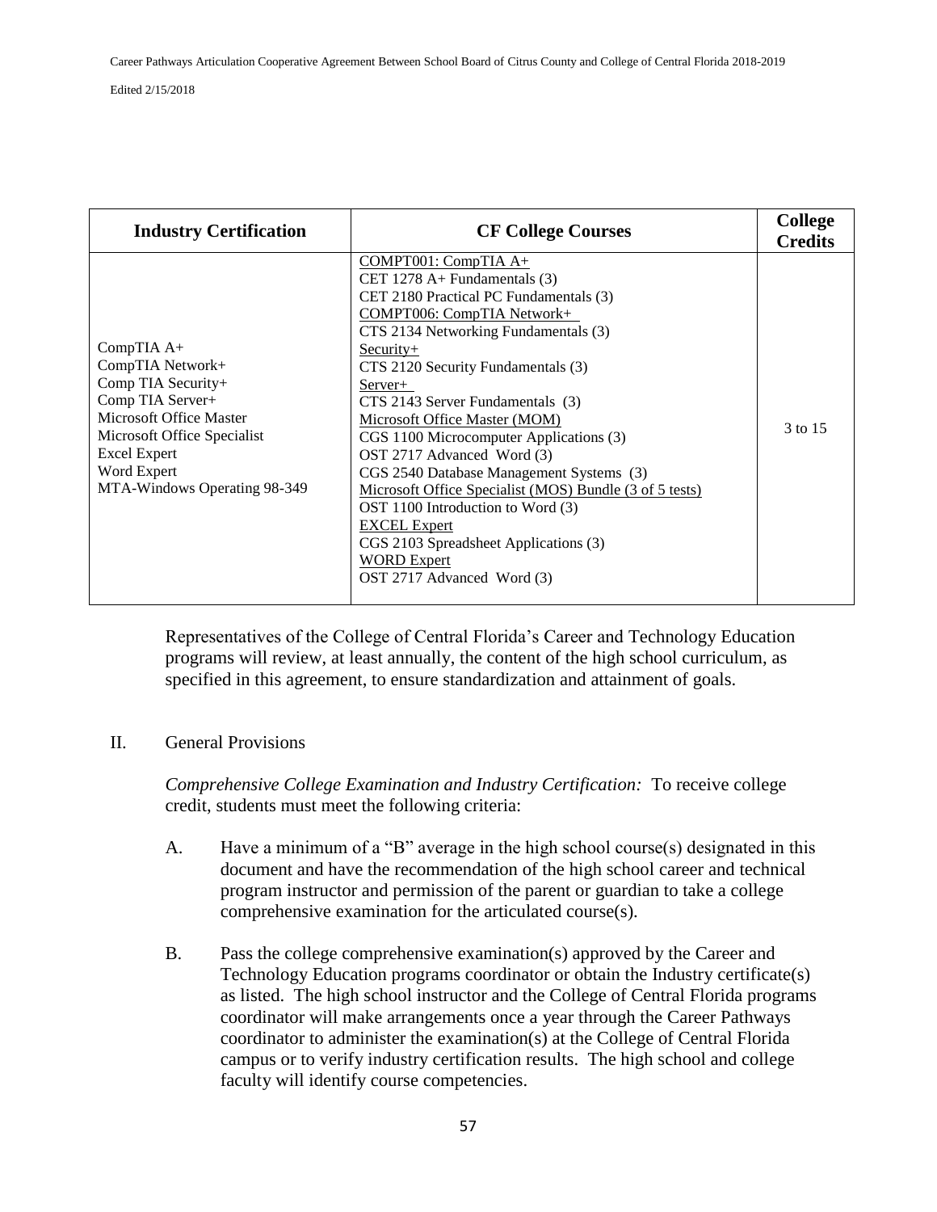| Industry Certification | CF College Courses | College Credits |
| --- | --- | --- |
| CompTIA A+<br>CompTIA Network+<br>Comp TIA Security+<br>Comp TIA Server+<br>Microsoft Office Master<br>Microsoft Office Specialist<br>Excel Expert<br>Word Expert<br>MTA-Windows Operating 98-349 | COMPT001: CompTIA A+<br>CET 1278 A+ Fundamentals (3)<br>CET 2180 Practical PC Fundamentals (3)<br>COMPT006: CompTIA Network+<br>CTS 2134 Networking Fundamentals (3)<br>Security+<br>CTS 2120 Security Fundamentals (3)<br>Server+<br>CTS 2143 Server Fundamentals (3)<br>Microsoft Office Master (MOM)<br>CGS 1100 Microcomputer Applications (3)<br>OST 2717 Advanced Word (3)<br>CGS 2540 Database Management Systems (3)<br>Microsoft Office Specialist (MOS) Bundle (3 of 5 tests)<br>OST 1100 Introduction to Word (3)<br>EXCEL Expert<br>CGS 2103 Spreadsheet Applications (3)<br>WORD Expert<br>OST 2717 Advanced Word (3) | 3 to 15 |

Representatives of the College of Central Florida's Career and Technology Education programs will review, at least annually, the content of the high school curriculum, as specified in this agreement, to ensure standardization and attainment of goals.

II. General Provisions

*Comprehensive College Examination and Industry Certification:* To receive college credit, students must meet the following criteria:

A. Have a minimum of a "B" average in the high school course(s) designated in this document and have the recommendation of the high school career and technical program instructor and permission of the parent or guardian to take a college comprehensive examination for the articulated course(s).

B. Pass the college comprehensive examination(s) approved by the Career and Technology Education programs coordinator or obtain the Industry certificate(s) as listed. The high school instructor and the College of Central Florida programs coordinator will make arrangements once a year through the Career Pathways coordinator to administer the examination(s) at the College of Central Florida campus or to verify industry certification results. The high school and college faculty will identify course competencies.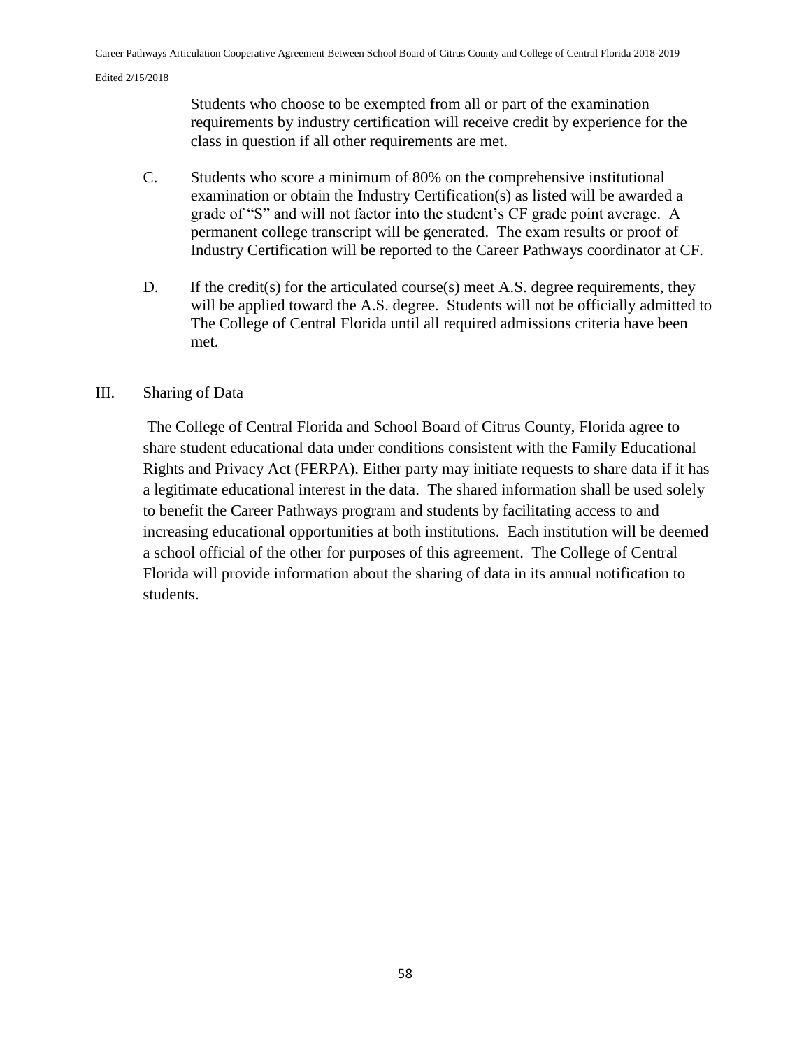Students who choose to be exempted from all or part of the examination requirements by industry certification will receive credit by experience for the class in question if all other requirements are met.

C. Students who score a minimum of 80% on the comprehensive institutional examination or obtain the Industry Certification(s) as listed will be awarded a grade of "S" and will not factor into the student's CF grade point average. A permanent college transcript will be generated. The exam results or proof of Industry Certification will be reported to the Career Pathways coordinator at CF.

D. If the credit(s) for the articulated course(s) meet A.S. degree requirements, they will be applied toward the A.S. degree. Students will not be officially admitted to The College of Central Florida until all required admissions criteria have been met.

III. Sharing of Data

The College of Central Florida and School Board of Citrus County, Florida agree to share student educational data under conditions consistent with the Family Educational Rights and Privacy Act (FERPA). Either party may initiate requests to share data if it has a legitimate educational interest in the data. The shared information shall be used solely to benefit the Career Pathways program and students by facilitating access to and increasing educational opportunities at both institutions. Each institution will be deemed a school official of the other for purposes of this agreement. The College of Central Florida will provide information about the sharing of data in its annual notification to students.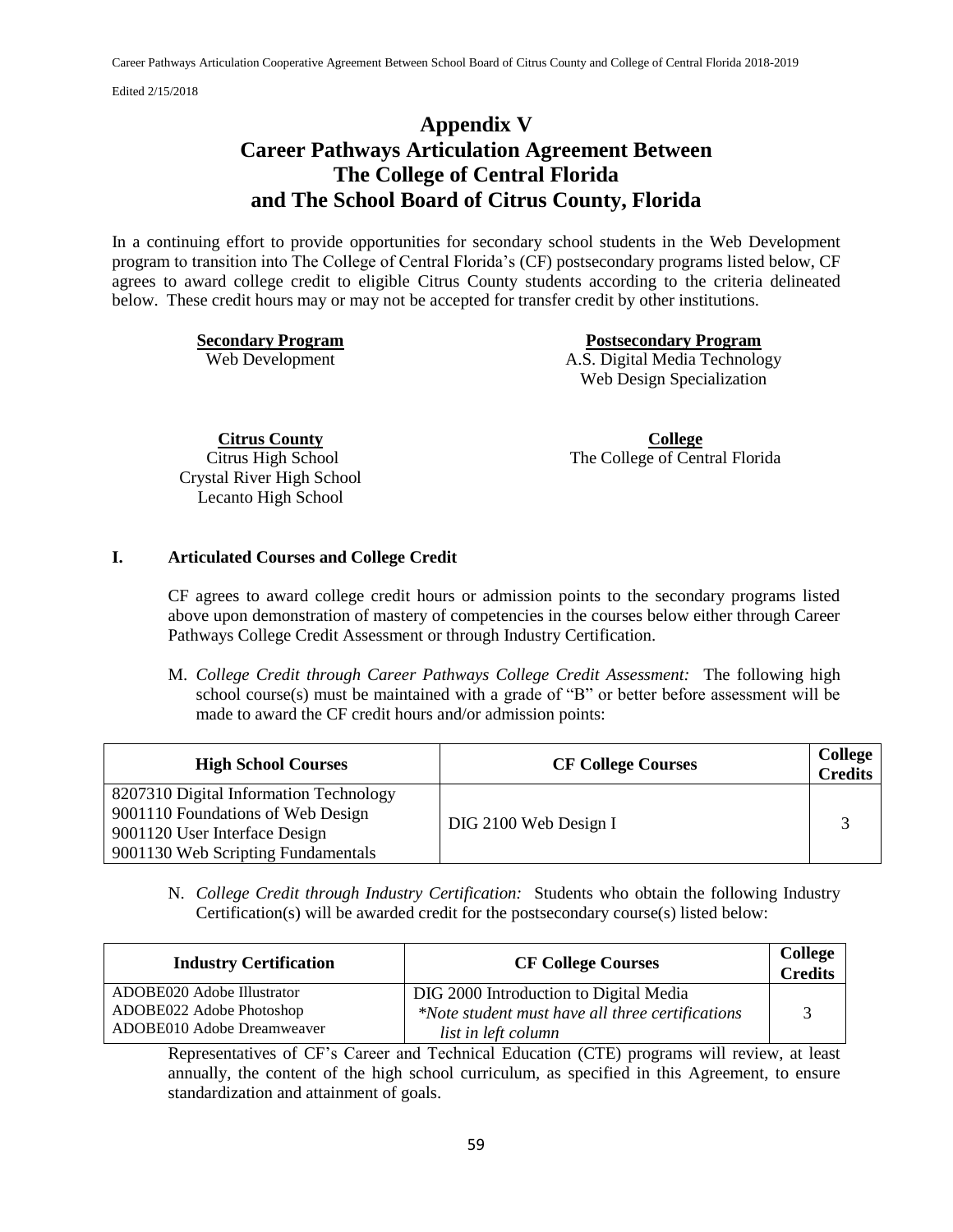# Appendix V
# Career Pathways Articulation Agreement Between The College of Central Florida and The School Board of Citrus County, Florida

In a continuing effort to provide opportunities for secondary school students in the Web Development program to transition into The College of Central Florida's (CF) postsecondary programs listed below, CF agrees to award college credit to eligible Citrus County students according to the criteria delineated below. These credit hours may or may not be accepted for transfer credit by other institutions.

| **Secondary Program** | **Postsecondary Program** |
|---|---|
| Web Development | A.S. Digital Media Technology<br>Web Design Specialization |

| **Citrus County** | **College** |
|---|---|
| Citrus High School<br>Crystal River High School<br>Lecanto High School | The College of Central Florida |

## I. Articulated Courses and College Credit

CF agrees to award college credit hours or admission points to the secondary programs listed above upon demonstration of mastery of competencies in the courses below either through Career Pathways College Credit Assessment or through Industry Certification.

M. *College Credit through Career Pathways College Credit Assessment:* The following high school course(s) must be maintained with a grade of "B" or better before assessment will be made to award the CF credit hours and/or admission points:

| High School Courses | CF College Courses | College Credits |
|---|---|---|
| 8207310 Digital Information Technology<br>9001110 Foundations of Web Design<br>9001120 User Interface Design<br>9001130 Web Scripting Fundamentals | DIG 2100 Web Design I | 3 |

N. *College Credit through Industry Certification:* Students who obtain the following Industry Certification(s) will be awarded credit for the postsecondary course(s) listed below:

| Industry Certification | CF College Courses | College Credits |
|---|---|---|
| ADOBE020 Adobe Illustrator<br>ADOBE022 Adobe Photoshop<br>ADOBE010 Adobe Dreamweaver | DIG 2000 Introduction to Digital Media<br>*\*Note student must have all three certifications list in left column* | 3 |

Representatives of CF's Career and Technical Education (CTE) programs will review, at least annually, the content of the high school curriculum, as specified in this Agreement, to ensure standardization and attainment of goals.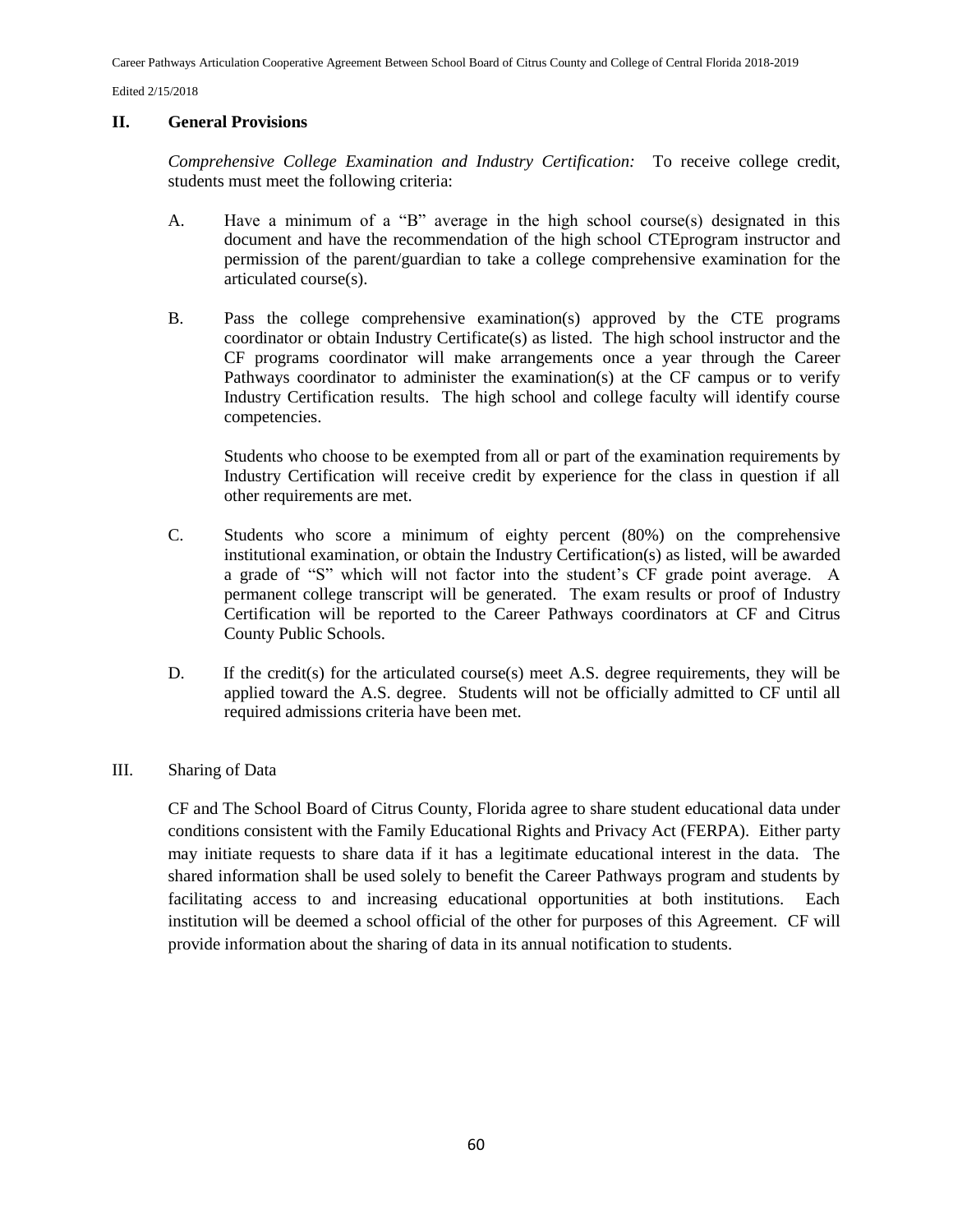## II. General Provisions

*Comprehensive College Examination and Industry Certification:* To receive college credit, students must meet the following criteria:

A. Have a minimum of a "B" average in the high school course(s) designated in this document and have the recommendation of the high school CTEprogram instructor and permission of the parent/guardian to take a college comprehensive examination for the articulated course(s).

B. Pass the college comprehensive examination(s) approved by the CTE programs coordinator or obtain Industry Certificate(s) as listed. The high school instructor and the CF programs coordinator will make arrangements once a year through the Career Pathways coordinator to administer the examination(s) at the CF campus or to verify Industry Certification results. The high school and college faculty will identify course competencies.

   Students who choose to be exempted from all or part of the examination requirements by Industry Certification will receive credit by experience for the class in question if all other requirements are met.

C. Students who score a minimum of eighty percent (80%) on the comprehensive institutional examination, or obtain the Industry Certification(s) as listed, will be awarded a grade of "S" which will not factor into the student's CF grade point average. A permanent college transcript will be generated. The exam results or proof of Industry Certification will be reported to the Career Pathways coordinators at CF and Citrus County Public Schools.

D. If the credit(s) for the articulated course(s) meet A.S. degree requirements, they will be applied toward the A.S. degree. Students will not be officially admitted to CF until all required admissions criteria have been met.

## III. Sharing of Data

CF and The School Board of Citrus County, Florida agree to share student educational data under conditions consistent with the Family Educational Rights and Privacy Act (FERPA). Either party may initiate requests to share data if it has a legitimate educational interest in the data. The shared information shall be used solely to benefit the Career Pathways program and students by facilitating access to and increasing educational opportunities at both institutions. Each institution will be deemed a school official of the other for purposes of this Agreement. CF will provide information about the sharing of data in its annual notification to students.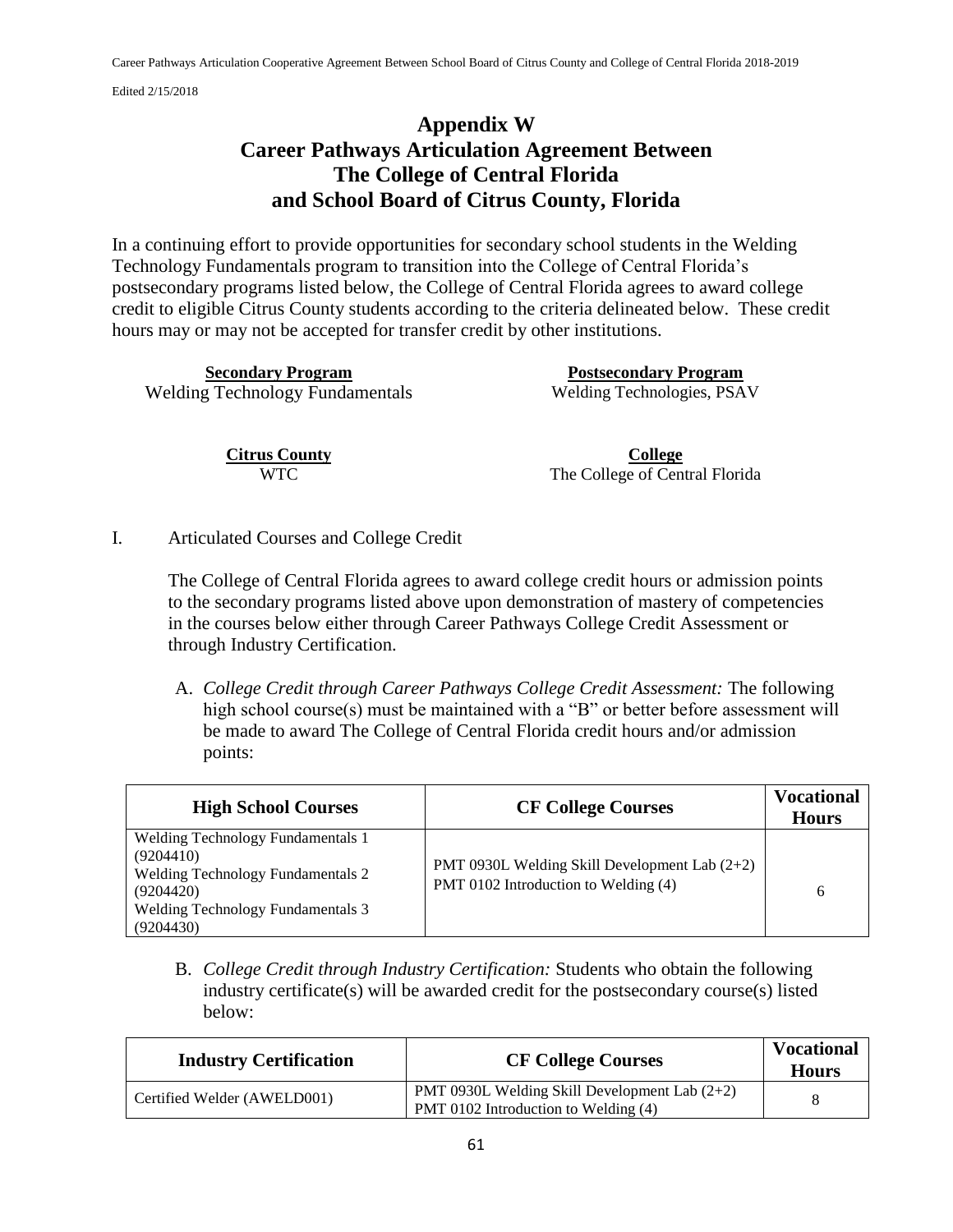# Appendix W
# Career Pathways Articulation Agreement Between The College of Central Florida and School Board of Citrus County, Florida

In a continuing effort to provide opportunities for secondary school students in the Welding Technology Fundamentals program to transition into the College of Central Florida's postsecondary programs listed below, the College of Central Florida agrees to award college credit to eligible Citrus County students according to the criteria delineated below. These credit hours may or may not be accepted for transfer credit by other institutions.

| **Secondary Program** | **Postsecondary Program** |
|---|---|
| Welding Technology Fundamentals | Welding Technologies, PSAV |

| **Citrus County** | **College** |
|---|---|
| WTC | The College of Central Florida |

I. Articulated Courses and College Credit

The College of Central Florida agrees to award college credit hours or admission points to the secondary programs listed above upon demonstration of mastery of competencies in the courses below either through Career Pathways College Credit Assessment or through Industry Certification.

A. *College Credit through Career Pathways College Credit Assessment:* The following high school course(s) must be maintained with a "B" or better before assessment will be made to award The College of Central Florida credit hours and/or admission points:

| High School Courses | CF College Courses | Vocational Hours |
|---|---|---|
| Welding Technology Fundamentals 1 (9204410)<br>Welding Technology Fundamentals 2 (9204420)<br>Welding Technology Fundamentals 3 (9204430) | PMT 0930L Welding Skill Development Lab (2+2)<br>PMT 0102 Introduction to Welding (4) | 6 |

B. *College Credit through Industry Certification:* Students who obtain the following industry certificate(s) will be awarded credit for the postsecondary course(s) listed below:

| Industry Certification | CF College Courses | Vocational Hours |
|---|---|---|
| Certified Welder (AWELD001) | PMT 0930L Welding Skill Development Lab (2+2)<br>PMT 0102 Introduction to Welding (4) | 8 |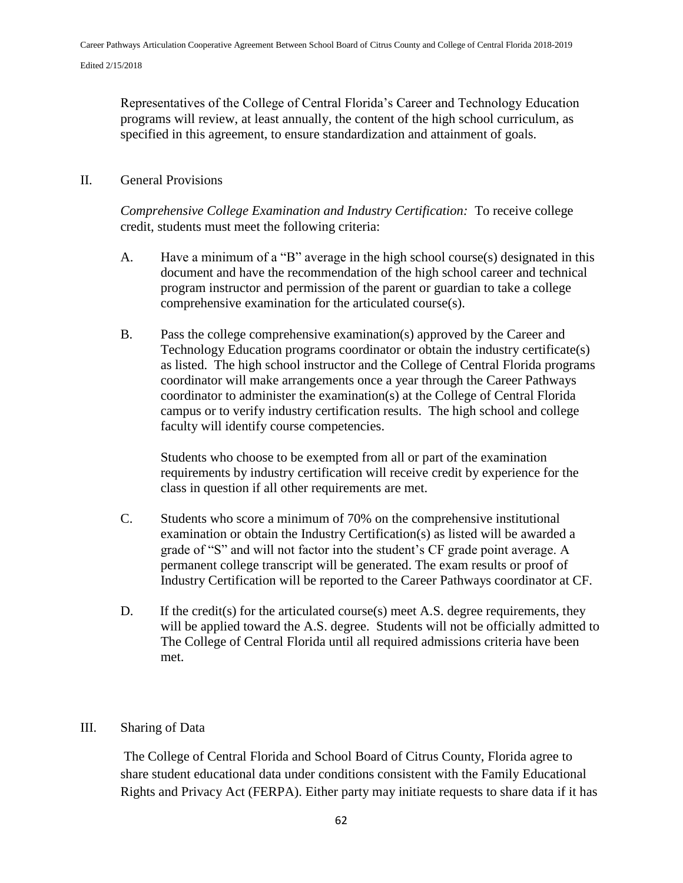Representatives of the College of Central Florida's Career and Technology Education programs will review, at least annually, the content of the high school curriculum, as specified in this agreement, to ensure standardization and attainment of goals.

## II. General Provisions

*Comprehensive College Examination and Industry Certification:* To receive college credit, students must meet the following criteria:

A. Have a minimum of a "B" average in the high school course(s) designated in this document and have the recommendation of the high school career and technical program instructor and permission of the parent or guardian to take a college comprehensive examination for the articulated course(s).

B. Pass the college comprehensive examination(s) approved by the Career and Technology Education programs coordinator or obtain the industry certificate(s) as listed. The high school instructor and the College of Central Florida programs coordinator will make arrangements once a year through the Career Pathways coordinator to administer the examination(s) at the College of Central Florida campus or to verify industry certification results. The high school and college faculty will identify course competencies.

   Students who choose to be exempted from all or part of the examination requirements by industry certification will receive credit by experience for the class in question if all other requirements are met.

C. Students who score a minimum of 70% on the comprehensive institutional examination or obtain the Industry Certification(s) as listed will be awarded a grade of "S" and will not factor into the student's CF grade point average. A permanent college transcript will be generated. The exam results or proof of Industry Certification will be reported to the Career Pathways coordinator at CF.

D. If the credit(s) for the articulated course(s) meet A.S. degree requirements, they will be applied toward the A.S. degree. Students will not be officially admitted to The College of Central Florida until all required admissions criteria have been met.

## III. Sharing of Data

The College of Central Florida and School Board of Citrus County, Florida agree to share student educational data under conditions consistent with the Family Educational Rights and Privacy Act (FERPA). Either party may initiate requests to share data if it has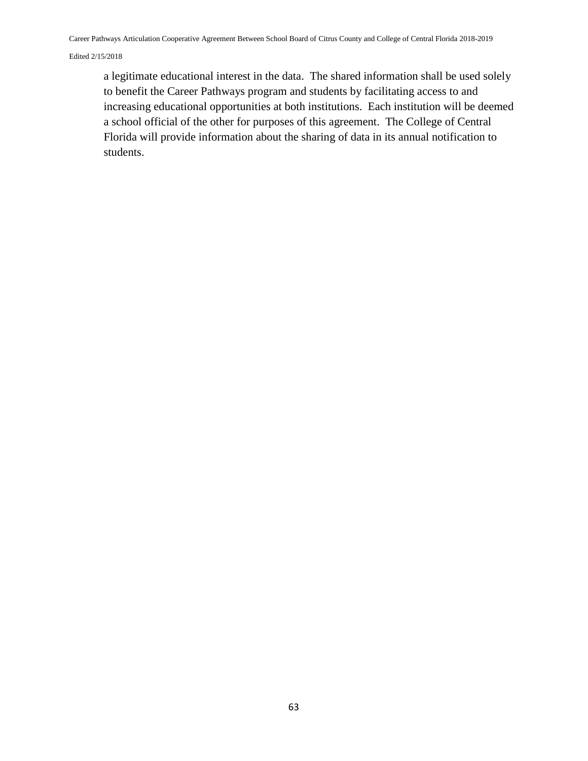a legitimate educational interest in the data. The shared information shall be used solely to benefit the Career Pathways program and students by facilitating access to and increasing educational opportunities at both institutions. Each institution will be deemed a school official of the other for purposes of this agreement. The College of Central Florida will provide information about the sharing of data in its annual notification to students.